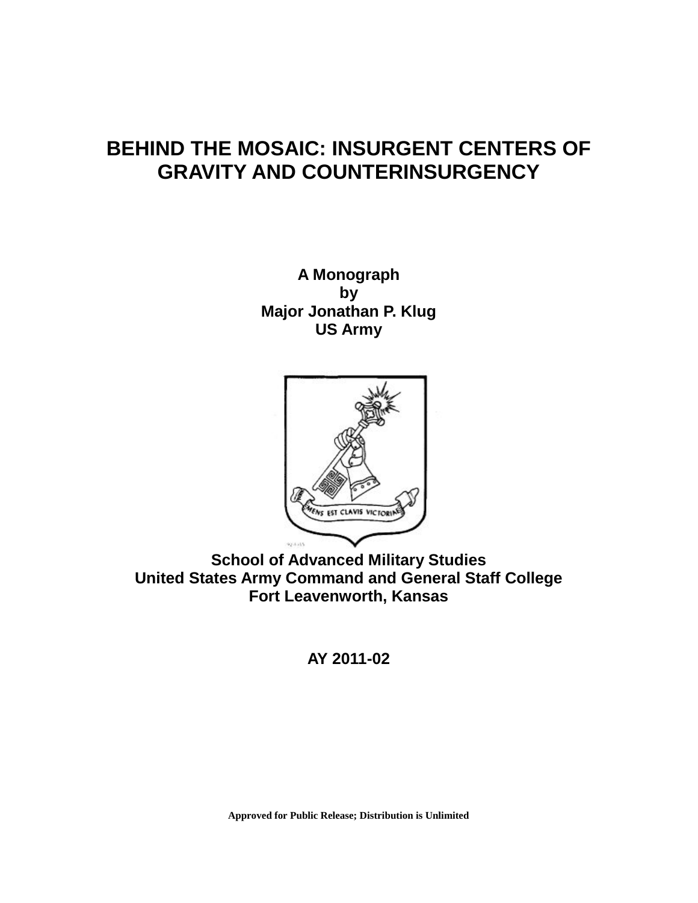# BEHIND THE MOSAIC: INSURGENT CENTERS OF GRAVITY AND COUNTERINSURGENCY

**A Monograph**
**by**
**Major Jonathan P. Klug**
**US Army**

**School of Advanced Military Studies**
**United States Army Command and General Staff College**
**Fort Leavenworth, Kansas**

**AY 2011-02**

**Approved for Public Release; Distribution is Unlimited**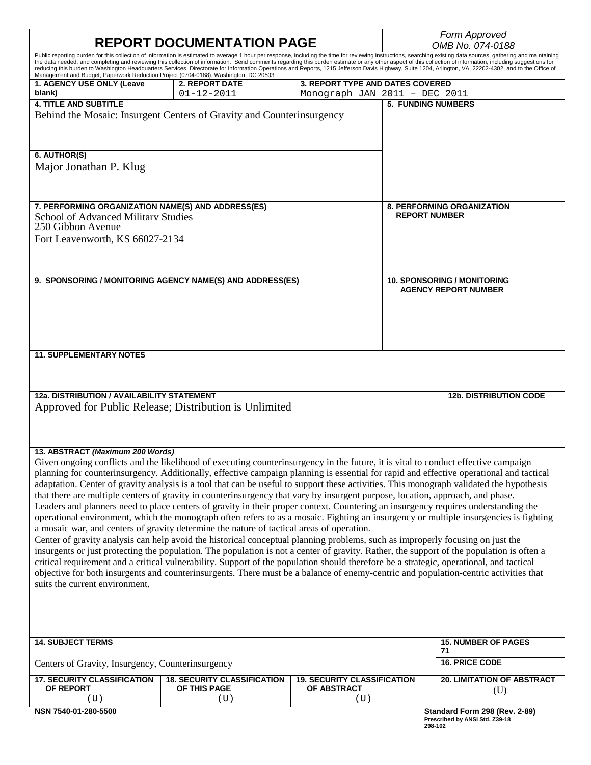# REPORT DOCUMENTATION PAGE

*Form Approved*
*OMB No. 074-0188*

Public reporting burden for this collection of information is estimated to average 1 hour per response, including the time for reviewing instructions, searching existing data sources, gathering and maintaining the data needed, and completing and reviewing this collection of information. Send comments regarding this burden estimate or any other aspect of this collection of information, including suggestions for reducing this burden to Washington Headquarters Services, Directorate for Information Operations and Reports, 1215 Jefferson Davis Highway, Suite 1204, Arlington, VA 22202-4302, and to the Office of Management and Budget, Paperwork Reduction Project (0704-0188), Washington, DC 20503

| 1. AGENCY USE ONLY (Leave blank) | 2. REPORT DATE | 3. REPORT TYPE AND DATES COVERED |
|---|---|---|
| | 01-12-2011 | Monograph JAN 2011 – DEC 2011 |

**4. TITLE AND SUBTITLE**
Behind the Mosaic: Insurgent Centers of Gravity and Counterinsurgency

**5. FUNDING NUMBERS**

**6. AUTHOR(S)**
Major Jonathan P. Klug

**7. PERFORMING ORGANIZATION NAME(S) AND ADDRESS(ES)**
School of Advanced Military Studies
250 Gibbon Avenue
Fort Leavenworth, KS 66027-2134

**8. PERFORMING ORGANIZATION REPORT NUMBER**

**9. SPONSORING / MONITORING AGENCY NAME(S) AND ADDRESS(ES)**

**10. SPONSORING / MONITORING AGENCY REPORT NUMBER**

**11. SUPPLEMENTARY NOTES**

**12a. DISTRIBUTION / AVAILABILITY STATEMENT**
Approved for Public Release; Distribution is Unlimited

**12b. DISTRIBUTION CODE**

**13. ABSTRACT** *(Maximum 200 Words)*

Given ongoing conflicts and the likelihood of executing counterinsurgency in the future, it is vital to conduct effective campaign planning for counterinsurgency. Additionally, effective campaign planning is essential for rapid and effective operational and tactical adaptation. Center of gravity analysis is a tool that can be useful to support these activities. This monograph validated the hypothesis that there are multiple centers of gravity in counterinsurgency that vary by insurgent purpose, location, approach, and phase. Leaders and planners need to place centers of gravity in their proper context. Countering an insurgency requires understanding the operational environment, which the monograph often refers to as a mosaic. Fighting an insurgency or multiple insurgencies is fighting a mosaic war, and centers of gravity determine the nature of tactical areas of operation.

Center of gravity analysis can help avoid the historical conceptual planning problems, such as improperly focusing on just the insurgents or just protecting the population. The population is not a center of gravity. Rather, the support of the population is often a critical requirement and a critical vulnerability. Support of the population should therefore be a strategic, operational, and tactical objective for both insurgents and counterinsurgents. There must be a balance of enemy-centric and population-centric activities that suits the current environment.

**14. SUBJECT TERMS**
Centers of Gravity, Insurgency, Counterinsurgency

**15. NUMBER OF PAGES**
71

**16. PRICE CODE**

| 17. SECURITY CLASSIFICATION OF REPORT | 18. SECURITY CLASSIFICATION OF THIS PAGE | 19. SECURITY CLASSIFICATION OF ABSTRACT | 20. LIMITATION OF ABSTRACT |
|---|---|---|---|
| (U) | (U) | (U) | (U) |

NSN 7540-01-280-5500

Standard Form 298 (Rev. 2-89)
Prescribed by ANSI Std. Z39-18
298-102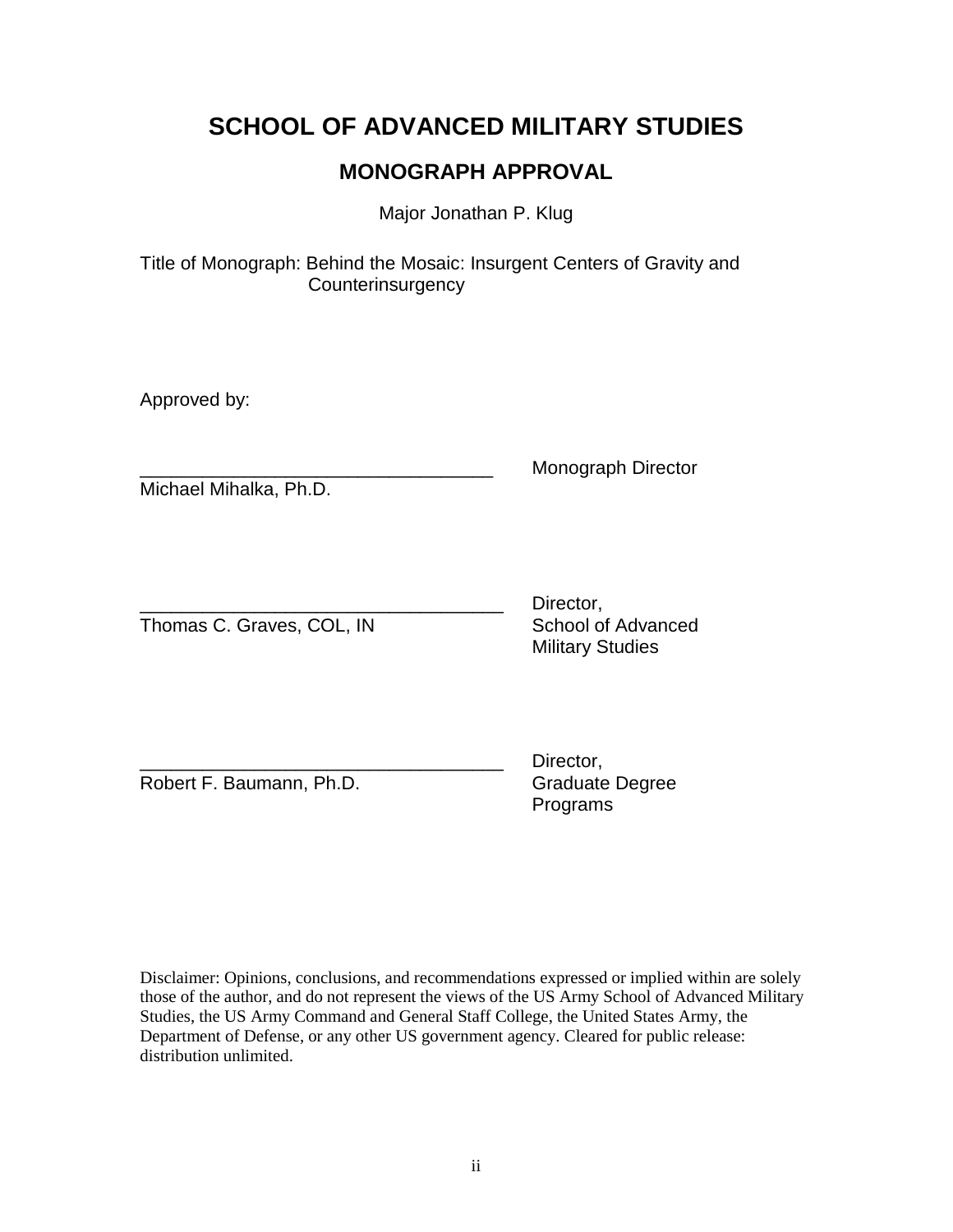# SCHOOL OF ADVANCED MILITARY STUDIES

## MONOGRAPH APPROVAL

Major Jonathan P. Klug

Title of Monograph: Behind the Mosaic: Insurgent Centers of Gravity and Counterinsurgency

Approved by:

__________________________________ Monograph Director
Michael Mihalka, Ph.D.

__________________________________ Director,
Thomas C. Graves, COL, IN School of Advanced Military Studies

__________________________________ Director,
Robert F. Baumann, Ph.D. Graduate Degree Programs

Disclaimer: Opinions, conclusions, and recommendations expressed or implied within are solely those of the author, and do not represent the views of the US Army School of Advanced Military Studies, the US Army Command and General Staff College, the United States Army, the Department of Defense, or any other US government agency. Cleared for public release: distribution unlimited.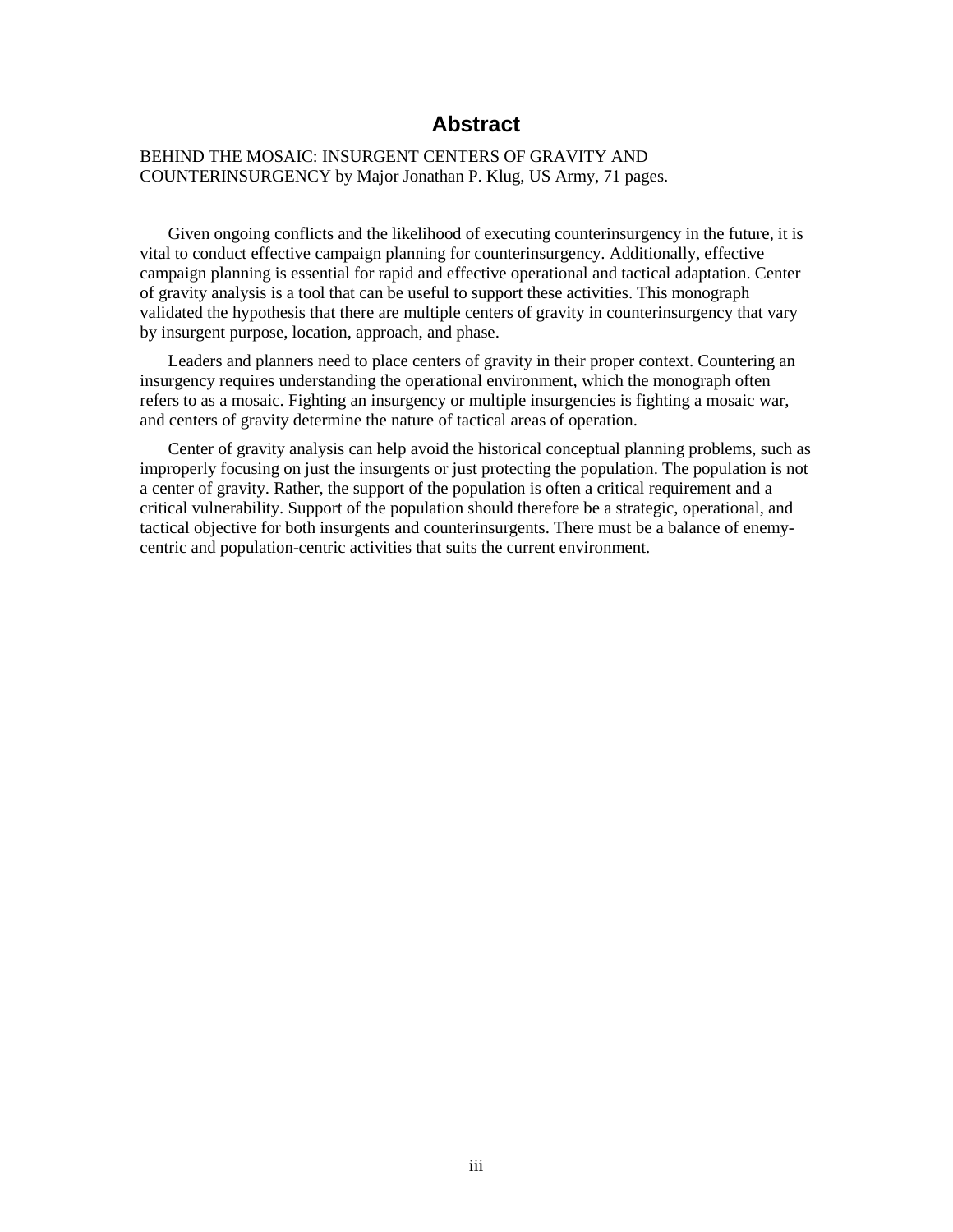# Abstract

BEHIND THE MOSAIC: INSURGENT CENTERS OF GRAVITY AND COUNTERINSURGENCY by Major Jonathan P. Klug, US Army, 71 pages.

Given ongoing conflicts and the likelihood of executing counterinsurgency in the future, it is vital to conduct effective campaign planning for counterinsurgency. Additionally, effective campaign planning is essential for rapid and effective operational and tactical adaptation. Center of gravity analysis is a tool that can be useful to support these activities. This monograph validated the hypothesis that there are multiple centers of gravity in counterinsurgency that vary by insurgent purpose, location, approach, and phase.

Leaders and planners need to place centers of gravity in their proper context. Countering an insurgency requires understanding the operational environment, which the monograph often refers to as a mosaic. Fighting an insurgency or multiple insurgencies is fighting a mosaic war, and centers of gravity determine the nature of tactical areas of operation.

Center of gravity analysis can help avoid the historical conceptual planning problems, such as improperly focusing on just the insurgents or just protecting the population. The population is not a center of gravity. Rather, the support of the population is often a critical requirement and a critical vulnerability. Support of the population should therefore be a strategic, operational, and tactical objective for both insurgents and counterinsurgents. There must be a balance of enemy-centric and population-centric activities that suits the current environment.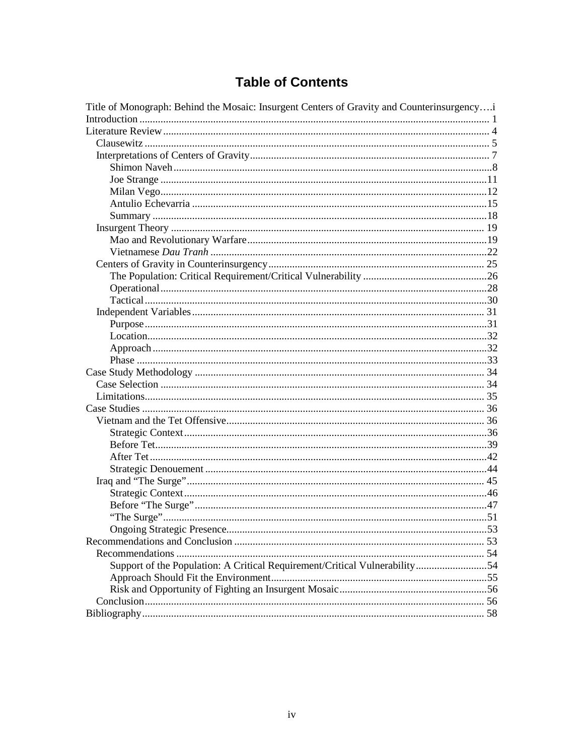# Table of Contents

Title of Monograph: Behind the Mosaic: Insurgent Centers of Gravity and Counterinsurgency....i

Introduction ..... 1

Literature Review ..... 4

- Clausewitz ..... 5
- Interpretations of Centers of Gravity ..... 7
  - Shimon Naveh ..... 8
  - Joe Strange ..... 11
  - Milan Vego ..... 12
  - Antulio Echevarria ..... 15
  - Summary ..... 18
- Insurgent Theory ..... 19
  - Mao and Revolutionary Warfare ..... 19
  - Vietnamese *Dau Tranh* ..... 22
- Centers of Gravity in Counterinsurgency ..... 25
  - The Population: Critical Requirement/Critical Vulnerability ..... 26
  - Operational ..... 28
  - Tactical ..... 30
- Independent Variables ..... 31
  - Purpose ..... 31
  - Location ..... 32
  - Approach ..... 32
  - Phase ..... 33

Case Study Methodology ..... 34

- Case Selection ..... 34
- Limitations ..... 35

Case Studies ..... 36

- Vietnam and the Tet Offensive ..... 36
  - Strategic Context ..... 36
  - Before Tet ..... 39
  - After Tet ..... 42
  - Strategic Denouement ..... 44
- Iraq and "The Surge" ..... 45
  - Strategic Context ..... 46
  - Before "The Surge" ..... 47
  - "The Surge" ..... 51
  - Ongoing Strategic Presence ..... 53

Recommendations and Conclusion ..... 53

- Recommendations ..... 54
  - Support of the Population: A Critical Requirement/Critical Vulnerability ..... 54
  - Approach Should Fit the Environment ..... 55
  - Risk and Opportunity of Fighting an Insurgent Mosaic ..... 56
- Conclusion ..... 56

Bibliography ..... 58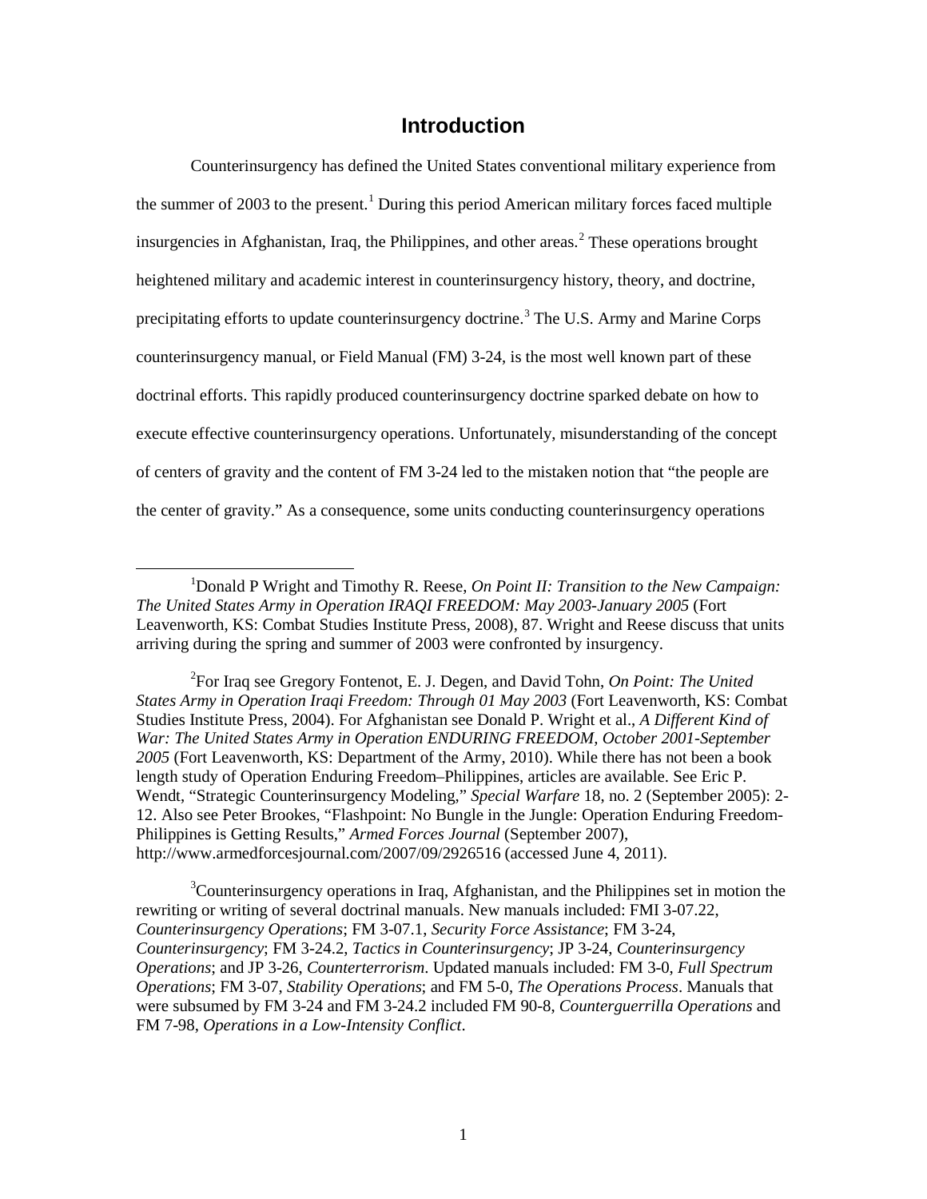# Introduction

Counterinsurgency has defined the United States conventional military experience from the summer of 2003 to the present.[1] During this period American military forces faced multiple insurgencies in Afghanistan, Iraq, the Philippines, and other areas.[2] These operations brought heightened military and academic interest in counterinsurgency history, theory, and doctrine, precipitating efforts to update counterinsurgency doctrine.[3] The U.S. Army and Marine Corps counterinsurgency manual, or Field Manual (FM) 3-24, is the most well known part of these doctrinal efforts. This rapidly produced counterinsurgency doctrine sparked debate on how to execute effective counterinsurgency operations. Unfortunately, misunderstanding of the concept of centers of gravity and the content of FM 3-24 led to the mistaken notion that "the people are the center of gravity." As a consequence, some units conducting counterinsurgency operations

---

[1]Donald P Wright and Timothy R. Reese, *On Point II: Transition to the New Campaign: The United States Army in Operation IRAQI FREEDOM: May 2003-January 2005* (Fort Leavenworth, KS: Combat Studies Institute Press, 2008), 87. Wright and Reese discuss that units arriving during the spring and summer of 2003 were confronted by insurgency.

[2]For Iraq see Gregory Fontenot, E. J. Degen, and David Tohn, *On Point: The United States Army in Operation Iraqi Freedom: Through 01 May 2003* (Fort Leavenworth, KS: Combat Studies Institute Press, 2004). For Afghanistan see Donald P. Wright et al., *A Different Kind of War: The United States Army in Operation ENDURING FREEDOM, October 2001-September 2005* (Fort Leavenworth, KS: Department of the Army, 2010). While there has not been a book length study of Operation Enduring Freedom–Philippines, articles are available. See Eric P. Wendt, "Strategic Counterinsurgency Modeling," *Special Warfare* 18, no. 2 (September 2005): 2-12. Also see Peter Brookes, "Flashpoint: No Bungle in the Jungle: Operation Enduring Freedom-Philippines is Getting Results," *Armed Forces Journal* (September 2007), http://www.armedforcesjournal.com/2007/09/2926516 (accessed June 4, 2011).

[3]Counterinsurgency operations in Iraq, Afghanistan, and the Philippines set in motion the rewriting or writing of several doctrinal manuals. New manuals included: FMI 3-07.22, *Counterinsurgency Operations*; FM 3-07.1, *Security Force Assistance*; FM 3-24, *Counterinsurgency*; FM 3-24.2, *Tactics in Counterinsurgency*; JP 3-24, *Counterinsurgency Operations*; and JP 3-26, *Counterterrorism*. Updated manuals included: FM 3-0, *Full Spectrum Operations*; FM 3-07, *Stability Operations*; and FM 5-0, *The Operations Process*. Manuals that were subsumed by FM 3-24 and FM 3-24.2 included FM 90-8, *Counterguerrilla Operations* and FM 7-98, *Operations in a Low-Intensity Conflict*.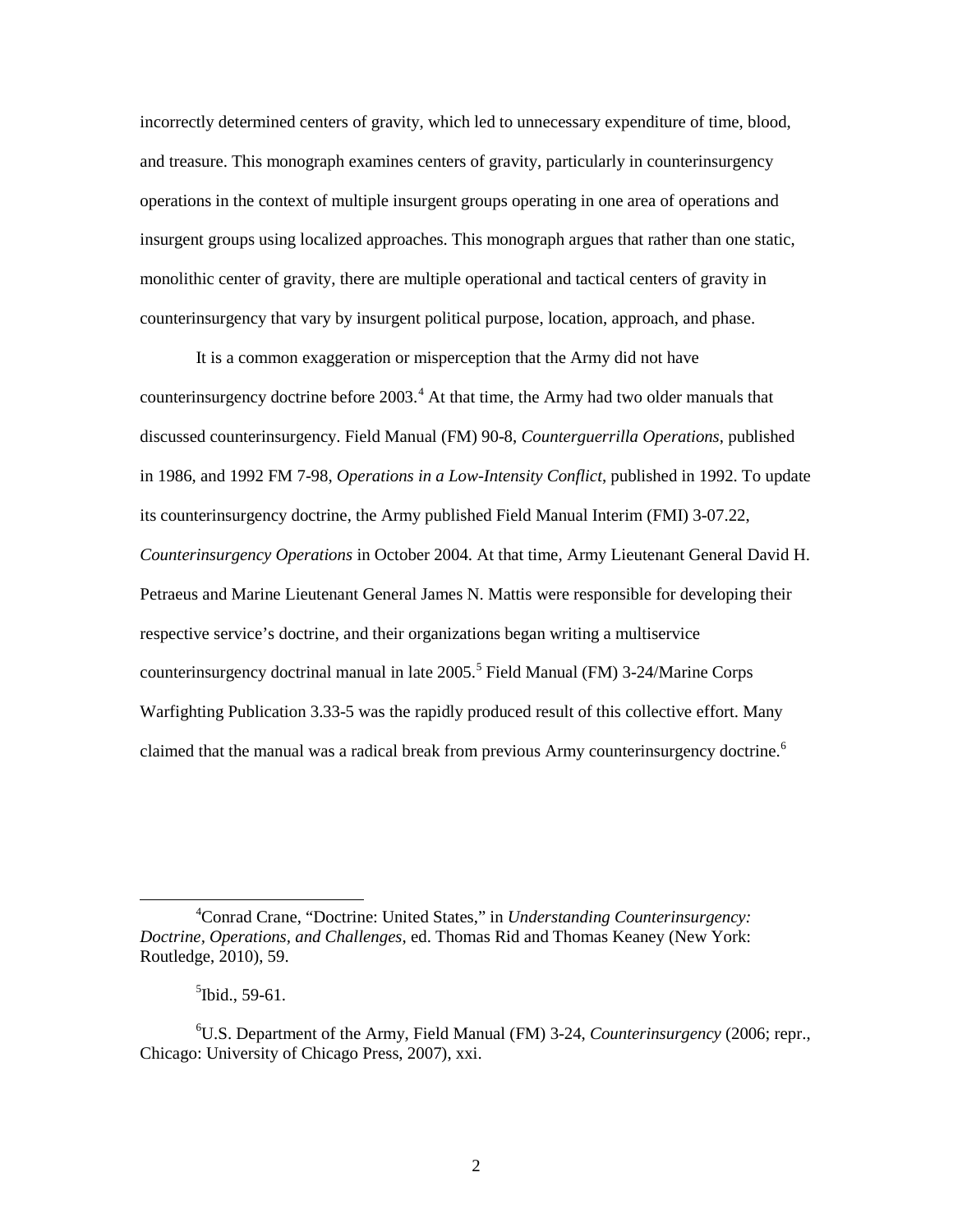incorrectly determined centers of gravity, which led to unnecessary expenditure of time, blood, and treasure. This monograph examines centers of gravity, particularly in counterinsurgency operations in the context of multiple insurgent groups operating in one area of operations and insurgent groups using localized approaches. This monograph argues that rather than one static, monolithic center of gravity, there are multiple operational and tactical centers of gravity in counterinsurgency that vary by insurgent political purpose, location, approach, and phase.

It is a common exaggeration or misperception that the Army did not have counterinsurgency doctrine before 2003.[4] At that time, the Army had two older manuals that discussed counterinsurgency. Field Manual (FM) 90-8, *Counterguerrilla Operations*, published in 1986, and 1992 FM 7-98, *Operations in a Low-Intensity Conflict*, published in 1992. To update its counterinsurgency doctrine, the Army published Field Manual Interim (FMI) 3-07.22, *Counterinsurgency Operations* in October 2004. At that time, Army Lieutenant General David H. Petraeus and Marine Lieutenant General James N. Mattis were responsible for developing their respective service's doctrine, and their organizations began writing a multiservice counterinsurgency doctrinal manual in late 2005.[5] Field Manual (FM) 3-24/Marine Corps Warfighting Publication 3.33-5 was the rapidly produced result of this collective effort. Many claimed that the manual was a radical break from previous Army counterinsurgency doctrine.[6]

---

[4] Conrad Crane, "Doctrine: United States," in *Understanding Counterinsurgency: Doctrine, Operations, and Challenges*, ed. Thomas Rid and Thomas Keaney (New York: Routledge, 2010), 59.

[5] Ibid., 59-61.

[6] U.S. Department of the Army, Field Manual (FM) 3-24, *Counterinsurgency* (2006; repr., Chicago: University of Chicago Press, 2007), xxi.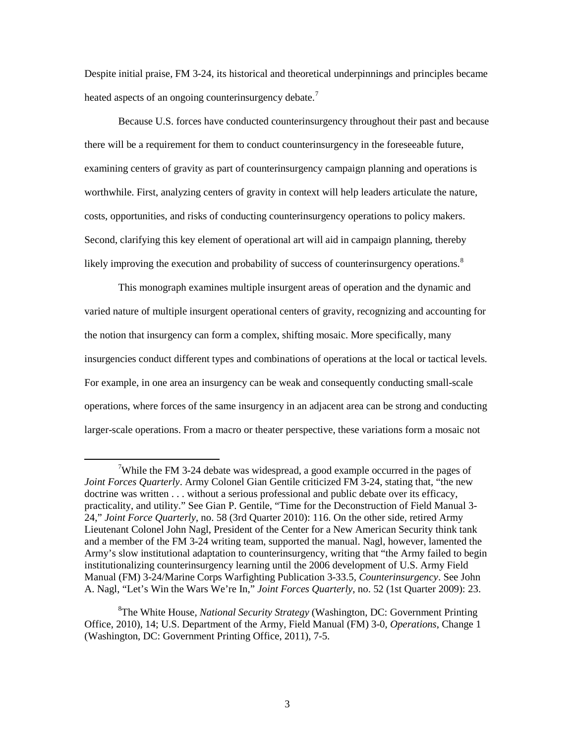Despite initial praise, FM 3-24, its historical and theoretical underpinnings and principles became heated aspects of an ongoing counterinsurgency debate.[7]

Because U.S. forces have conducted counterinsurgency throughout their past and because there will be a requirement for them to conduct counterinsurgency in the foreseeable future, examining centers of gravity as part of counterinsurgency campaign planning and operations is worthwhile. First, analyzing centers of gravity in context will help leaders articulate the nature, costs, opportunities, and risks of conducting counterinsurgency operations to policy makers. Second, clarifying this key element of operational art will aid in campaign planning, thereby likely improving the execution and probability of success of counterinsurgency operations.[8]

This monograph examines multiple insurgent areas of operation and the dynamic and varied nature of multiple insurgent operational centers of gravity, recognizing and accounting for the notion that insurgency can form a complex, shifting mosaic. More specifically, many insurgencies conduct different types and combinations of operations at the local or tactical levels. For example, in one area an insurgency can be weak and consequently conducting small-scale operations, where forces of the same insurgency in an adjacent area can be strong and conducting larger-scale operations. From a macro or theater perspective, these variations form a mosaic not

---

[7]While the FM 3-24 debate was widespread, a good example occurred in the pages of *Joint Forces Quarterly*. Army Colonel Gian Gentile criticized FM 3-24, stating that, "the new doctrine was written . . . without a serious professional and public debate over its efficacy, practicality, and utility." See Gian P. Gentile, "Time for the Deconstruction of Field Manual 3-24," *Joint Force Quarterly*, no. 58 (3rd Quarter 2010): 116. On the other side, retired Army Lieutenant Colonel John Nagl, President of the Center for a New American Security think tank and a member of the FM 3-24 writing team, supported the manual. Nagl, however, lamented the Army's slow institutional adaptation to counterinsurgency, writing that "the Army failed to begin institutionalizing counterinsurgency learning until the 2006 development of U.S. Army Field Manual (FM) 3-24/Marine Corps Warfighting Publication 3-33.5, *Counterinsurgency*. See John A. Nagl, "Let's Win the Wars We're In," *Joint Forces Quarterly*, no. 52 (1st Quarter 2009): 23.

[8]The White House, *National Security Strategy* (Washington, DC: Government Printing Office, 2010), 14; U.S. Department of the Army, Field Manual (FM) 3-0, *Operations*, Change 1 (Washington, DC: Government Printing Office, 2011), 7-5.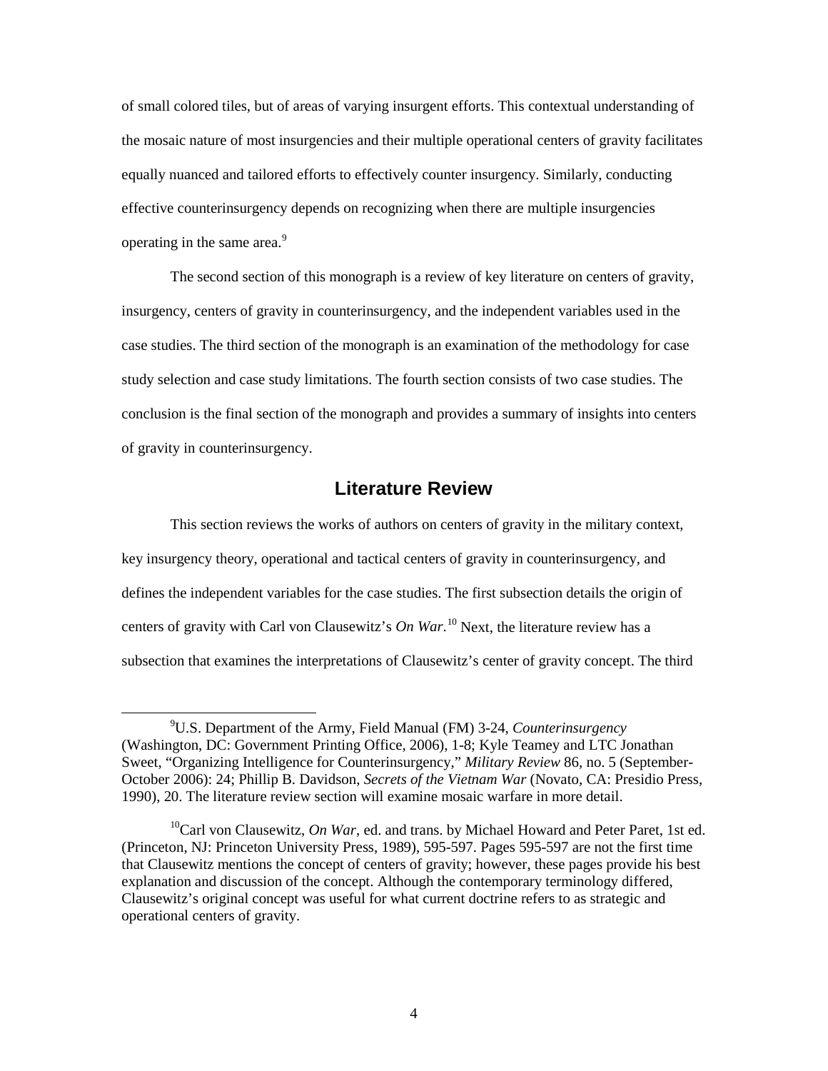of small colored tiles, but of areas of varying insurgent efforts. This contextual understanding of the mosaic nature of most insurgencies and their multiple operational centers of gravity facilitates equally nuanced and tailored efforts to effectively counter insurgency. Similarly, conducting effective counterinsurgency depends on recognizing when there are multiple insurgencies operating in the same area.[9]

The second section of this monograph is a review of key literature on centers of gravity, insurgency, centers of gravity in counterinsurgency, and the independent variables used in the case studies. The third section of the monograph is an examination of the methodology for case study selection and case study limitations. The fourth section consists of two case studies. The conclusion is the final section of the monograph and provides a summary of insights into centers of gravity in counterinsurgency.

## Literature Review

This section reviews the works of authors on centers of gravity in the military context, key insurgency theory, operational and tactical centers of gravity in counterinsurgency, and defines the independent variables for the case studies. The first subsection details the origin of centers of gravity with Carl von Clausewitz's *On War*.[10] Next, the literature review has a subsection that examines the interpretations of Clausewitz's center of gravity concept. The third

---

[9] U.S. Department of the Army, Field Manual (FM) 3-24, *Counterinsurgency* (Washington, DC: Government Printing Office, 2006), 1-8; Kyle Teamey and LTC Jonathan Sweet, "Organizing Intelligence for Counterinsurgency," *Military Review* 86, no. 5 (September-October 2006): 24; Phillip B. Davidson, *Secrets of the Vietnam War* (Novato, CA: Presidio Press, 1990), 20. The literature review section will examine mosaic warfare in more detail.

[10] Carl von Clausewitz, *On War*, ed. and trans. by Michael Howard and Peter Paret, 1st ed. (Princeton, NJ: Princeton University Press, 1989), 595-597. Pages 595-597 are not the first time that Clausewitz mentions the concept of centers of gravity; however, these pages provide his best explanation and discussion of the concept. Although the contemporary terminology differed, Clausewitz's original concept was useful for what current doctrine refers to as strategic and operational centers of gravity.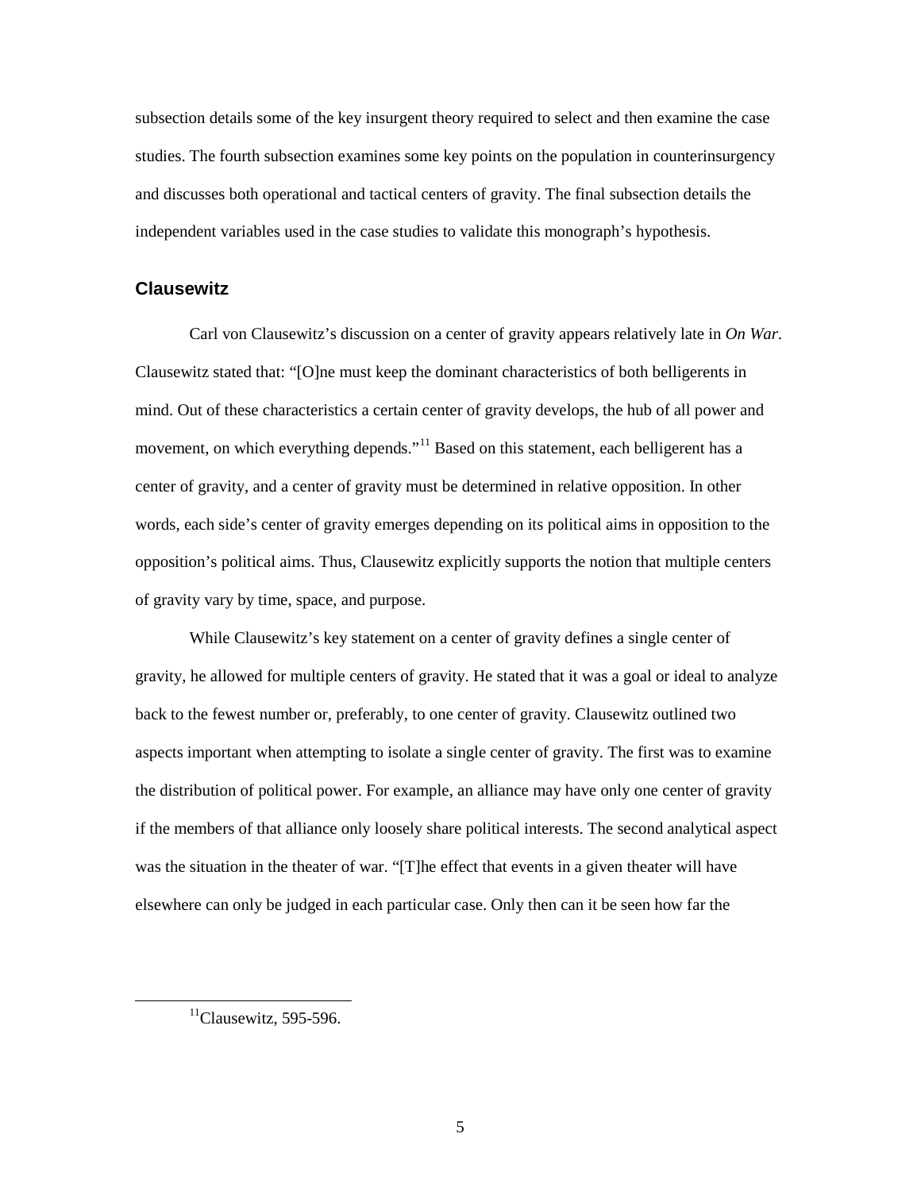subsection details some of the key insurgent theory required to select and then examine the case studies. The fourth subsection examines some key points on the population in counterinsurgency and discusses both operational and tactical centers of gravity. The final subsection details the independent variables used in the case studies to validate this monograph's hypothesis.

### Clausewitz

Carl von Clausewitz's discussion on a center of gravity appears relatively late in *On War*. Clausewitz stated that: "[O]ne must keep the dominant characteristics of both belligerents in mind. Out of these characteristics a certain center of gravity develops, the hub of all power and movement, on which everything depends."[11] Based on this statement, each belligerent has a center of gravity, and a center of gravity must be determined in relative opposition. In other words, each side's center of gravity emerges depending on its political aims in opposition to the opposition's political aims. Thus, Clausewitz explicitly supports the notion that multiple centers of gravity vary by time, space, and purpose.

While Clausewitz's key statement on a center of gravity defines a single center of gravity, he allowed for multiple centers of gravity. He stated that it was a goal or ideal to analyze back to the fewest number or, preferably, to one center of gravity. Clausewitz outlined two aspects important when attempting to isolate a single center of gravity. The first was to examine the distribution of political power. For example, an alliance may have only one center of gravity if the members of that alliance only loosely share political interests. The second analytical aspect was the situation in the theater of war. "[T]he effect that events in a given theater will have elsewhere can only be judged in each particular case. Only then can it be seen how far the

[11] Clausewitz, 595-596.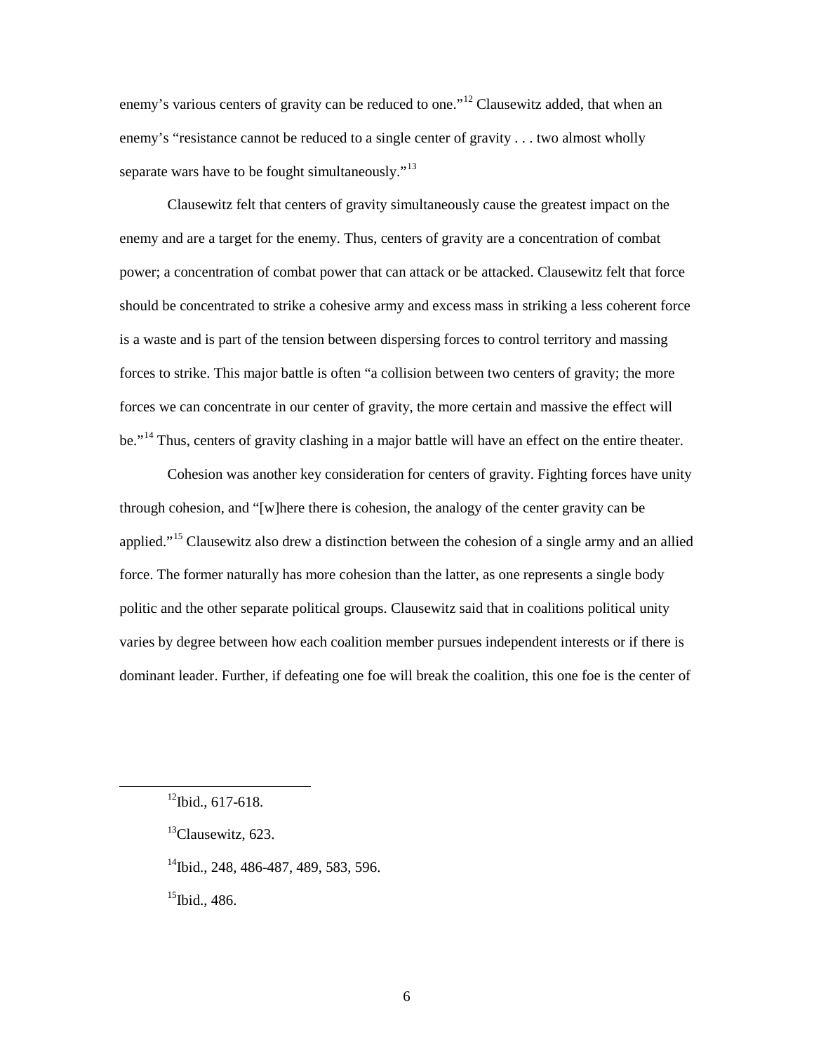enemy's various centers of gravity can be reduced to one."[12] Clausewitz added, that when an enemy's "resistance cannot be reduced to a single center of gravity . . . two almost wholly separate wars have to be fought simultaneously."[13]

Clausewitz felt that centers of gravity simultaneously cause the greatest impact on the enemy and are a target for the enemy. Thus, centers of gravity are a concentration of combat power; a concentration of combat power that can attack or be attacked. Clausewitz felt that force should be concentrated to strike a cohesive army and excess mass in striking a less coherent force is a waste and is part of the tension between dispersing forces to control territory and massing forces to strike. This major battle is often "a collision between two centers of gravity; the more forces we can concentrate in our center of gravity, the more certain and massive the effect will be."[14] Thus, centers of gravity clashing in a major battle will have an effect on the entire theater.

Cohesion was another key consideration for centers of gravity. Fighting forces have unity through cohesion, and "[w]here there is cohesion, the analogy of the center gravity can be applied."[15] Clausewitz also drew a distinction between the cohesion of a single army and an allied force. The former naturally has more cohesion than the latter, as one represents a single body politic and the other separate political groups. Clausewitz said that in coalitions political unity varies by degree between how each coalition member pursues independent interests or if there is dominant leader. Further, if defeating one foe will break the coalition, this one foe is the center of

---

[12]Ibid., 617-618.

[13]Clausewitz, 623.

[14]Ibid., 248, 486-487, 489, 583, 596.

[15]Ibid., 486.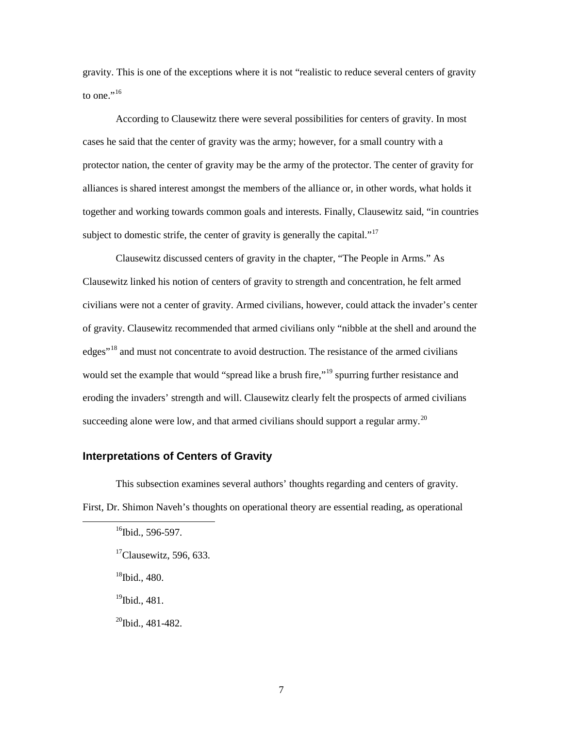gravity. This is one of the exceptions where it is not "realistic to reduce several centers of gravity to one."[16]

According to Clausewitz there were several possibilities for centers of gravity. In most cases he said that the center of gravity was the army; however, for a small country with a protector nation, the center of gravity may be the army of the protector. The center of gravity for alliances is shared interest amongst the members of the alliance or, in other words, what holds it together and working towards common goals and interests. Finally, Clausewitz said, "in countries subject to domestic strife, the center of gravity is generally the capital."[17]

Clausewitz discussed centers of gravity in the chapter, "The People in Arms." As Clausewitz linked his notion of centers of gravity to strength and concentration, he felt armed civilians were not a center of gravity. Armed civilians, however, could attack the invader's center of gravity. Clausewitz recommended that armed civilians only "nibble at the shell and around the edges"[18] and must not concentrate to avoid destruction. The resistance of the armed civilians would set the example that would "spread like a brush fire,"[19] spurring further resistance and eroding the invaders' strength and will. Clausewitz clearly felt the prospects of armed civilians succeeding alone were low, and that armed civilians should support a regular army.[20]

### Interpretations of Centers of Gravity

This subsection examines several authors' thoughts regarding and centers of gravity. First, Dr. Shimon Naveh's thoughts on operational theory are essential reading, as operational

---

[16] Ibid., 596-597.

[17] Clausewitz, 596, 633.

[18] Ibid., 480.

[19] Ibid., 481.

[20] Ibid., 481-482.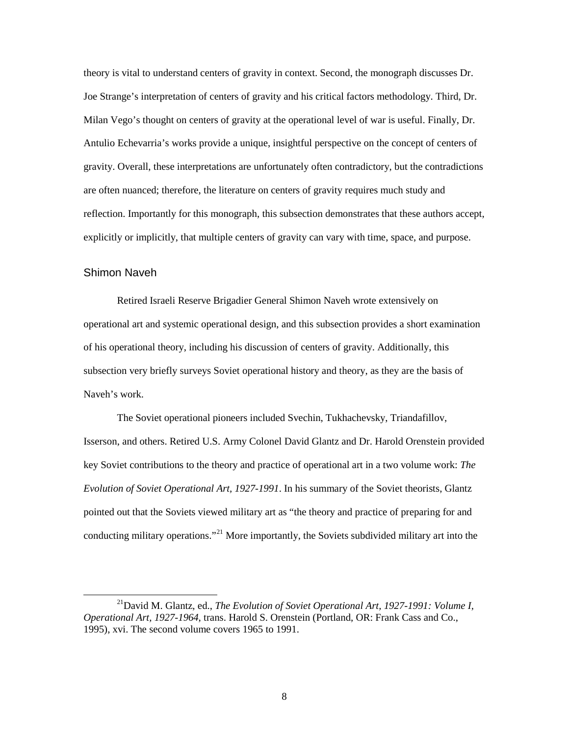theory is vital to understand centers of gravity in context. Second, the monograph discusses Dr. Joe Strange's interpretation of centers of gravity and his critical factors methodology. Third, Dr. Milan Vego's thought on centers of gravity at the operational level of war is useful. Finally, Dr. Antulio Echevarria's works provide a unique, insightful perspective on the concept of centers of gravity. Overall, these interpretations are unfortunately often contradictory, but the contradictions are often nuanced; therefore, the literature on centers of gravity requires much study and reflection. Importantly for this monograph, this subsection demonstrates that these authors accept, explicitly or implicitly, that multiple centers of gravity can vary with time, space, and purpose.

### Shimon Naveh

Retired Israeli Reserve Brigadier General Shimon Naveh wrote extensively on operational art and systemic operational design, and this subsection provides a short examination of his operational theory, including his discussion of centers of gravity. Additionally, this subsection very briefly surveys Soviet operational history and theory, as they are the basis of Naveh's work.

The Soviet operational pioneers included Svechin, Tukhachevsky, Triandafillov, Isserson, and others. Retired U.S. Army Colonel David Glantz and Dr. Harold Orenstein provided key Soviet contributions to the theory and practice of operational art in a two volume work: *The Evolution of Soviet Operational Art, 1927-1991*. In his summary of the Soviet theorists, Glantz pointed out that the Soviets viewed military art as "the theory and practice of preparing for and conducting military operations."[21] More importantly, the Soviets subdivided military art into the

[21] David M. Glantz, ed., *The Evolution of Soviet Operational Art, 1927-1991: Volume I, Operational Art, 1927-1964*, trans. Harold S. Orenstein (Portland, OR: Frank Cass and Co., 1995), xvi. The second volume covers 1965 to 1991.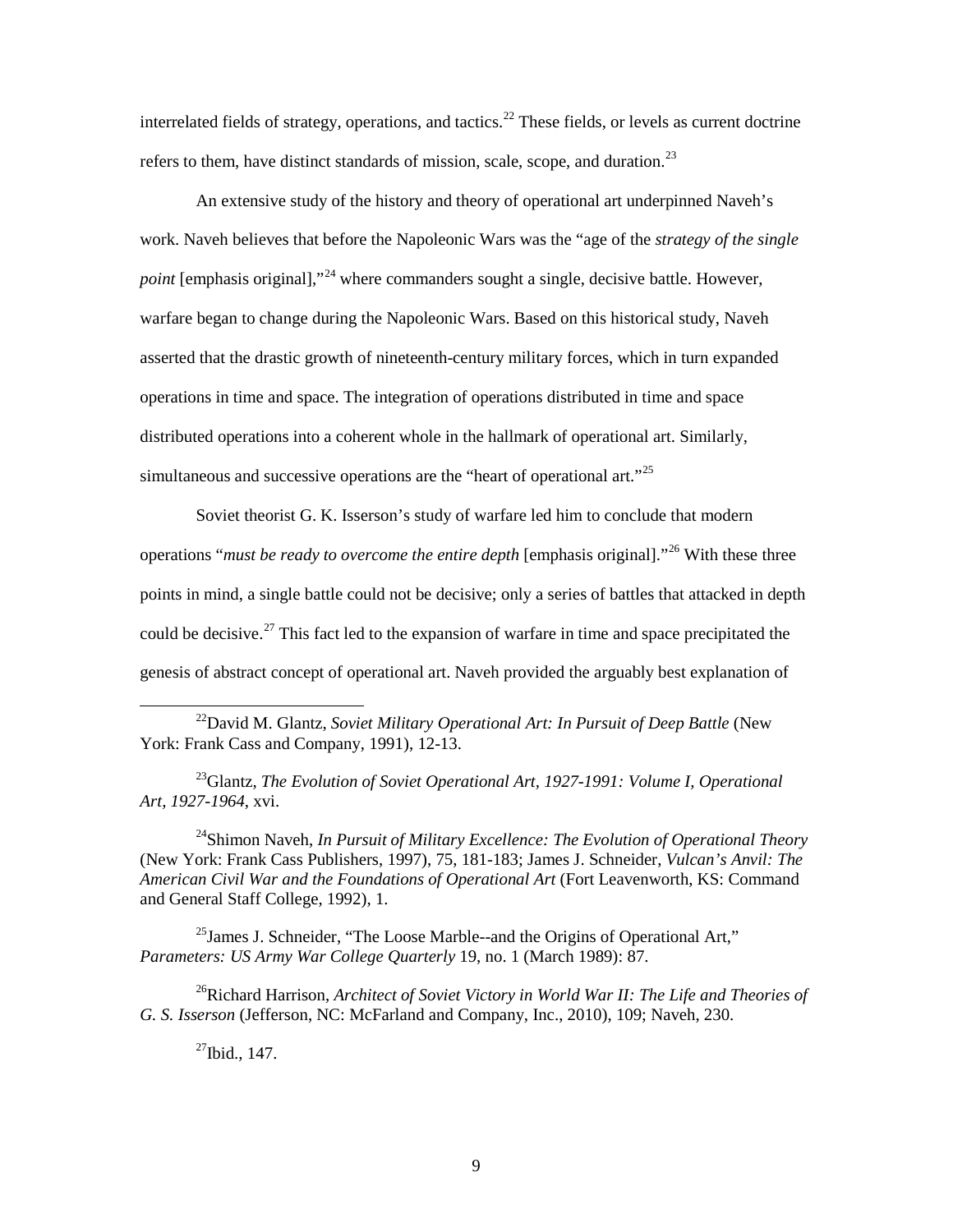interrelated fields of strategy, operations, and tactics.[22] These fields, or levels as current doctrine refers to them, have distinct standards of mission, scale, scope, and duration.[23]

An extensive study of the history and theory of operational art underpinned Naveh's work. Naveh believes that before the Napoleonic Wars was the "age of the *strategy of the single point* [emphasis original],"[24] where commanders sought a single, decisive battle. However, warfare began to change during the Napoleonic Wars. Based on this historical study, Naveh asserted that the drastic growth of nineteenth-century military forces, which in turn expanded operations in time and space. The integration of operations distributed in time and space distributed operations into a coherent whole in the hallmark of operational art. Similarly, simultaneous and successive operations are the "heart of operational art."[25]

Soviet theorist G. K. Isserson's study of warfare led him to conclude that modern operations "*must be ready to overcome the entire depth* [emphasis original]."[26] With these three points in mind, a single battle could not be decisive; only a series of battles that attacked in depth could be decisive.[27] This fact led to the expansion of warfare in time and space precipitated the genesis of abstract concept of operational art. Naveh provided the arguably best explanation of

---

[22]David M. Glantz, *Soviet Military Operational Art: In Pursuit of Deep Battle* (New York: Frank Cass and Company, 1991), 12-13.

[23]Glantz, *The Evolution of Soviet Operational Art, 1927-1991: Volume I, Operational Art, 1927-1964*, xvi.

[24]Shimon Naveh, *In Pursuit of Military Excellence: The Evolution of Operational Theory* (New York: Frank Cass Publishers, 1997), 75, 181-183; James J. Schneider, *Vulcan's Anvil: The American Civil War and the Foundations of Operational Art* (Fort Leavenworth, KS: Command and General Staff College, 1992), 1.

[25]James J. Schneider, "The Loose Marble--and the Origins of Operational Art," *Parameters: US Army War College Quarterly* 19, no. 1 (March 1989): 87.

[26]Richard Harrison, *Architect of Soviet Victory in World War II: The Life and Theories of G. S. Isserson* (Jefferson, NC: McFarland and Company, Inc., 2010), 109; Naveh, 230.

[27]Ibid., 147.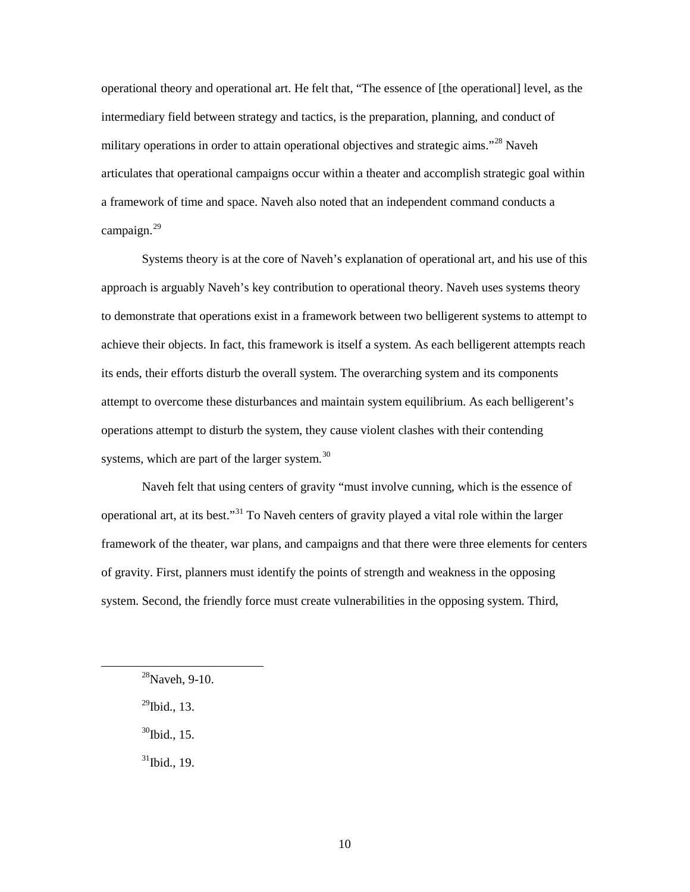operational theory and operational art. He felt that, "The essence of [the operational] level, as the intermediary field between strategy and tactics, is the preparation, planning, and conduct of military operations in order to attain operational objectives and strategic aims."[28] Naveh articulates that operational campaigns occur within a theater and accomplish strategic goal within a framework of time and space. Naveh also noted that an independent command conducts a campaign.[29]

Systems theory is at the core of Naveh's explanation of operational art, and his use of this approach is arguably Naveh's key contribution to operational theory. Naveh uses systems theory to demonstrate that operations exist in a framework between two belligerent systems to attempt to achieve their objects. In fact, this framework is itself a system. As each belligerent attempts reach its ends, their efforts disturb the overall system. The overarching system and its components attempt to overcome these disturbances and maintain system equilibrium. As each belligerent's operations attempt to disturb the system, they cause violent clashes with their contending systems, which are part of the larger system.[30]

Naveh felt that using centers of gravity "must involve cunning, which is the essence of operational art, at its best."[31] To Naveh centers of gravity played a vital role within the larger framework of the theater, war plans, and campaigns and that there were three elements for centers of gravity. First, planners must identify the points of strength and weakness in the opposing system. Second, the friendly force must create vulnerabilities in the opposing system. Third,

---

[28]Naveh, 9-10.

[29]Ibid., 13.

[30]Ibid., 15.

[31]Ibid., 19.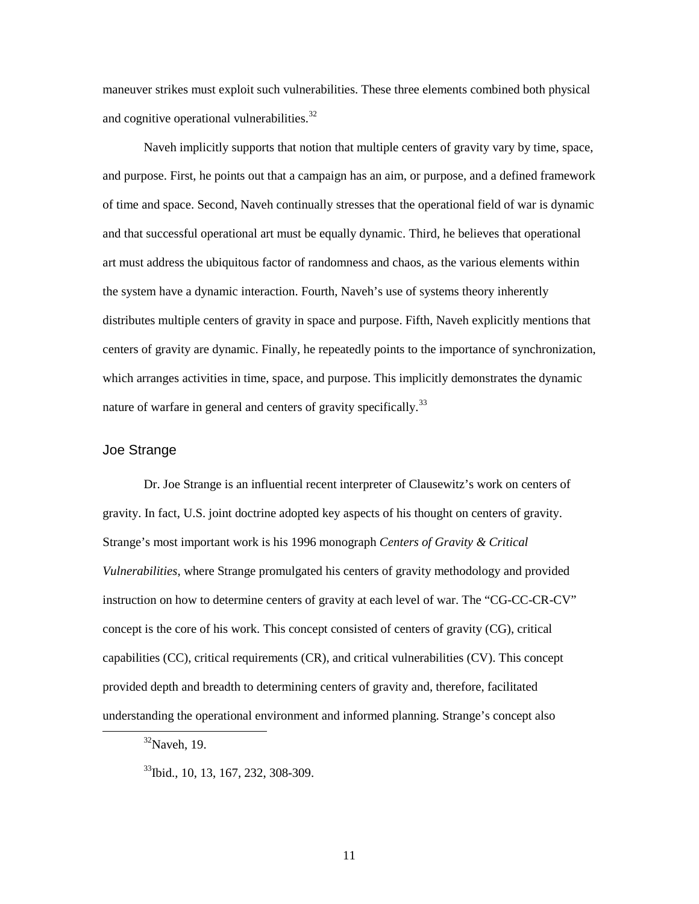maneuver strikes must exploit such vulnerabilities. These three elements combined both physical and cognitive operational vulnerabilities.[32]

Naveh implicitly supports that notion that multiple centers of gravity vary by time, space, and purpose. First, he points out that a campaign has an aim, or purpose, and a defined framework of time and space. Second, Naveh continually stresses that the operational field of war is dynamic and that successful operational art must be equally dynamic. Third, he believes that operational art must address the ubiquitous factor of randomness and chaos, as the various elements within the system have a dynamic interaction. Fourth, Naveh's use of systems theory inherently distributes multiple centers of gravity in space and purpose. Fifth, Naveh explicitly mentions that centers of gravity are dynamic. Finally, he repeatedly points to the importance of synchronization, which arranges activities in time, space, and purpose. This implicitly demonstrates the dynamic nature of warfare in general and centers of gravity specifically.[33]

## Joe Strange

Dr. Joe Strange is an influential recent interpreter of Clausewitz's work on centers of gravity. In fact, U.S. joint doctrine adopted key aspects of his thought on centers of gravity. Strange's most important work is his 1996 monograph *Centers of Gravity & Critical Vulnerabilities*, where Strange promulgated his centers of gravity methodology and provided instruction on how to determine centers of gravity at each level of war. The "CG-CC-CR-CV" concept is the core of his work. This concept consisted of centers of gravity (CG), critical capabilities (CC), critical requirements (CR), and critical vulnerabilities (CV). This concept provided depth and breadth to determining centers of gravity and, therefore, facilitated understanding the operational environment and informed planning. Strange's concept also

---

[32] Naveh, 19.

[33] Ibid., 10, 13, 167, 232, 308-309.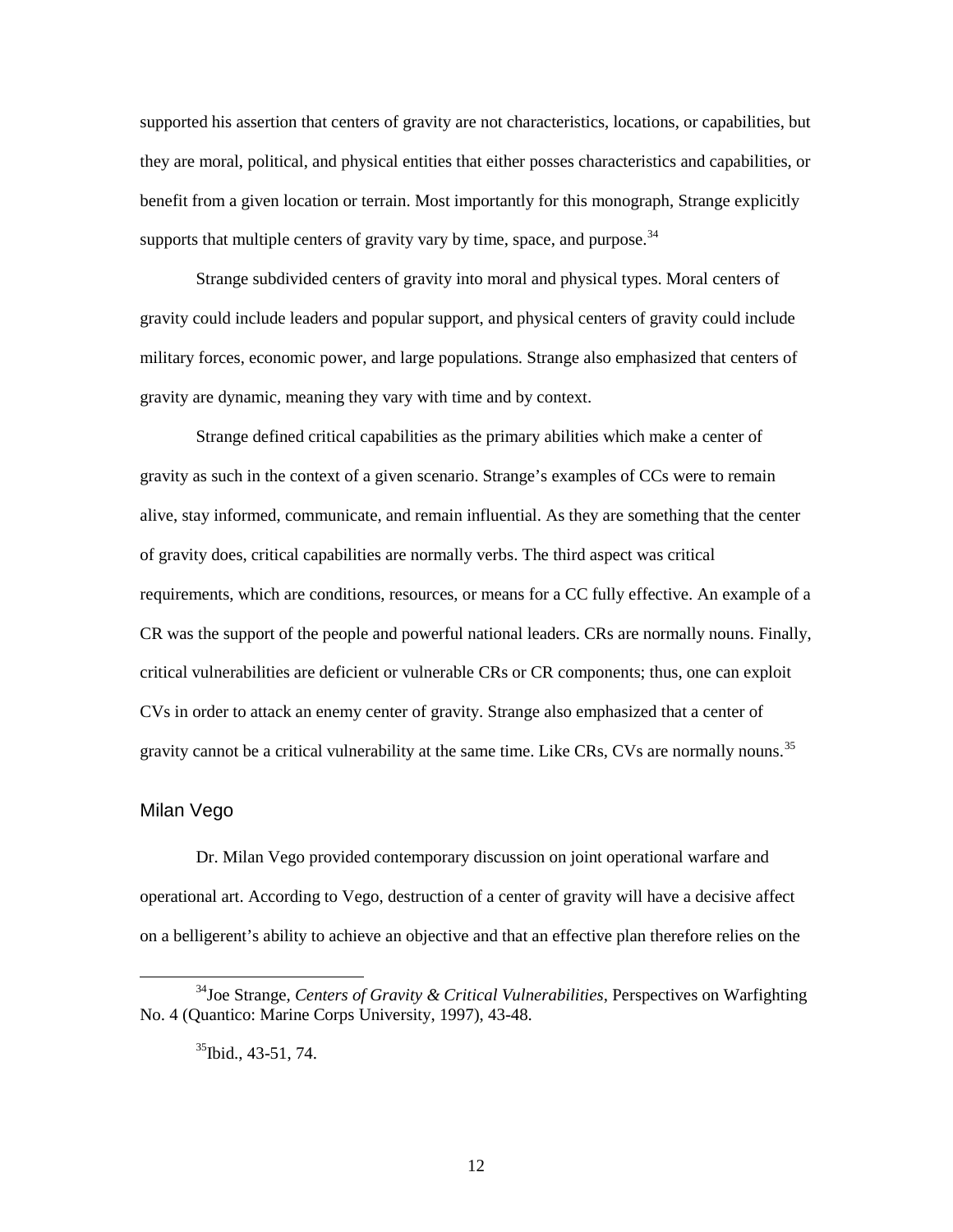supported his assertion that centers of gravity are not characteristics, locations, or capabilities, but they are moral, political, and physical entities that either posses characteristics and capabilities, or benefit from a given location or terrain. Most importantly for this monograph, Strange explicitly supports that multiple centers of gravity vary by time, space, and purpose.[34]

Strange subdivided centers of gravity into moral and physical types. Moral centers of gravity could include leaders and popular support, and physical centers of gravity could include military forces, economic power, and large populations. Strange also emphasized that centers of gravity are dynamic, meaning they vary with time and by context.

Strange defined critical capabilities as the primary abilities which make a center of gravity as such in the context of a given scenario. Strange's examples of CCs were to remain alive, stay informed, communicate, and remain influential. As they are something that the center of gravity does, critical capabilities are normally verbs. The third aspect was critical requirements, which are conditions, resources, or means for a CC fully effective. An example of a CR was the support of the people and powerful national leaders. CRs are normally nouns. Finally, critical vulnerabilities are deficient or vulnerable CRs or CR components; thus, one can exploit CVs in order to attack an enemy center of gravity. Strange also emphasized that a center of gravity cannot be a critical vulnerability at the same time. Like CRs, CVs are normally nouns.[35]

### Milan Vego

Dr. Milan Vego provided contemporary discussion on joint operational warfare and operational art. According to Vego, destruction of a center of gravity will have a decisive affect on a belligerent's ability to achieve an objective and that an effective plan therefore relies on the

---

[34] Joe Strange, *Centers of Gravity & Critical Vulnerabilities,* Perspectives on Warfighting No. 4 (Quantico: Marine Corps University, 1997), 43-48.

[35] Ibid., 43-51, 74.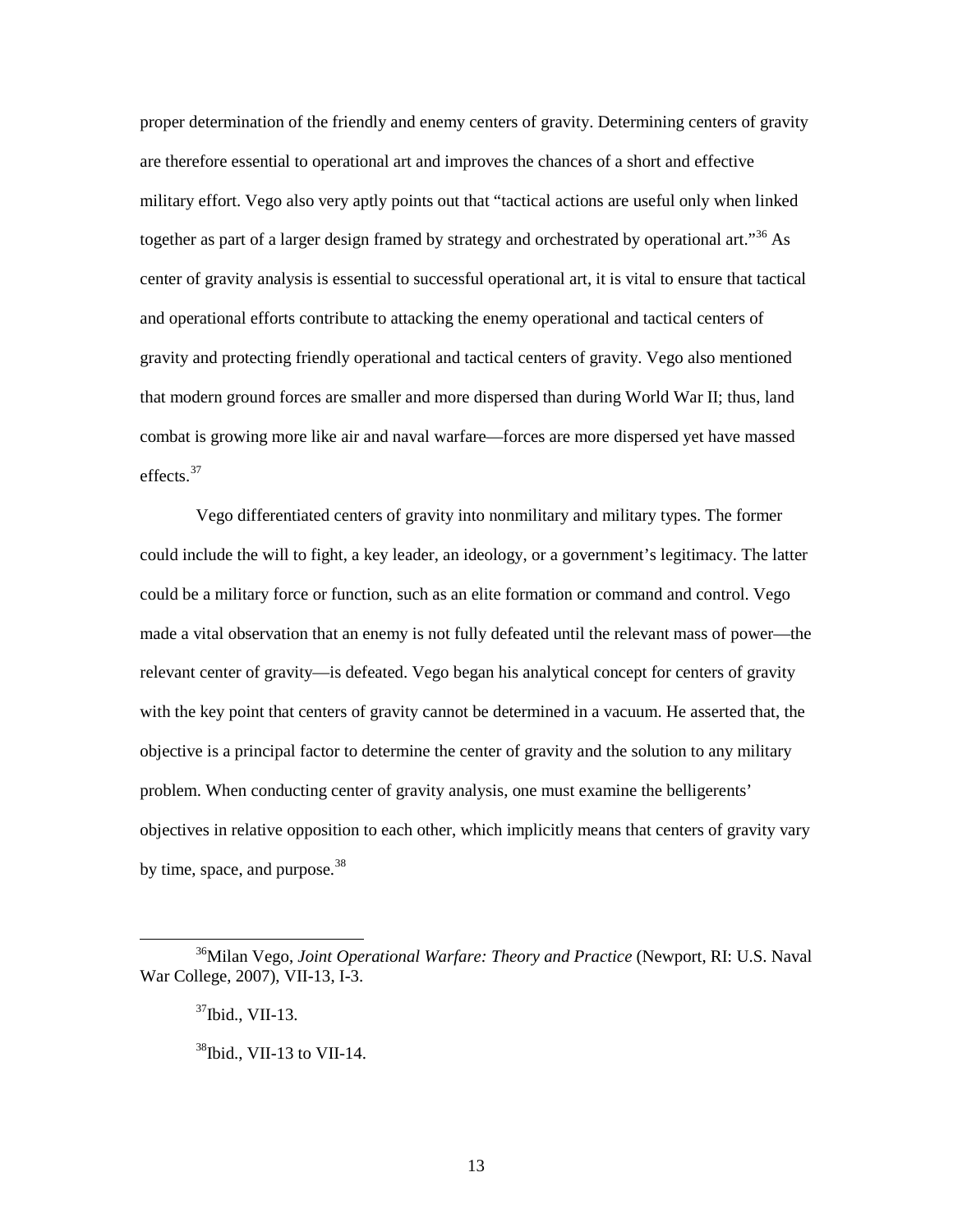proper determination of the friendly and enemy centers of gravity. Determining centers of gravity are therefore essential to operational art and improves the chances of a short and effective military effort. Vego also very aptly points out that "tactical actions are useful only when linked together as part of a larger design framed by strategy and orchestrated by operational art."[36] As center of gravity analysis is essential to successful operational art, it is vital to ensure that tactical and operational efforts contribute to attacking the enemy operational and tactical centers of gravity and protecting friendly operational and tactical centers of gravity. Vego also mentioned that modern ground forces are smaller and more dispersed than during World War II; thus, land combat is growing more like air and naval warfare—forces are more dispersed yet have massed effects.[37]

Vego differentiated centers of gravity into nonmilitary and military types. The former could include the will to fight, a key leader, an ideology, or a government's legitimacy. The latter could be a military force or function, such as an elite formation or command and control. Vego made a vital observation that an enemy is not fully defeated until the relevant mass of power—the relevant center of gravity—is defeated. Vego began his analytical concept for centers of gravity with the key point that centers of gravity cannot be determined in a vacuum. He asserted that, the objective is a principal factor to determine the center of gravity and the solution to any military problem. When conducting center of gravity analysis, one must examine the belligerents' objectives in relative opposition to each other, which implicitly means that centers of gravity vary by time, space, and purpose.[38]

---

[36]Milan Vego, *Joint Operational Warfare: Theory and Practice* (Newport, RI: U.S. Naval War College, 2007), VII-13, I-3.

[37]Ibid., VII-13.

[38]Ibid., VII-13 to VII-14.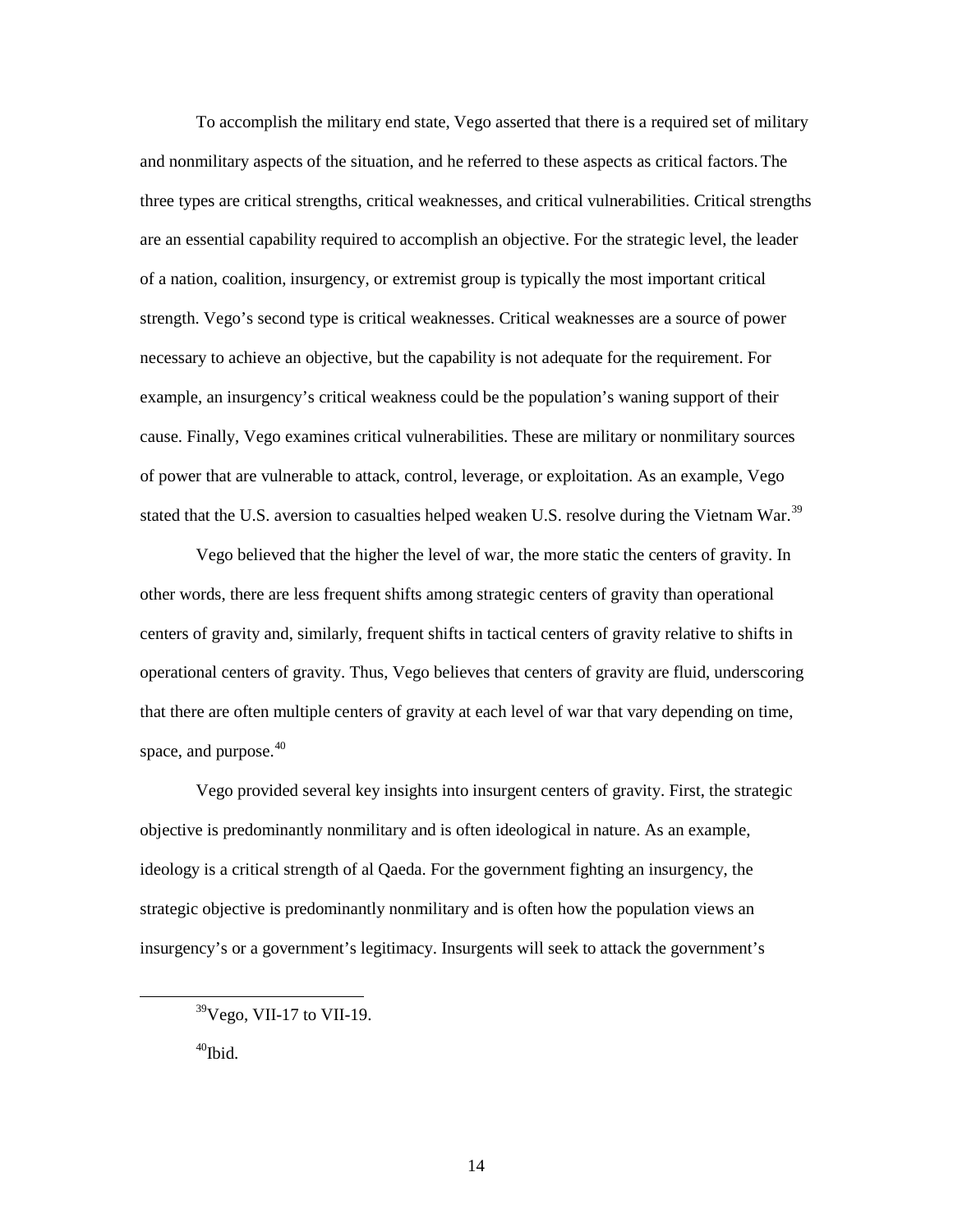To accomplish the military end state, Vego asserted that there is a required set of military and nonmilitary aspects of the situation, and he referred to these aspects as critical factors. The three types are critical strengths, critical weaknesses, and critical vulnerabilities. Critical strengths are an essential capability required to accomplish an objective. For the strategic level, the leader of a nation, coalition, insurgency, or extremist group is typically the most important critical strength. Vego's second type is critical weaknesses. Critical weaknesses are a source of power necessary to achieve an objective, but the capability is not adequate for the requirement. For example, an insurgency's critical weakness could be the population's waning support of their cause. Finally, Vego examines critical vulnerabilities. These are military or nonmilitary sources of power that are vulnerable to attack, control, leverage, or exploitation. As an example, Vego stated that the U.S. aversion to casualties helped weaken U.S. resolve during the Vietnam War.[39]

Vego believed that the higher the level of war, the more static the centers of gravity. In other words, there are less frequent shifts among strategic centers of gravity than operational centers of gravity and, similarly, frequent shifts in tactical centers of gravity relative to shifts in operational centers of gravity. Thus, Vego believes that centers of gravity are fluid, underscoring that there are often multiple centers of gravity at each level of war that vary depending on time, space, and purpose.[40]

Vego provided several key insights into insurgent centers of gravity. First, the strategic objective is predominantly nonmilitary and is often ideological in nature. As an example, ideology is a critical strength of al Qaeda. For the government fighting an insurgency, the strategic objective is predominantly nonmilitary and is often how the population views an insurgency's or a government's legitimacy. Insurgents will seek to attack the government's

[39]Vego, VII-17 to VII-19.

[40]Ibid.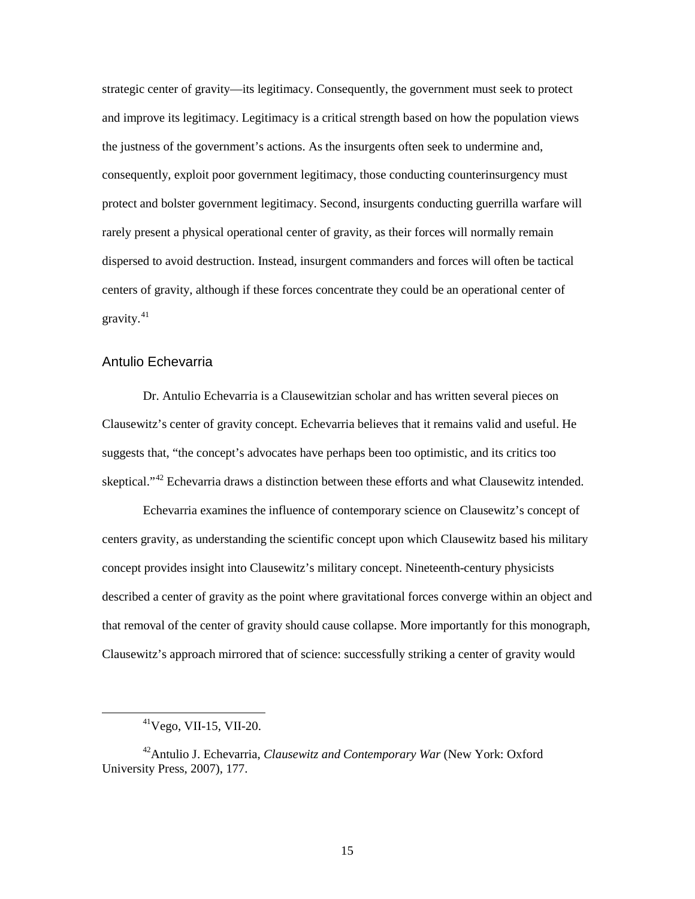strategic center of gravity—its legitimacy. Consequently, the government must seek to protect and improve its legitimacy. Legitimacy is a critical strength based on how the population views the justness of the government's actions. As the insurgents often seek to undermine and, consequently, exploit poor government legitimacy, those conducting counterinsurgency must protect and bolster government legitimacy. Second, insurgents conducting guerrilla warfare will rarely present a physical operational center of gravity, as their forces will normally remain dispersed to avoid destruction. Instead, insurgent commanders and forces will often be tactical centers of gravity, although if these forces concentrate they could be an operational center of gravity.[41]

### Antulio Echevarria

Dr. Antulio Echevarria is a Clausewitzian scholar and has written several pieces on Clausewitz's center of gravity concept. Echevarria believes that it remains valid and useful. He suggests that, "the concept's advocates have perhaps been too optimistic, and its critics too skeptical."[42] Echevarria draws a distinction between these efforts and what Clausewitz intended.

Echevarria examines the influence of contemporary science on Clausewitz's concept of centers gravity, as understanding the scientific concept upon which Clausewitz based his military concept provides insight into Clausewitz's military concept. Nineteenth-century physicists described a center of gravity as the point where gravitational forces converge within an object and that removal of the center of gravity should cause collapse. More importantly for this monograph, Clausewitz's approach mirrored that of science: successfully striking a center of gravity would

---

[41] Vego, VII-15, VII-20.

[42] Antulio J. Echevarria, *Clausewitz and Contemporary War* (New York: Oxford University Press, 2007), 177.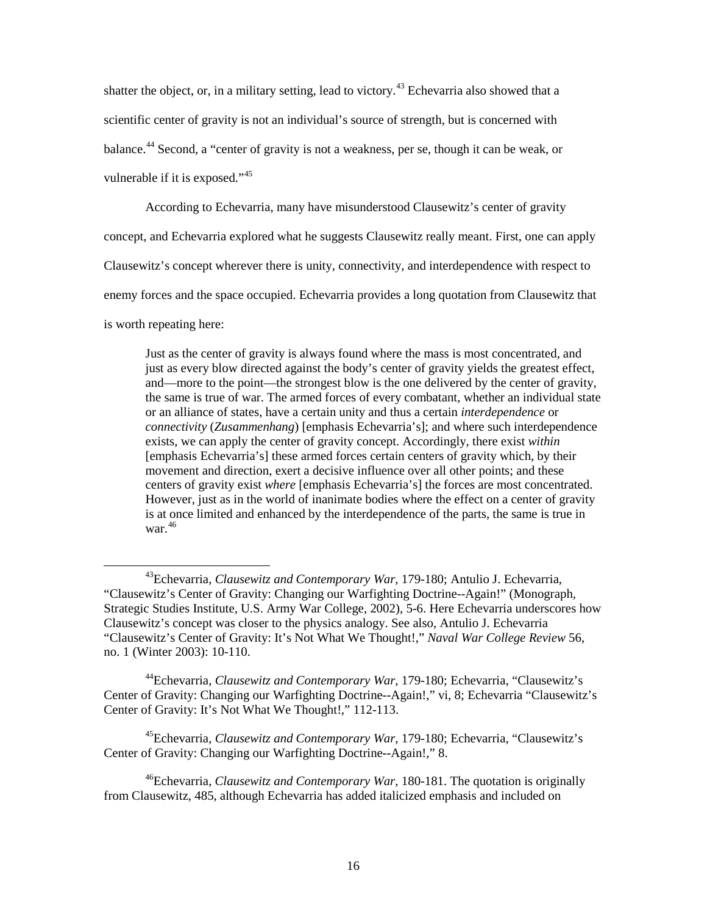shatter the object, or, in a military setting, lead to victory.[43] Echevarria also showed that a scientific center of gravity is not an individual's source of strength, but is concerned with balance.[44] Second, a "center of gravity is not a weakness, per se, though it can be weak, or vulnerable if it is exposed."[45]

According to Echevarria, many have misunderstood Clausewitz's center of gravity concept, and Echevarria explored what he suggests Clausewitz really meant. First, one can apply Clausewitz's concept wherever there is unity, connectivity, and interdependence with respect to enemy forces and the space occupied. Echevarria provides a long quotation from Clausewitz that is worth repeating here:

> Just as the center of gravity is always found where the mass is most concentrated, and just as every blow directed against the body's center of gravity yields the greatest effect, and—more to the point—the strongest blow is the one delivered by the center of gravity, the same is true of war. The armed forces of every combatant, whether an individual state or an alliance of states, have a certain unity and thus a certain *interdependence* or *connectivity* (*Zusammenhang*) [emphasis Echevarria's]; and where such interdependence exists, we can apply the center of gravity concept. Accordingly, there exist *within* [emphasis Echevarria's] these armed forces certain centers of gravity which, by their movement and direction, exert a decisive influence over all other points; and these centers of gravity exist *where* [emphasis Echevarria's] the forces are most concentrated. However, just as in the world of inanimate bodies where the effect on a center of gravity is at once limited and enhanced by the interdependence of the parts, the same is true in war.[46]

---

[43] Echevarria, *Clausewitz and Contemporary War*, 179-180; Antulio J. Echevarria, "Clausewitz's Center of Gravity: Changing our Warfighting Doctrine--Again!" (Monograph, Strategic Studies Institute, U.S. Army War College, 2002), 5-6. Here Echevarria underscores how Clausewitz's concept was closer to the physics analogy. See also, Antulio J. Echevarria "Clausewitz's Center of Gravity: It's Not What We Thought!," *Naval War College Review* 56, no. 1 (Winter 2003): 10-110.

[44] Echevarria, *Clausewitz and Contemporary War*, 179-180; Echevarria, "Clausewitz's Center of Gravity: Changing our Warfighting Doctrine--Again!," vi, 8; Echevarria "Clausewitz's Center of Gravity: It's Not What We Thought!," 112-113.

[45] Echevarria, *Clausewitz and Contemporary War*, 179-180; Echevarria, "Clausewitz's Center of Gravity: Changing our Warfighting Doctrine--Again!," 8.

[46] Echevarria, *Clausewitz and Contemporary War*, 180-181. The quotation is originally from Clausewitz, 485, although Echevarria has added italicized emphasis and included on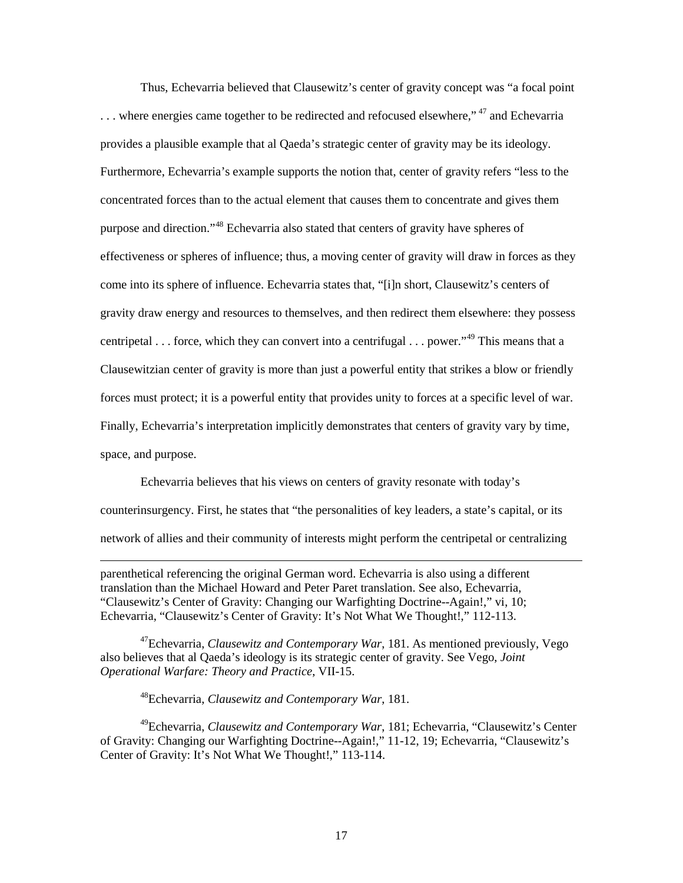Thus, Echevarria believed that Clausewitz's center of gravity concept was "a focal point . . . where energies came together to be redirected and refocused elsewhere," [47] and Echevarria provides a plausible example that al Qaeda's strategic center of gravity may be its ideology. Furthermore, Echevarria's example supports the notion that, center of gravity refers "less to the concentrated forces than to the actual element that causes them to concentrate and gives them purpose and direction."[48] Echevarria also stated that centers of gravity have spheres of effectiveness or spheres of influence; thus, a moving center of gravity will draw in forces as they come into its sphere of influence. Echevarria states that, "[i]n short, Clausewitz's centers of gravity draw energy and resources to themselves, and then redirect them elsewhere: they possess centripetal . . . force, which they can convert into a centrifugal . . . power."[49] This means that a Clausewitzian center of gravity is more than just a powerful entity that strikes a blow or friendly forces must protect; it is a powerful entity that provides unity to forces at a specific level of war. Finally, Echevarria's interpretation implicitly demonstrates that centers of gravity vary by time, space, and purpose.

Echevarria believes that his views on centers of gravity resonate with today's counterinsurgency. First, he states that "the personalities of key leaders, a state's capital, or its network of allies and their community of interests might perform the centripetal or centralizing

---

parenthetical referencing the original German word. Echevarria is also using a different translation than the Michael Howard and Peter Paret translation. See also, Echevarria, "Clausewitz's Center of Gravity: Changing our Warfighting Doctrine--Again!," vi, 10; Echevarria, "Clausewitz's Center of Gravity: It's Not What We Thought!," 112-113.

[47] Echevarria, *Clausewitz and Contemporary War*, 181. As mentioned previously, Vego also believes that al Qaeda's ideology is its strategic center of gravity. See Vego, *Joint Operational Warfare: Theory and Practice*, VII-15.

[48] Echevarria, *Clausewitz and Contemporary War*, 181.

[49] Echevarria, *Clausewitz and Contemporary War*, 181; Echevarria, "Clausewitz's Center of Gravity: Changing our Warfighting Doctrine--Again!," 11-12, 19; Echevarria, "Clausewitz's Center of Gravity: It's Not What We Thought!," 113-114.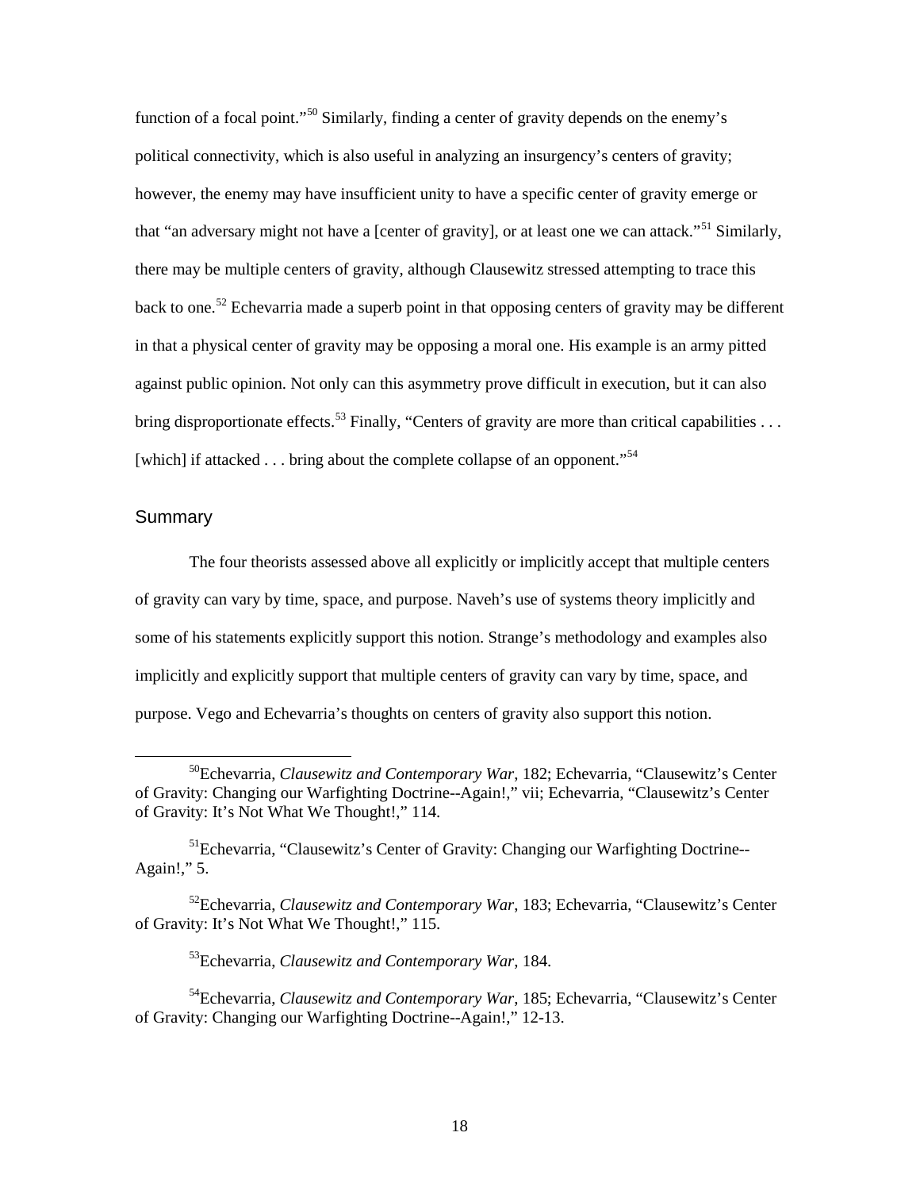function of a focal point."[50] Similarly, finding a center of gravity depends on the enemy's political connectivity, which is also useful in analyzing an insurgency's centers of gravity; however, the enemy may have insufficient unity to have a specific center of gravity emerge or that "an adversary might not have a [center of gravity], or at least one we can attack."[51] Similarly, there may be multiple centers of gravity, although Clausewitz stressed attempting to trace this back to one.[52] Echevarria made a superb point in that opposing centers of gravity may be different in that a physical center of gravity may be opposing a moral one. His example is an army pitted against public opinion. Not only can this asymmetry prove difficult in execution, but it can also bring disproportionate effects.[53] Finally, "Centers of gravity are more than critical capabilities . . . [which] if attacked . . . bring about the complete collapse of an opponent."[54]

## Summary

The four theorists assessed above all explicitly or implicitly accept that multiple centers of gravity can vary by time, space, and purpose. Naveh's use of systems theory implicitly and some of his statements explicitly support this notion. Strange's methodology and examples also implicitly and explicitly support that multiple centers of gravity can vary by time, space, and purpose. Vego and Echevarria's thoughts on centers of gravity also support this notion.

---

[50] Echevarria, *Clausewitz and Contemporary War*, 182; Echevarria, "Clausewitz's Center of Gravity: Changing our Warfighting Doctrine--Again!," vii; Echevarria, "Clausewitz's Center of Gravity: It's Not What We Thought!," 114.

[51] Echevarria, "Clausewitz's Center of Gravity: Changing our Warfighting Doctrine--Again!," 5.

[52] Echevarria, *Clausewitz and Contemporary War*, 183; Echevarria, "Clausewitz's Center of Gravity: It's Not What We Thought!," 115.

[53] Echevarria, *Clausewitz and Contemporary War*, 184.

[54] Echevarria, *Clausewitz and Contemporary War*, 185; Echevarria, "Clausewitz's Center of Gravity: Changing our Warfighting Doctrine--Again!," 12-13.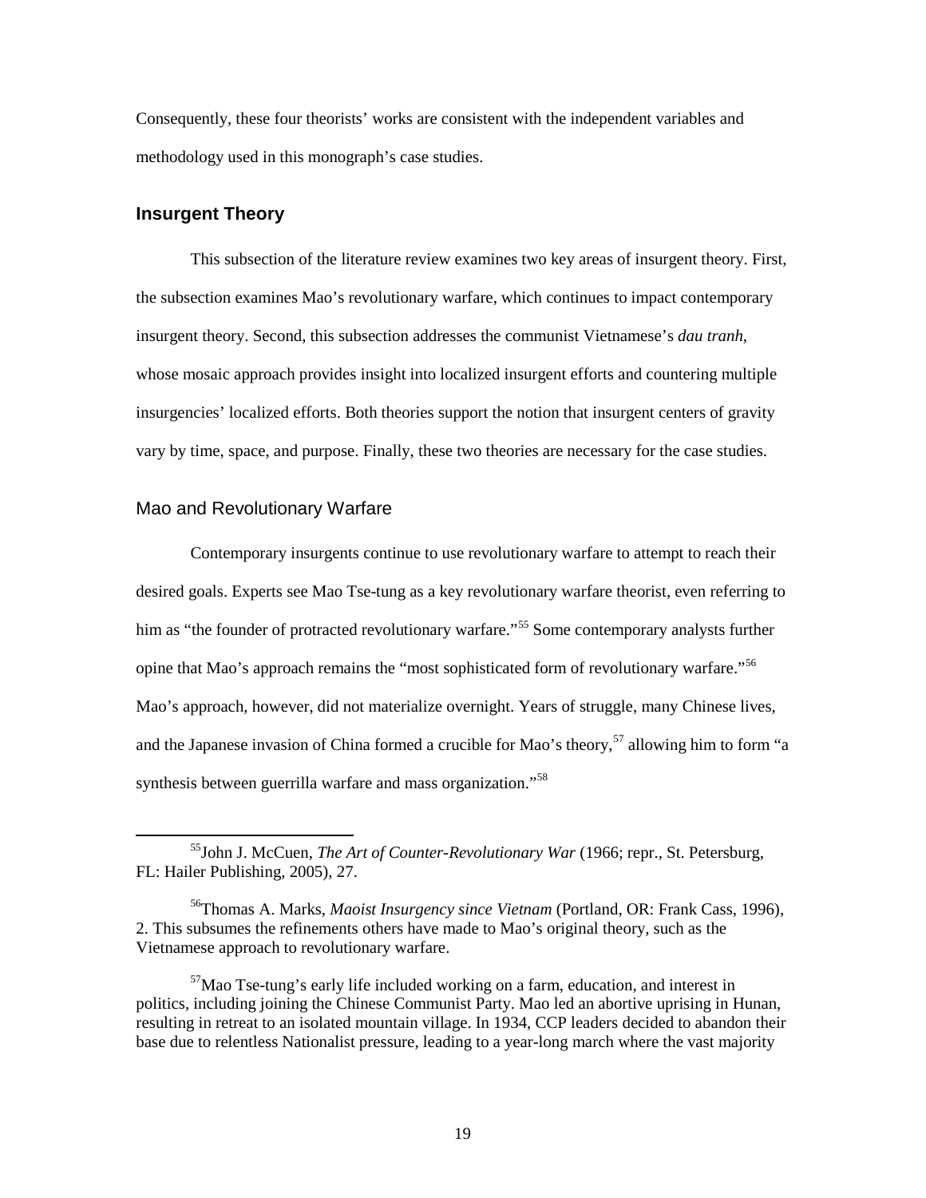Consequently, these four theorists' works are consistent with the independent variables and methodology used in this monograph's case studies.

## Insurgent Theory

This subsection of the literature review examines two key areas of insurgent theory. First, the subsection examines Mao's revolutionary warfare, which continues to impact contemporary insurgent theory. Second, this subsection addresses the communist Vietnamese's *dau tranh*, whose mosaic approach provides insight into localized insurgent efforts and countering multiple insurgencies' localized efforts. Both theories support the notion that insurgent centers of gravity vary by time, space, and purpose. Finally, these two theories are necessary for the case studies.

### Mao and Revolutionary Warfare

Contemporary insurgents continue to use revolutionary warfare to attempt to reach their desired goals. Experts see Mao Tse-tung as a key revolutionary warfare theorist, even referring to him as "the founder of protracted revolutionary warfare."[55] Some contemporary analysts further opine that Mao's approach remains the "most sophisticated form of revolutionary warfare."[56] Mao's approach, however, did not materialize overnight. Years of struggle, many Chinese lives, and the Japanese invasion of China formed a crucible for Mao's theory,[57] allowing him to form "a synthesis between guerrilla warfare and mass organization."[58]

---

[55] John J. McCuen, *The Art of Counter-Revolutionary War* (1966; repr., St. Petersburg, FL: Hailer Publishing, 2005), 27.

[56] Thomas A. Marks, *Maoist Insurgency since Vietnam* (Portland, OR: Frank Cass, 1996), 2. This subsumes the refinements others have made to Mao's original theory, such as the Vietnamese approach to revolutionary warfare.

[57] Mao Tse-tung's early life included working on a farm, education, and interest in politics, including joining the Chinese Communist Party. Mao led an abortive uprising in Hunan, resulting in retreat to an isolated mountain village. In 1934, CCP leaders decided to abandon their base due to relentless Nationalist pressure, leading to a year-long march where the vast majority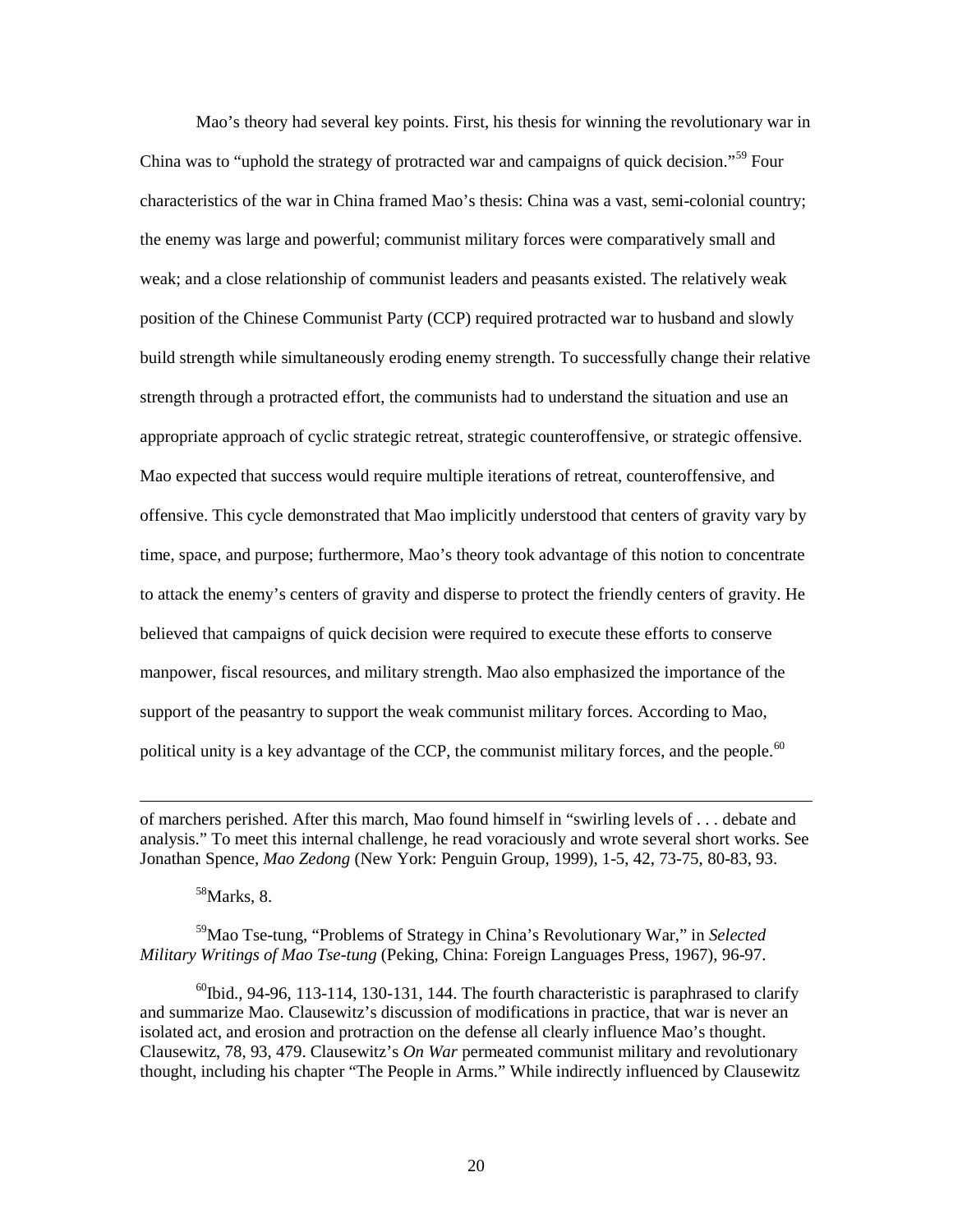Mao's theory had several key points. First, his thesis for winning the revolutionary war in China was to "uphold the strategy of protracted war and campaigns of quick decision."[59] Four characteristics of the war in China framed Mao's thesis: China was a vast, semi-colonial country; the enemy was large and powerful; communist military forces were comparatively small and weak; and a close relationship of communist leaders and peasants existed. The relatively weak position of the Chinese Communist Party (CCP) required protracted war to husband and slowly build strength while simultaneously eroding enemy strength. To successfully change their relative strength through a protracted effort, the communists had to understand the situation and use an appropriate approach of cyclic strategic retreat, strategic counteroffensive, or strategic offensive. Mao expected that success would require multiple iterations of retreat, counteroffensive, and offensive. This cycle demonstrated that Mao implicitly understood that centers of gravity vary by time, space, and purpose; furthermore, Mao's theory took advantage of this notion to concentrate to attack the enemy's centers of gravity and disperse to protect the friendly centers of gravity. He believed that campaigns of quick decision were required to execute these efforts to conserve manpower, fiscal resources, and military strength. Mao also emphasized the importance of the support of the peasantry to support the weak communist military forces. According to Mao, political unity is a key advantage of the CCP, the communist military forces, and the people.[60]

---

of marchers perished. After this march, Mao found himself in "swirling levels of . . . debate and analysis." To meet this internal challenge, he read voraciously and wrote several short works. See Jonathan Spence, *Mao Zedong* (New York: Penguin Group, 1999), 1-5, 42, 73-75, 80-83, 93.

[58]Marks, 8.

[59]Mao Tse-tung, "Problems of Strategy in China's Revolutionary War," in *Selected Military Writings of Mao Tse-tung* (Peking, China: Foreign Languages Press, 1967), 96-97.

[60]Ibid., 94-96, 113-114, 130-131, 144. The fourth characteristic is paraphrased to clarify and summarize Mao. Clausewitz's discussion of modifications in practice, that war is never an isolated act, and erosion and protraction on the defense all clearly influence Mao's thought. Clausewitz, 78, 93, 479. Clausewitz's *On War* permeated communist military and revolutionary thought, including his chapter "The People in Arms." While indirectly influenced by Clausewitz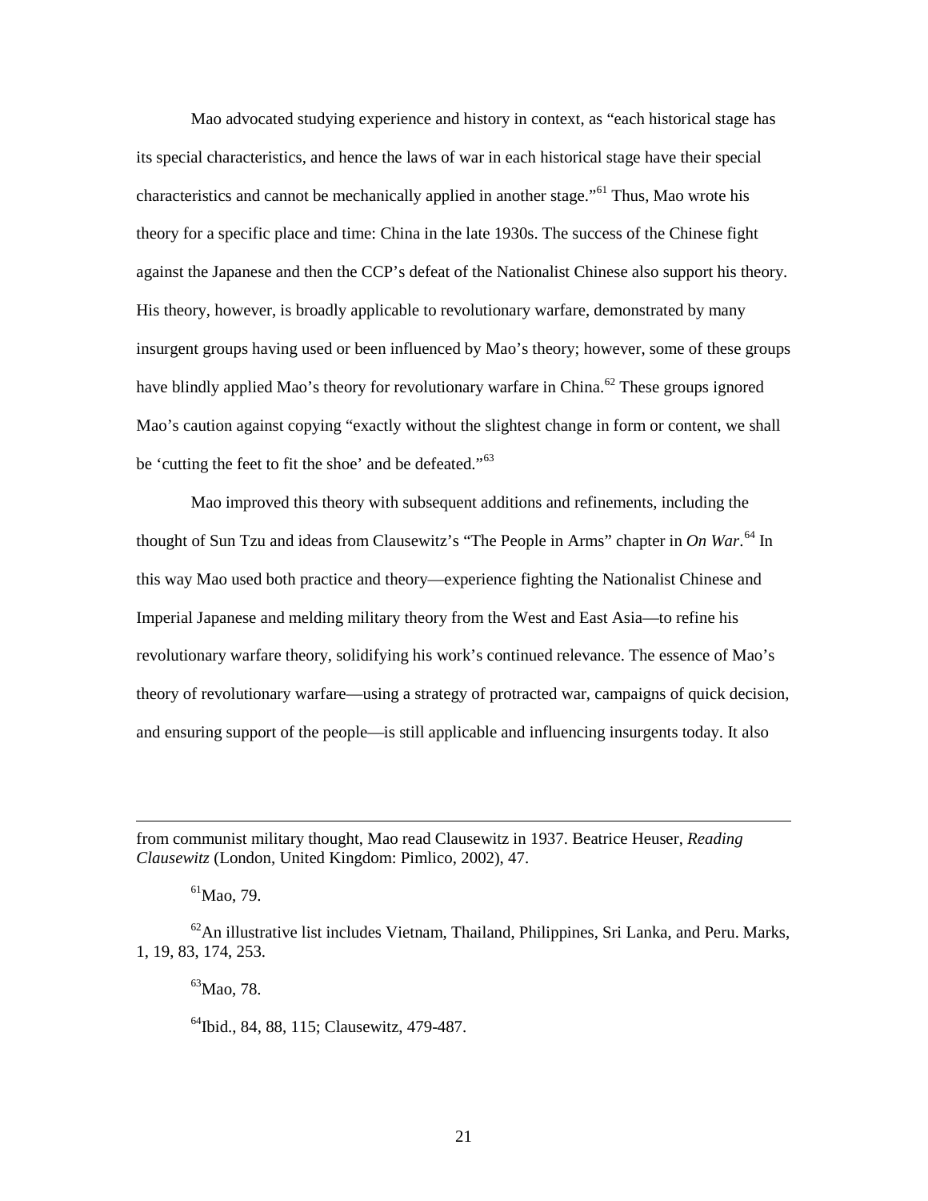Mao advocated studying experience and history in context, as "each historical stage has its special characteristics, and hence the laws of war in each historical stage have their special characteristics and cannot be mechanically applied in another stage."[61] Thus, Mao wrote his theory for a specific place and time: China in the late 1930s. The success of the Chinese fight against the Japanese and then the CCP's defeat of the Nationalist Chinese also support his theory. His theory, however, is broadly applicable to revolutionary warfare, demonstrated by many insurgent groups having used or been influenced by Mao's theory; however, some of these groups have blindly applied Mao's theory for revolutionary warfare in China.[62] These groups ignored Mao's caution against copying "exactly without the slightest change in form or content, we shall be 'cutting the feet to fit the shoe' and be defeated."[63]

Mao improved this theory with subsequent additions and refinements, including the thought of Sun Tzu and ideas from Clausewitz's "The People in Arms" chapter in *On War*.[64] In this way Mao used both practice and theory—experience fighting the Nationalist Chinese and Imperial Japanese and melding military theory from the West and East Asia—to refine his revolutionary warfare theory, solidifying his work's continued relevance. The essence of Mao's theory of revolutionary warfare—using a strategy of protracted war, campaigns of quick decision, and ensuring support of the people—is still applicable and influencing insurgents today. It also

---

from communist military thought, Mao read Clausewitz in 1937. Beatrice Heuser, *Reading Clausewitz* (London, United Kingdom: Pimlico, 2002), 47.

[61] Mao, 79.

[62] An illustrative list includes Vietnam, Thailand, Philippines, Sri Lanka, and Peru. Marks, 1, 19, 83, 174, 253.

[63] Mao, 78.

[64] Ibid., 84, 88, 115; Clausewitz, 479-487.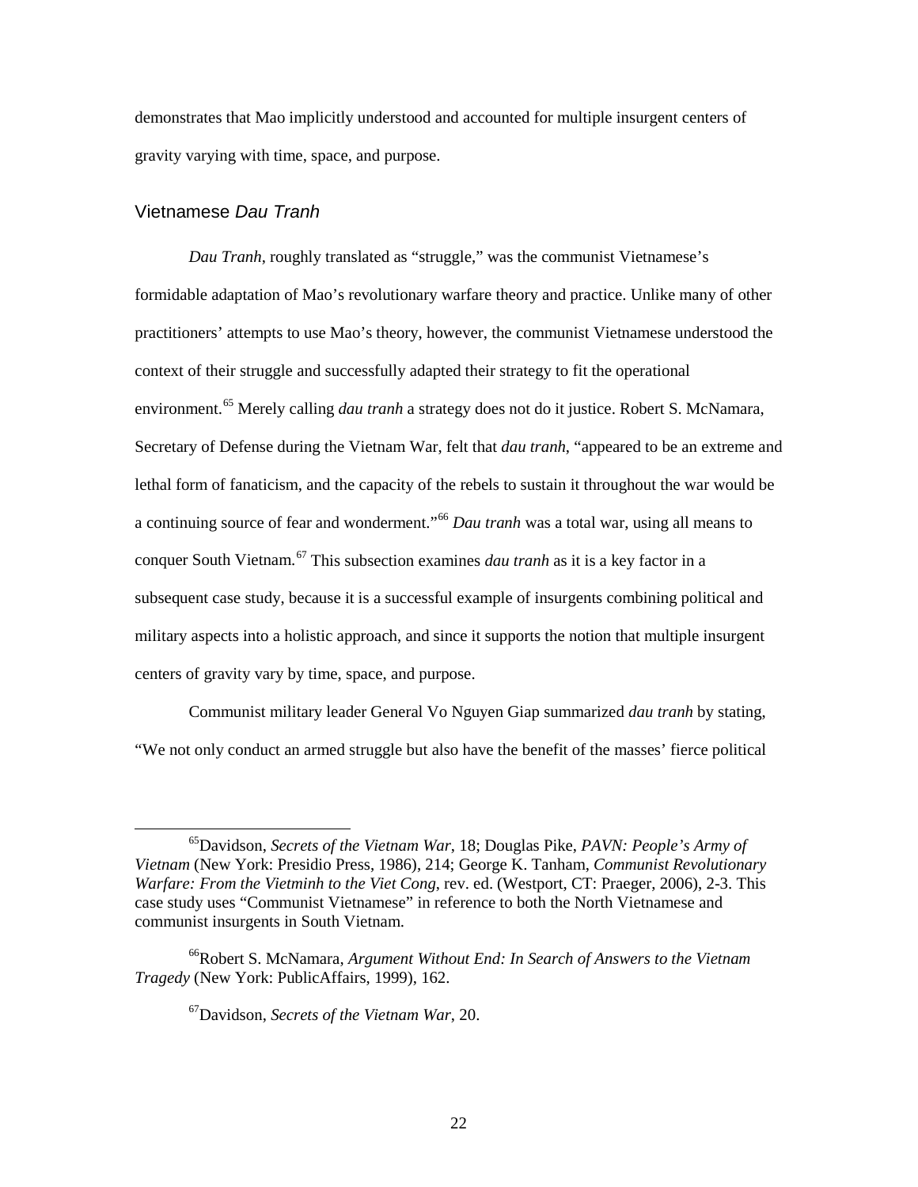demonstrates that Mao implicitly understood and accounted for multiple insurgent centers of gravity varying with time, space, and purpose.

### Vietnamese *Dau Tranh*

*Dau Tranh*, roughly translated as "struggle," was the communist Vietnamese's formidable adaptation of Mao's revolutionary warfare theory and practice. Unlike many of other practitioners' attempts to use Mao's theory, however, the communist Vietnamese understood the context of their struggle and successfully adapted their strategy to fit the operational environment.[65] Merely calling *dau tranh* a strategy does not do it justice. Robert S. McNamara, Secretary of Defense during the Vietnam War, felt that *dau tranh*, "appeared to be an extreme and lethal form of fanaticism, and the capacity of the rebels to sustain it throughout the war would be a continuing source of fear and wonderment."[66] *Dau tranh* was a total war, using all means to conquer South Vietnam.[67] This subsection examines *dau tranh* as it is a key factor in a subsequent case study, because it is a successful example of insurgents combining political and military aspects into a holistic approach, and since it supports the notion that multiple insurgent centers of gravity vary by time, space, and purpose.

Communist military leader General Vo Nguyen Giap summarized *dau tranh* by stating, "We not only conduct an armed struggle but also have the benefit of the masses' fierce political

---

[65] Davidson, *Secrets of the Vietnam War*, 18; Douglas Pike, *PAVN: People's Army of Vietnam* (New York: Presidio Press, 1986), 214; George K. Tanham, *Communist Revolutionary Warfare: From the Vietminh to the Viet Cong*, rev. ed. (Westport, CT: Praeger, 2006), 2-3. This case study uses "Communist Vietnamese" in reference to both the North Vietnamese and communist insurgents in South Vietnam.

[66] Robert S. McNamara, *Argument Without End: In Search of Answers to the Vietnam Tragedy* (New York: PublicAffairs, 1999), 162.

[67] Davidson, *Secrets of the Vietnam War*, 20.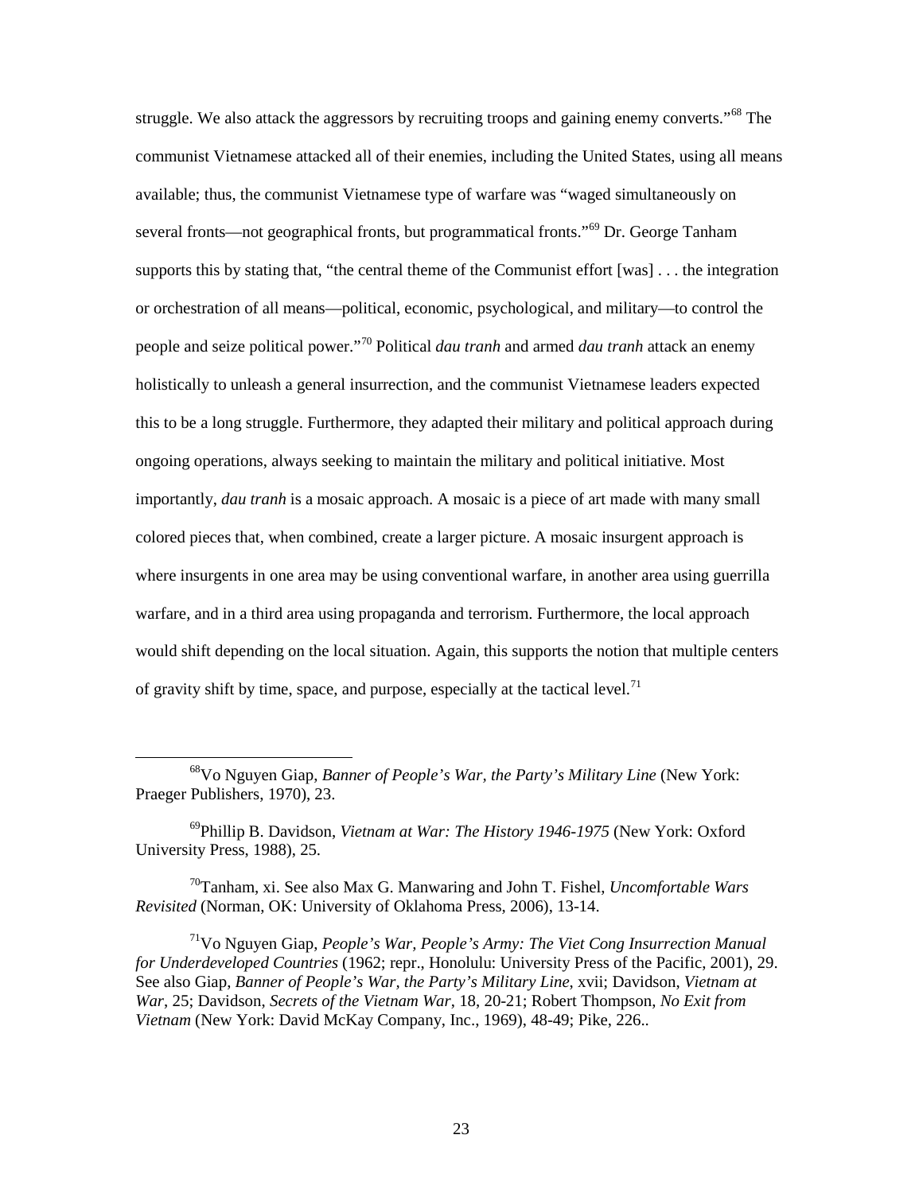struggle. We also attack the aggressors by recruiting troops and gaining enemy converts."[68] The communist Vietnamese attacked all of their enemies, including the United States, using all means available; thus, the communist Vietnamese type of warfare was "waged simultaneously on several fronts—not geographical fronts, but programmatical fronts."[69] Dr. George Tanham supports this by stating that, "the central theme of the Communist effort [was] . . . the integration or orchestration of all means—political, economic, psychological, and military—to control the people and seize political power."[70] Political *dau tranh* and armed *dau tranh* attack an enemy holistically to unleash a general insurrection, and the communist Vietnamese leaders expected this to be a long struggle. Furthermore, they adapted their military and political approach during ongoing operations, always seeking to maintain the military and political initiative. Most importantly, *dau tranh* is a mosaic approach. A mosaic is a piece of art made with many small colored pieces that, when combined, create a larger picture. A mosaic insurgent approach is where insurgents in one area may be using conventional warfare, in another area using guerrilla warfare, and in a third area using propaganda and terrorism. Furthermore, the local approach would shift depending on the local situation. Again, this supports the notion that multiple centers of gravity shift by time, space, and purpose, especially at the tactical level.[71]

---

[68] Vo Nguyen Giap, *Banner of People's War, the Party's Military Line* (New York: Praeger Publishers, 1970), 23.

[69] Phillip B. Davidson, *Vietnam at War: The History 1946-1975* (New York: Oxford University Press, 1988), 25.

[70] Tanham, xi. See also Max G. Manwaring and John T. Fishel, *Uncomfortable Wars Revisited* (Norman, OK: University of Oklahoma Press, 2006), 13-14.

[71] Vo Nguyen Giap, *People's War, People's Army: The Viet Cong Insurrection Manual for Underdeveloped Countries* (1962; repr., Honolulu: University Press of the Pacific, 2001), 29. See also Giap, *Banner of People's War, the Party's Military Line*, xvii; Davidson, *Vietnam at War*, 25; Davidson, *Secrets of the Vietnam War*, 18, 20-21; Robert Thompson, *No Exit from Vietnam* (New York: David McKay Company, Inc., 1969), 48-49; Pike, 226..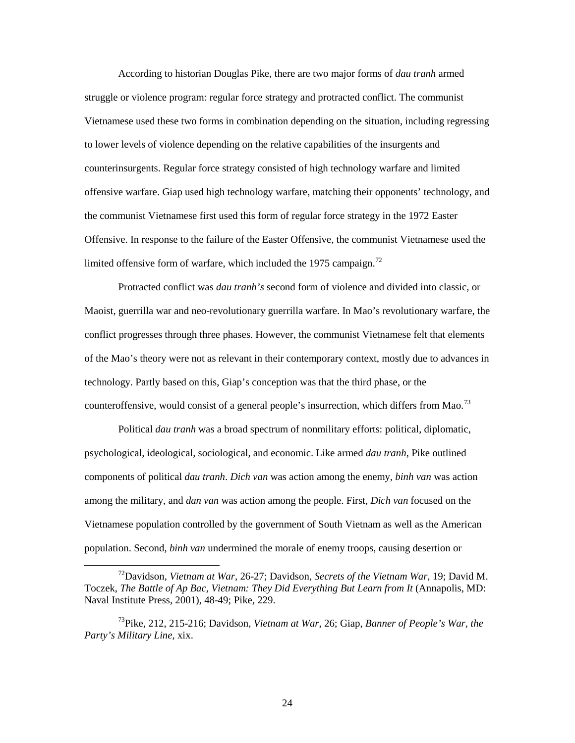According to historian Douglas Pike, there are two major forms of *dau tranh* armed struggle or violence program: regular force strategy and protracted conflict. The communist Vietnamese used these two forms in combination depending on the situation, including regressing to lower levels of violence depending on the relative capabilities of the insurgents and counterinsurgents. Regular force strategy consisted of high technology warfare and limited offensive warfare. Giap used high technology warfare, matching their opponents' technology, and the communist Vietnamese first used this form of regular force strategy in the 1972 Easter Offensive. In response to the failure of the Easter Offensive, the communist Vietnamese used the limited offensive form of warfare, which included the 1975 campaign.[72]

Protracted conflict was *dau tranh's* second form of violence and divided into classic, or Maoist, guerrilla war and neo-revolutionary guerrilla warfare. In Mao's revolutionary warfare, the conflict progresses through three phases. However, the communist Vietnamese felt that elements of the Mao's theory were not as relevant in their contemporary context, mostly due to advances in technology. Partly based on this, Giap's conception was that the third phase, or the counteroffensive, would consist of a general people's insurrection, which differs from Mao.[73]

Political *dau tranh* was a broad spectrum of nonmilitary efforts: political, diplomatic, psychological, ideological, sociological, and economic. Like armed *dau tranh*, Pike outlined components of political *dau tranh*. *Dich van* was action among the enemy, *binh van* was action among the military, and *dan van* was action among the people. First, *Dich van* focused on the Vietnamese population controlled by the government of South Vietnam as well as the American population. Second, *binh van* undermined the morale of enemy troops, causing desertion or

---

[72] Davidson, *Vietnam at War*, 26-27; Davidson, *Secrets of the Vietnam War*, 19; David M. Toczek, *The Battle of Ap Bac, Vietnam: They Did Everything But Learn from It* (Annapolis, MD: Naval Institute Press, 2001), 48-49; Pike, 229.

[73] Pike, 212, 215-216; Davidson, *Vietnam at War*, 26; Giap, *Banner of People's War, the Party's Military Line*, xix.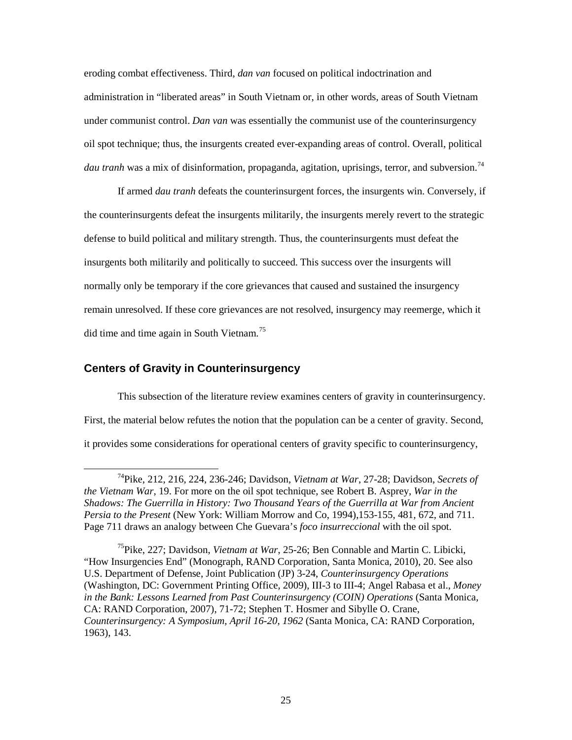eroding combat effectiveness. Third, *dan van* focused on political indoctrination and administration in "liberated areas" in South Vietnam or, in other words, areas of South Vietnam under communist control. *Dan van* was essentially the communist use of the counterinsurgency oil spot technique; thus, the insurgents created ever-expanding areas of control. Overall, political *dau tranh* was a mix of disinformation, propaganda, agitation, uprisings, terror, and subversion.[74]

If armed *dau tranh* defeats the counterinsurgent forces, the insurgents win. Conversely, if the counterinsurgents defeat the insurgents militarily, the insurgents merely revert to the strategic defense to build political and military strength. Thus, the counterinsurgents must defeat the insurgents both militarily and politically to succeed. This success over the insurgents will normally only be temporary if the core grievances that caused and sustained the insurgency remain unresolved. If these core grievances are not resolved, insurgency may reemerge, which it did time and time again in South Vietnam.[75]

### Centers of Gravity in Counterinsurgency

This subsection of the literature review examines centers of gravity in counterinsurgency. First, the material below refutes the notion that the population can be a center of gravity. Second, it provides some considerations for operational centers of gravity specific to counterinsurgency,

---

[74]Pike, 212, 216, 224, 236-246; Davidson, *Vietnam at War*, 27-28; Davidson, *Secrets of the Vietnam War*, 19. For more on the oil spot technique, see Robert B. Asprey, *War in the Shadows: The Guerrilla in History: Two Thousand Years of the Guerrilla at War from Ancient Persia to the Present* (New York: William Morrow and Co, 1994),153-155, 481, 672, and 711. Page 711 draws an analogy between Che Guevara's *foco insurreccional* with the oil spot.

[75]Pike, 227; Davidson, *Vietnam at War*, 25-26; Ben Connable and Martin C. Libicki, "How Insurgencies End" (Monograph, RAND Corporation, Santa Monica, 2010), 20. See also U.S. Department of Defense, Joint Publication (JP) 3-24, *Counterinsurgency Operations* (Washington, DC: Government Printing Office, 2009), III-3 to III-4; Angel Rabasa et al., *Money in the Bank: Lessons Learned from Past Counterinsurgency (COIN) Operations* (Santa Monica, CA: RAND Corporation, 2007), 71-72; Stephen T. Hosmer and Sibylle O. Crane, *Counterinsurgency: A Symposium, April 16-20, 1962* (Santa Monica, CA: RAND Corporation, 1963), 143.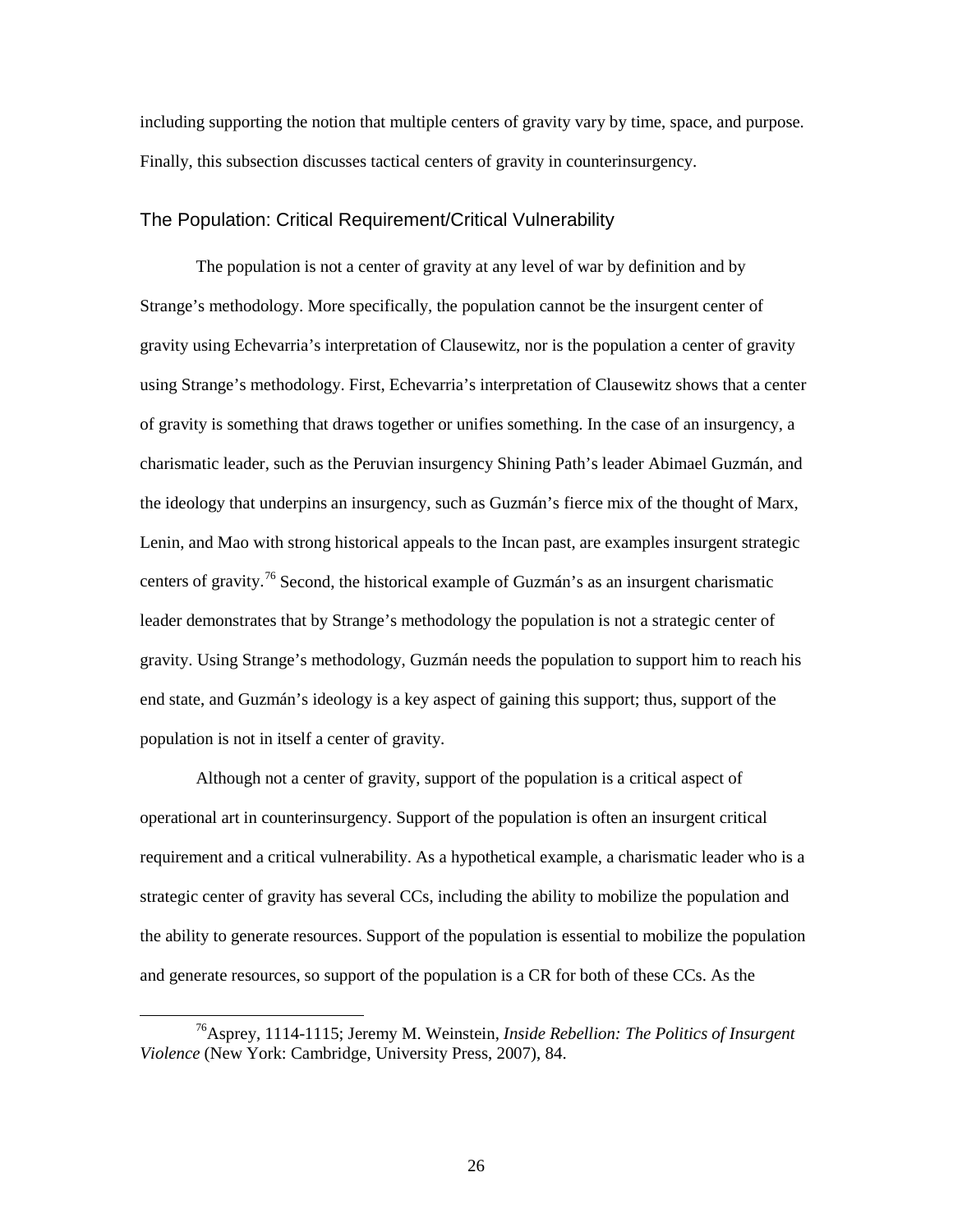including supporting the notion that multiple centers of gravity vary by time, space, and purpose. Finally, this subsection discusses tactical centers of gravity in counterinsurgency.

### The Population: Critical Requirement/Critical Vulnerability

The population is not a center of gravity at any level of war by definition and by Strange's methodology. More specifically, the population cannot be the insurgent center of gravity using Echevarria's interpretation of Clausewitz, nor is the population a center of gravity using Strange's methodology. First, Echevarria's interpretation of Clausewitz shows that a center of gravity is something that draws together or unifies something. In the case of an insurgency, a charismatic leader, such as the Peruvian insurgency Shining Path's leader Abimael Guzmán, and the ideology that underpins an insurgency, such as Guzmán's fierce mix of the thought of Marx, Lenin, and Mao with strong historical appeals to the Incan past, are examples insurgent strategic centers of gravity.[76] Second, the historical example of Guzmán's as an insurgent charismatic leader demonstrates that by Strange's methodology the population is not a strategic center of gravity. Using Strange's methodology, Guzmán needs the population to support him to reach his end state, and Guzmán's ideology is a key aspect of gaining this support; thus, support of the population is not in itself a center of gravity.

Although not a center of gravity, support of the population is a critical aspect of operational art in counterinsurgency. Support of the population is often an insurgent critical requirement and a critical vulnerability. As a hypothetical example, a charismatic leader who is a strategic center of gravity has several CCs, including the ability to mobilize the population and the ability to generate resources. Support of the population is essential to mobilize the population and generate resources, so support of the population is a CR for both of these CCs. As the

---

[76] Asprey, 1114-1115; Jeremy M. Weinstein, *Inside Rebellion: The Politics of Insurgent Violence* (New York: Cambridge, University Press, 2007), 84.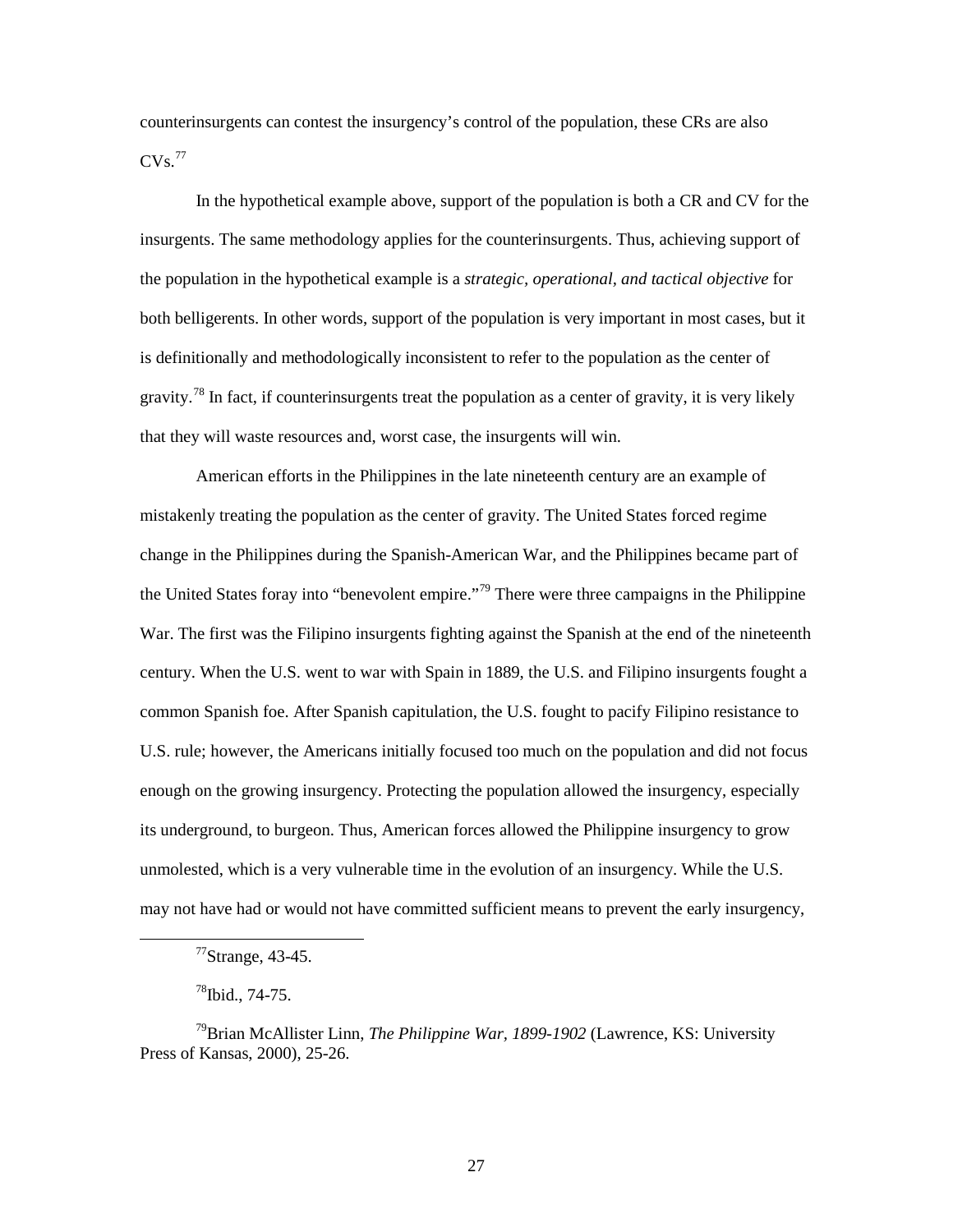counterinsurgents can contest the insurgency's control of the population, these CRs are also CVs.[77]

In the hypothetical example above, support of the population is both a CR and CV for the insurgents. The same methodology applies for the counterinsurgents. Thus, achieving support of the population in the hypothetical example is a *strategic, operational, and tactical objective* for both belligerents. In other words, support of the population is very important in most cases, but it is definitionally and methodologically inconsistent to refer to the population as the center of gravity.[78] In fact, if counterinsurgents treat the population as a center of gravity, it is very likely that they will waste resources and, worst case, the insurgents will win.

American efforts in the Philippines in the late nineteenth century are an example of mistakenly treating the population as the center of gravity. The United States forced regime change in the Philippines during the Spanish-American War, and the Philippines became part of the United States foray into "benevolent empire."[79] There were three campaigns in the Philippine War. The first was the Filipino insurgents fighting against the Spanish at the end of the nineteenth century. When the U.S. went to war with Spain in 1889, the U.S. and Filipino insurgents fought a common Spanish foe. After Spanish capitulation, the U.S. fought to pacify Filipino resistance to U.S. rule; however, the Americans initially focused too much on the population and did not focus enough on the growing insurgency. Protecting the population allowed the insurgency, especially its underground, to burgeon. Thus, American forces allowed the Philippine insurgency to grow unmolested, which is a very vulnerable time in the evolution of an insurgency. While the U.S. may not have had or would not have committed sufficient means to prevent the early insurgency,

---

[77]Strange, 43-45.

[78]Ibid., 74-75.

[79]Brian McAllister Linn, *The Philippine War, 1899-1902* (Lawrence, KS: University Press of Kansas, 2000), 25-26.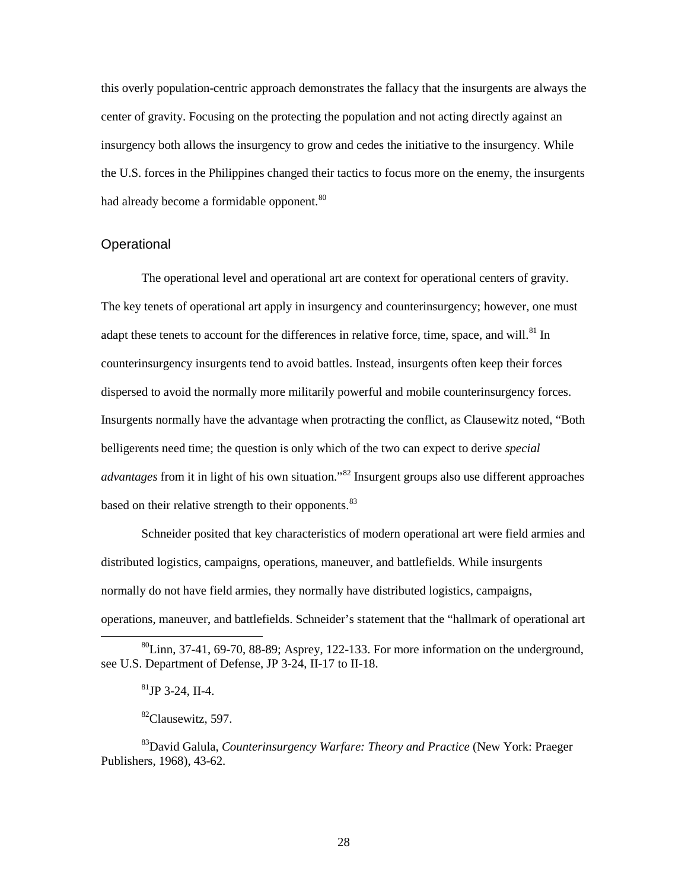this overly population-centric approach demonstrates the fallacy that the insurgents are always the center of gravity. Focusing on the protecting the population and not acting directly against an insurgency both allows the insurgency to grow and cedes the initiative to the insurgency. While the U.S. forces in the Philippines changed their tactics to focus more on the enemy, the insurgents had already become a formidable opponent.[80]

## Operational

The operational level and operational art are context for operational centers of gravity. The key tenets of operational art apply in insurgency and counterinsurgency; however, one must adapt these tenets to account for the differences in relative force, time, space, and will.[81] In counterinsurgency insurgents tend to avoid battles. Instead, insurgents often keep their forces dispersed to avoid the normally more militarily powerful and mobile counterinsurgency forces. Insurgents normally have the advantage when protracting the conflict, as Clausewitz noted, "Both belligerents need time; the question is only which of the two can expect to derive *special advantages* from it in light of his own situation."[82] Insurgent groups also use different approaches based on their relative strength to their opponents.[83]

Schneider posited that key characteristics of modern operational art were field armies and distributed logistics, campaigns, operations, maneuver, and battlefields. While insurgents normally do not have field armies, they normally have distributed logistics, campaigns, operations, maneuver, and battlefields. Schneider's statement that the "hallmark of operational art

---

[80] Linn, 37-41, 69-70, 88-89; Asprey, 122-133. For more information on the underground, see U.S. Department of Defense, JP 3-24, II-17 to II-18.

[81] JP 3-24, II-4.

[82] Clausewitz, 597.

[83] David Galula, *Counterinsurgency Warfare: Theory and Practice* (New York: Praeger Publishers, 1968), 43-62.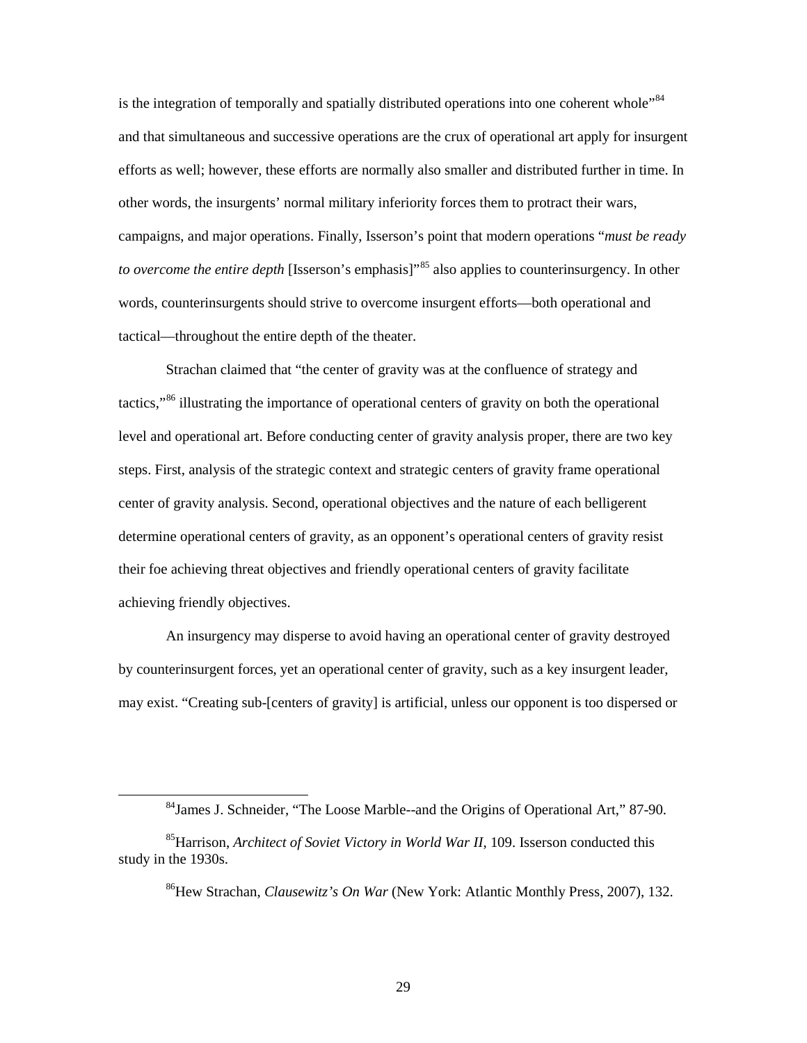is the integration of temporally and spatially distributed operations into one coherent whole"[84] and that simultaneous and successive operations are the crux of operational art apply for insurgent efforts as well; however, these efforts are normally also smaller and distributed further in time. In other words, the insurgents' normal military inferiority forces them to protract their wars, campaigns, and major operations. Finally, Isserson's point that modern operations "*must be ready to overcome the entire depth* [Isserson's emphasis]"[85] also applies to counterinsurgency. In other words, counterinsurgents should strive to overcome insurgent efforts—both operational and tactical—throughout the entire depth of the theater.

Strachan claimed that "the center of gravity was at the confluence of strategy and tactics,"[86] illustrating the importance of operational centers of gravity on both the operational level and operational art. Before conducting center of gravity analysis proper, there are two key steps. First, analysis of the strategic context and strategic centers of gravity frame operational center of gravity analysis. Second, operational objectives and the nature of each belligerent determine operational centers of gravity, as an opponent's operational centers of gravity resist their foe achieving threat objectives and friendly operational centers of gravity facilitate achieving friendly objectives.

An insurgency may disperse to avoid having an operational center of gravity destroyed by counterinsurgent forces, yet an operational center of gravity, such as a key insurgent leader, may exist. "Creating sub-[centers of gravity] is artificial, unless our opponent is too dispersed or

---

[84] James J. Schneider, "The Loose Marble--and the Origins of Operational Art," 87-90.

[85] Harrison, *Architect of Soviet Victory in World War II*, 109. Isserson conducted this study in the 1930s.

[86] Hew Strachan, *Clausewitz's On War* (New York: Atlantic Monthly Press, 2007), 132.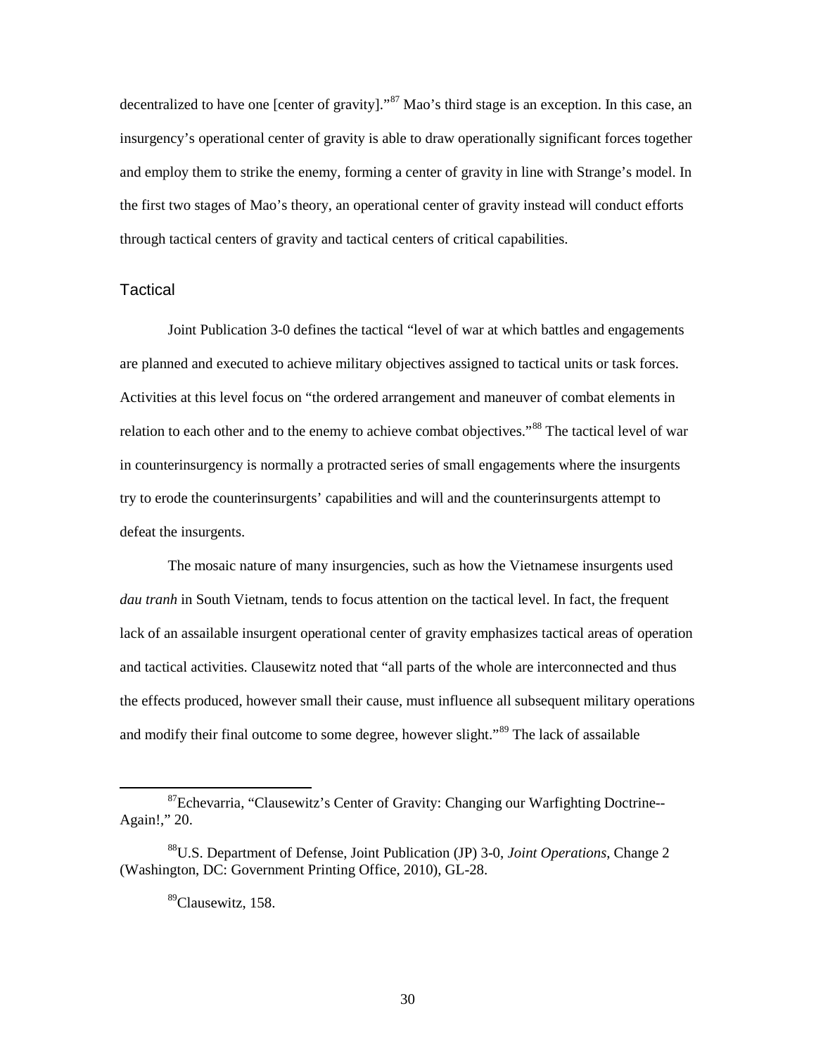decentralized to have one [center of gravity]."[87] Mao's third stage is an exception. In this case, an insurgency's operational center of gravity is able to draw operationally significant forces together and employ them to strike the enemy, forming a center of gravity in line with Strange's model. In the first two stages of Mao's theory, an operational center of gravity instead will conduct efforts through tactical centers of gravity and tactical centers of critical capabilities.

### Tactical

Joint Publication 3-0 defines the tactical "level of war at which battles and engagements are planned and executed to achieve military objectives assigned to tactical units or task forces. Activities at this level focus on "the ordered arrangement and maneuver of combat elements in relation to each other and to the enemy to achieve combat objectives."[88] The tactical level of war in counterinsurgency is normally a protracted series of small engagements where the insurgents try to erode the counterinsurgents' capabilities and will and the counterinsurgents attempt to defeat the insurgents.

The mosaic nature of many insurgencies, such as how the Vietnamese insurgents used *dau tranh* in South Vietnam, tends to focus attention on the tactical level. In fact, the frequent lack of an assailable insurgent operational center of gravity emphasizes tactical areas of operation and tactical activities. Clausewitz noted that "all parts of the whole are interconnected and thus the effects produced, however small their cause, must influence all subsequent military operations and modify their final outcome to some degree, however slight."[89] The lack of assailable

[87] Echevarria, "Clausewitz's Center of Gravity: Changing our Warfighting Doctrine--Again!," 20.

[88] U.S. Department of Defense, Joint Publication (JP) 3-0, *Joint Operations*, Change 2 (Washington, DC: Government Printing Office, 2010), GL-28.

[89] Clausewitz, 158.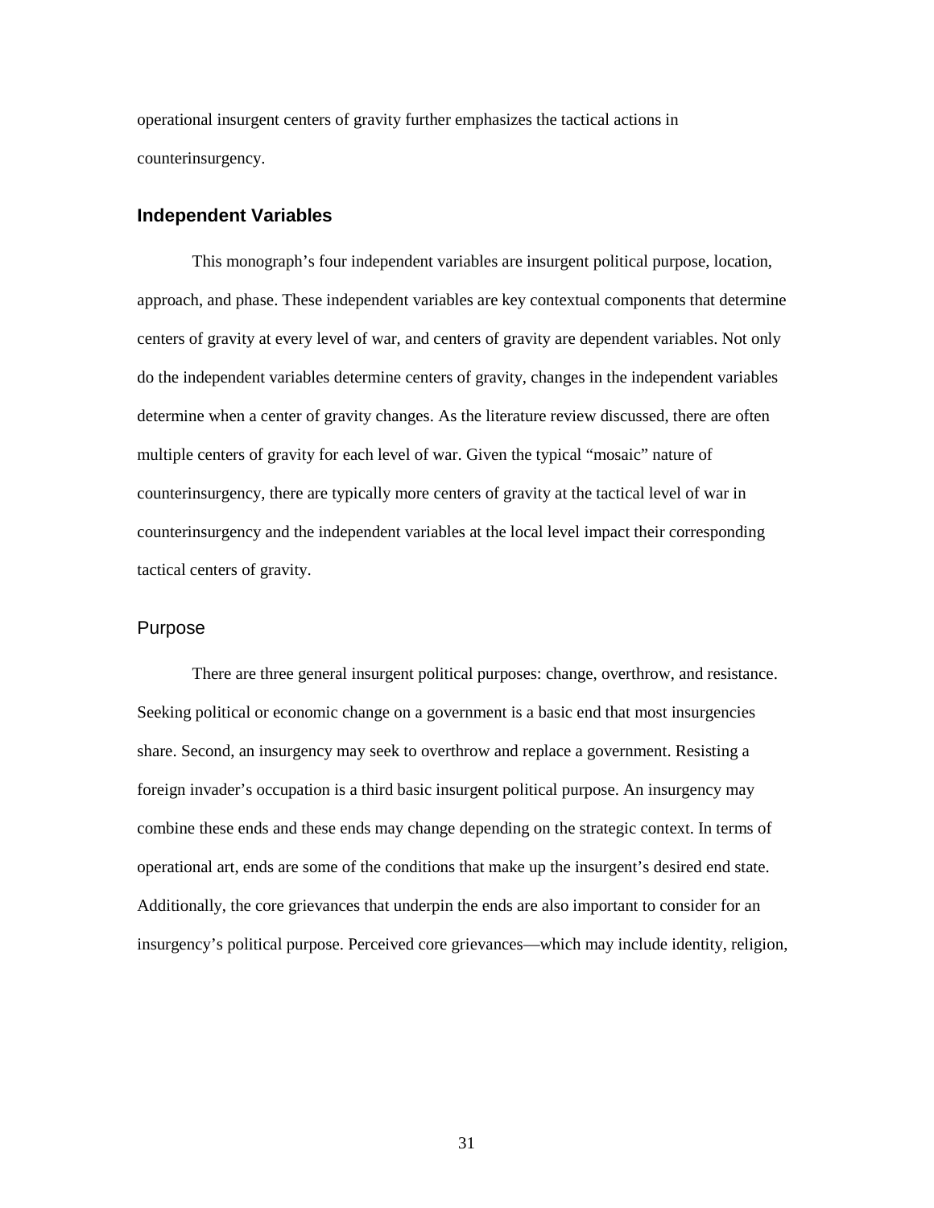operational insurgent centers of gravity further emphasizes the tactical actions in counterinsurgency.

### Independent Variables

This monograph's four independent variables are insurgent political purpose, location, approach, and phase. These independent variables are key contextual components that determine centers of gravity at every level of war, and centers of gravity are dependent variables. Not only do the independent variables determine centers of gravity, changes in the independent variables determine when a center of gravity changes. As the literature review discussed, there are often multiple centers of gravity for each level of war. Given the typical "mosaic" nature of counterinsurgency, there are typically more centers of gravity at the tactical level of war in counterinsurgency and the independent variables at the local level impact their corresponding tactical centers of gravity.

#### Purpose

There are three general insurgent political purposes: change, overthrow, and resistance. Seeking political or economic change on a government is a basic end that most insurgencies share. Second, an insurgency may seek to overthrow and replace a government. Resisting a foreign invader's occupation is a third basic insurgent political purpose. An insurgency may combine these ends and these ends may change depending on the strategic context. In terms of operational art, ends are some of the conditions that make up the insurgent's desired end state. Additionally, the core grievances that underpin the ends are also important to consider for an insurgency's political purpose. Perceived core grievances—which may include identity, religion,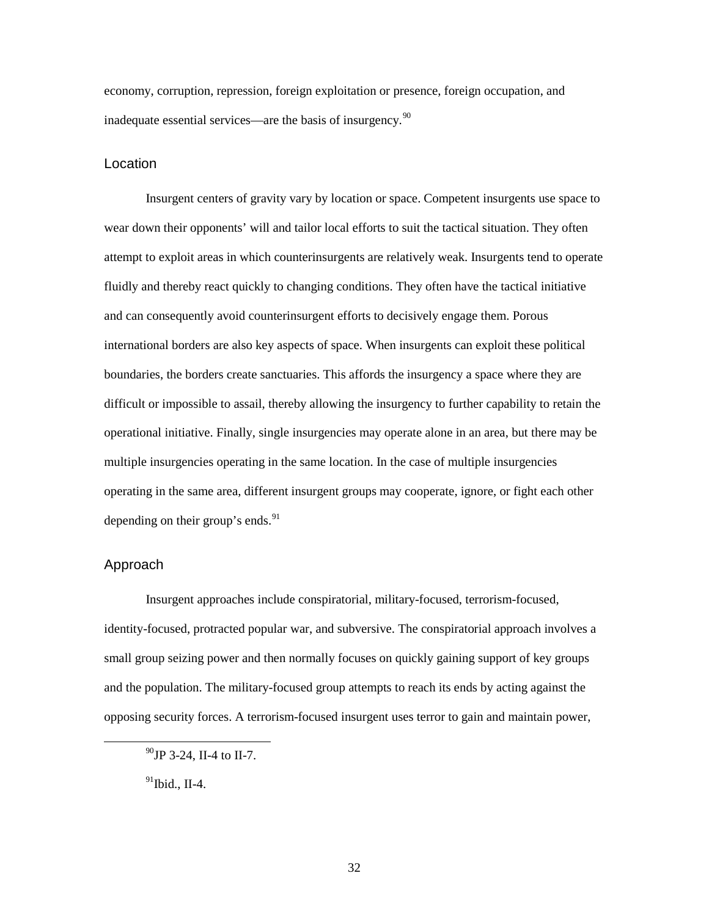economy, corruption, repression, foreign exploitation or presence, foreign occupation, and inadequate essential services—are the basis of insurgency.[90]

## Location

Insurgent centers of gravity vary by location or space. Competent insurgents use space to wear down their opponents' will and tailor local efforts to suit the tactical situation. They often attempt to exploit areas in which counterinsurgents are relatively weak. Insurgents tend to operate fluidly and thereby react quickly to changing conditions. They often have the tactical initiative and can consequently avoid counterinsurgent efforts to decisively engage them. Porous international borders are also key aspects of space. When insurgents can exploit these political boundaries, the borders create sanctuaries. This affords the insurgency a space where they are difficult or impossible to assail, thereby allowing the insurgency to further capability to retain the operational initiative. Finally, single insurgencies may operate alone in an area, but there may be multiple insurgencies operating in the same location. In the case of multiple insurgencies operating in the same area, different insurgent groups may cooperate, ignore, or fight each other depending on their group's ends.[91]

## Approach

Insurgent approaches include conspiratorial, military-focused, terrorism-focused, identity-focused, protracted popular war, and subversive. The conspiratorial approach involves a small group seizing power and then normally focuses on quickly gaining support of key groups and the population. The military-focused group attempts to reach its ends by acting against the opposing security forces. A terrorism-focused insurgent uses terror to gain and maintain power,

---

[90] JP 3-24, II-4 to II-7.

[91] Ibid., II-4.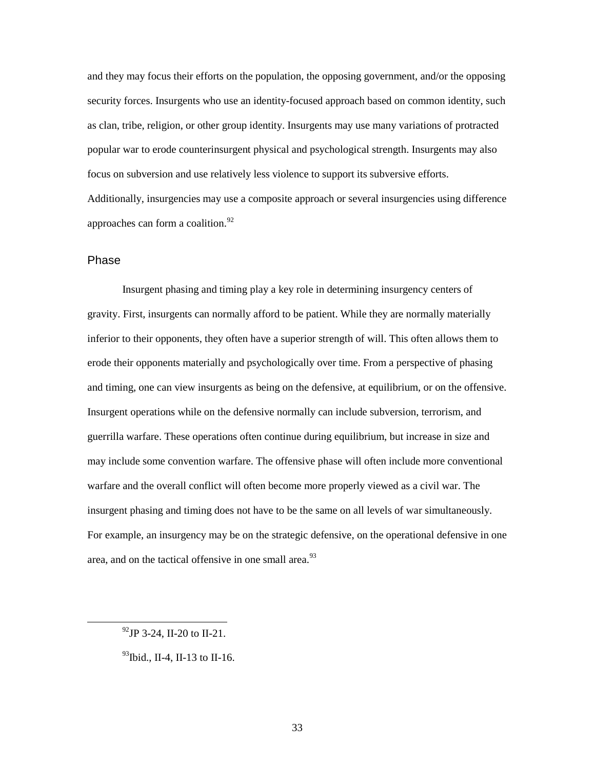and they may focus their efforts on the population, the opposing government, and/or the opposing security forces. Insurgents who use an identity-focused approach based on common identity, such as clan, tribe, religion, or other group identity. Insurgents may use many variations of protracted popular war to erode counterinsurgent physical and psychological strength. Insurgents may also focus on subversion and use relatively less violence to support its subversive efforts. Additionally, insurgencies may use a composite approach or several insurgencies using difference approaches can form a coalition.[92]

## Phase

Insurgent phasing and timing play a key role in determining insurgency centers of gravity. First, insurgents can normally afford to be patient. While they are normally materially inferior to their opponents, they often have a superior strength of will. This often allows them to erode their opponents materially and psychologically over time. From a perspective of phasing and timing, one can view insurgents as being on the defensive, at equilibrium, or on the offensive. Insurgent operations while on the defensive normally can include subversion, terrorism, and guerrilla warfare. These operations often continue during equilibrium, but increase in size and may include some convention warfare. The offensive phase will often include more conventional warfare and the overall conflict will often become more properly viewed as a civil war. The insurgent phasing and timing does not have to be the same on all levels of war simultaneously. For example, an insurgency may be on the strategic defensive, on the operational defensive in one area, and on the tactical offensive in one small area.[93]

---

[92]JP 3-24, II-20 to II-21.

[93]Ibid., II-4, II-13 to II-16.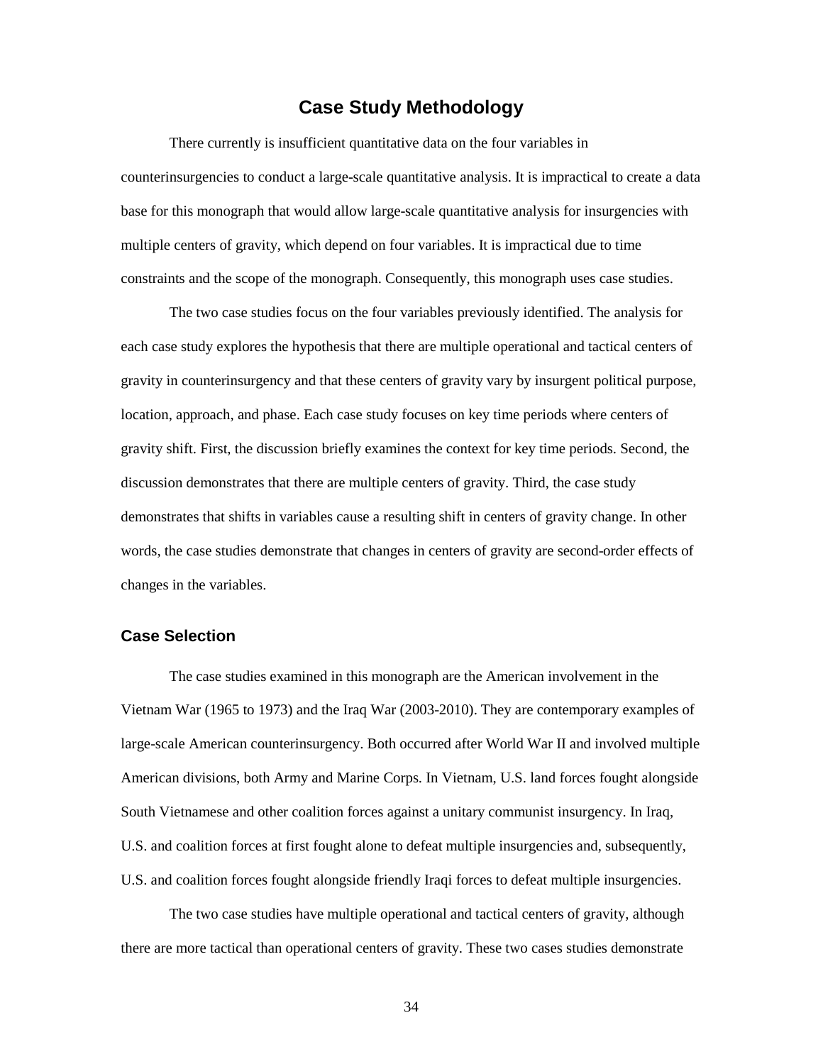# Case Study Methodology

There currently is insufficient quantitative data on the four variables in counterinsurgencies to conduct a large-scale quantitative analysis. It is impractical to create a data base for this monograph that would allow large-scale quantitative analysis for insurgencies with multiple centers of gravity, which depend on four variables. It is impractical due to time constraints and the scope of the monograph. Consequently, this monograph uses case studies.

The two case studies focus on the four variables previously identified. The analysis for each case study explores the hypothesis that there are multiple operational and tactical centers of gravity in counterinsurgency and that these centers of gravity vary by insurgent political purpose, location, approach, and phase. Each case study focuses on key time periods where centers of gravity shift. First, the discussion briefly examines the context for key time periods. Second, the discussion demonstrates that there are multiple centers of gravity. Third, the case study demonstrates that shifts in variables cause a resulting shift in centers of gravity change. In other words, the case studies demonstrate that changes in centers of gravity are second-order effects of changes in the variables.

## Case Selection

The case studies examined in this monograph are the American involvement in the Vietnam War (1965 to 1973) and the Iraq War (2003-2010). They are contemporary examples of large-scale American counterinsurgency. Both occurred after World War II and involved multiple American divisions, both Army and Marine Corps. In Vietnam, U.S. land forces fought alongside South Vietnamese and other coalition forces against a unitary communist insurgency. In Iraq, U.S. and coalition forces at first fought alone to defeat multiple insurgencies and, subsequently, U.S. and coalition forces fought alongside friendly Iraqi forces to defeat multiple insurgencies.

The two case studies have multiple operational and tactical centers of gravity, although there are more tactical than operational centers of gravity. These two cases studies demonstrate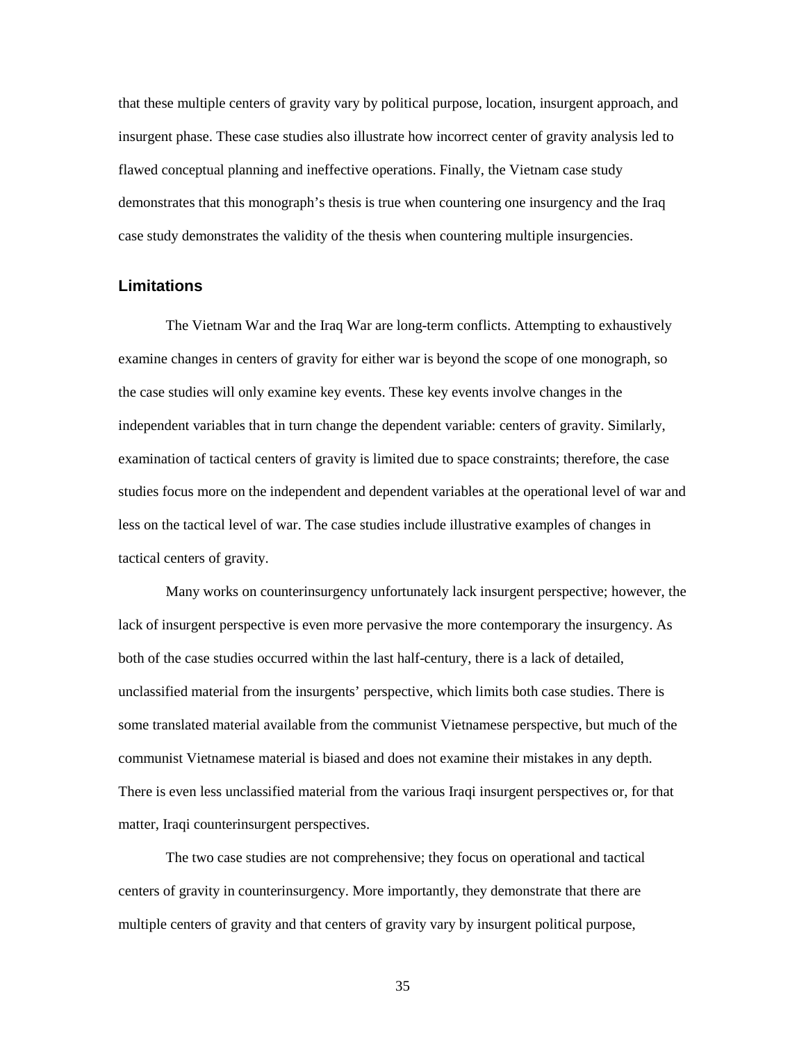that these multiple centers of gravity vary by political purpose, location, insurgent approach, and insurgent phase. These case studies also illustrate how incorrect center of gravity analysis led to flawed conceptual planning and ineffective operations. Finally, the Vietnam case study demonstrates that this monograph's thesis is true when countering one insurgency and the Iraq case study demonstrates the validity of the thesis when countering multiple insurgencies.

### Limitations

The Vietnam War and the Iraq War are long-term conflicts. Attempting to exhaustively examine changes in centers of gravity for either war is beyond the scope of one monograph, so the case studies will only examine key events. These key events involve changes in the independent variables that in turn change the dependent variable: centers of gravity. Similarly, examination of tactical centers of gravity is limited due to space constraints; therefore, the case studies focus more on the independent and dependent variables at the operational level of war and less on the tactical level of war. The case studies include illustrative examples of changes in tactical centers of gravity.

Many works on counterinsurgency unfortunately lack insurgent perspective; however, the lack of insurgent perspective is even more pervasive the more contemporary the insurgency. As both of the case studies occurred within the last half-century, there is a lack of detailed, unclassified material from the insurgents' perspective, which limits both case studies. There is some translated material available from the communist Vietnamese perspective, but much of the communist Vietnamese material is biased and does not examine their mistakes in any depth. There is even less unclassified material from the various Iraqi insurgent perspectives or, for that matter, Iraqi counterinsurgent perspectives.

The two case studies are not comprehensive; they focus on operational and tactical centers of gravity in counterinsurgency. More importantly, they demonstrate that there are multiple centers of gravity and that centers of gravity vary by insurgent political purpose,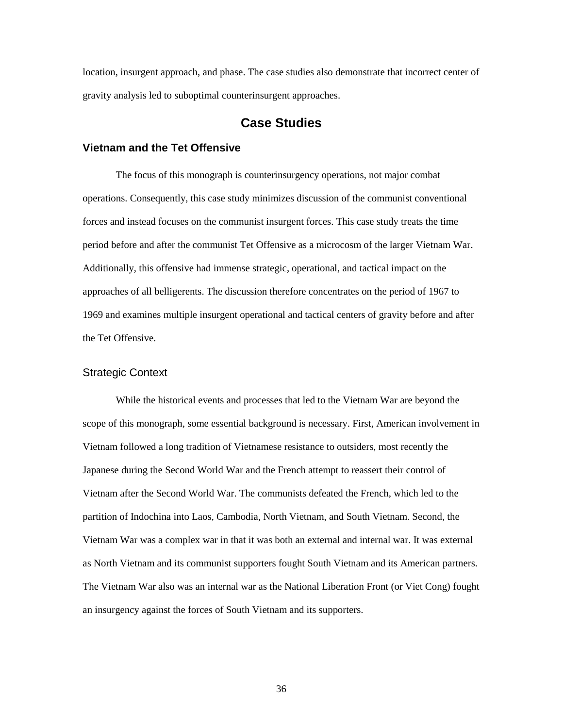location, insurgent approach, and phase. The case studies also demonstrate that incorrect center of gravity analysis led to suboptimal counterinsurgent approaches.

# Case Studies

## Vietnam and the Tet Offensive

The focus of this monograph is counterinsurgency operations, not major combat operations. Consequently, this case study minimizes discussion of the communist conventional forces and instead focuses on the communist insurgent forces. This case study treats the time period before and after the communist Tet Offensive as a microcosm of the larger Vietnam War. Additionally, this offensive had immense strategic, operational, and tactical impact on the approaches of all belligerents. The discussion therefore concentrates on the period of 1967 to 1969 and examines multiple insurgent operational and tactical centers of gravity before and after the Tet Offensive.

### Strategic Context

While the historical events and processes that led to the Vietnam War are beyond the scope of this monograph, some essential background is necessary. First, American involvement in Vietnam followed a long tradition of Vietnamese resistance to outsiders, most recently the Japanese during the Second World War and the French attempt to reassert their control of Vietnam after the Second World War. The communists defeated the French, which led to the partition of Indochina into Laos, Cambodia, North Vietnam, and South Vietnam. Second, the Vietnam War was a complex war in that it was both an external and internal war. It was external as North Vietnam and its communist supporters fought South Vietnam and its American partners. The Vietnam War also was an internal war as the National Liberation Front (or Viet Cong) fought an insurgency against the forces of South Vietnam and its supporters.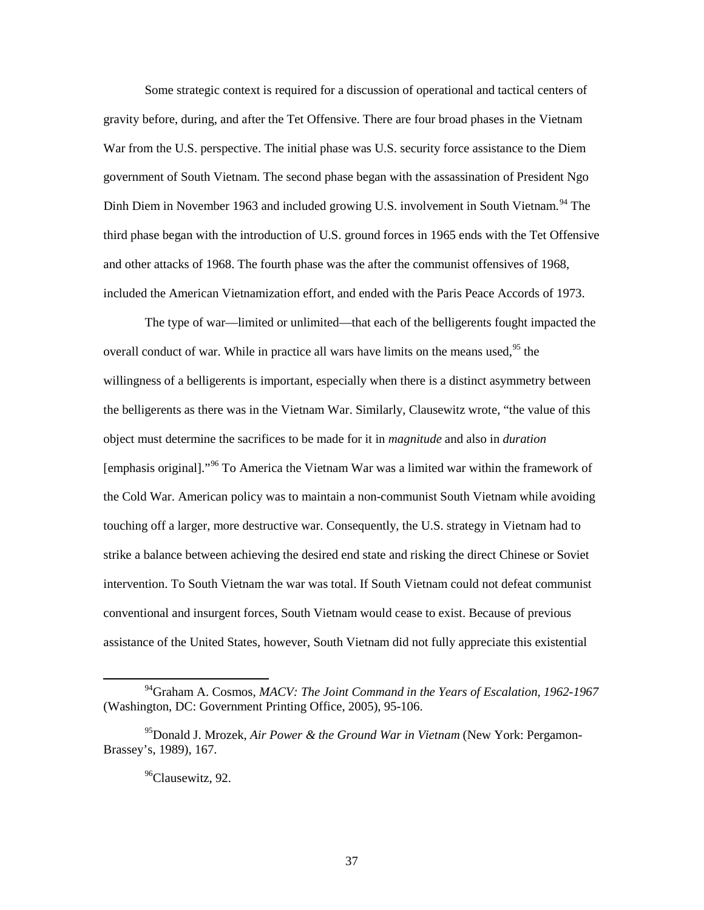Some strategic context is required for a discussion of operational and tactical centers of gravity before, during, and after the Tet Offensive. There are four broad phases in the Vietnam War from the U.S. perspective. The initial phase was U.S. security force assistance to the Diem government of South Vietnam. The second phase began with the assassination of President Ngo Dinh Diem in November 1963 and included growing U.S. involvement in South Vietnam.[94] The third phase began with the introduction of U.S. ground forces in 1965 ends with the Tet Offensive and other attacks of 1968. The fourth phase was the after the communist offensives of 1968, included the American Vietnamization effort, and ended with the Paris Peace Accords of 1973.

The type of war—limited or unlimited—that each of the belligerents fought impacted the overall conduct of war. While in practice all wars have limits on the means used,[95] the willingness of a belligerents is important, especially when there is a distinct asymmetry between the belligerents as there was in the Vietnam War. Similarly, Clausewitz wrote, "the value of this object must determine the sacrifices to be made for it in *magnitude* and also in *duration* [emphasis original]."[96] To America the Vietnam War was a limited war within the framework of the Cold War. American policy was to maintain a non-communist South Vietnam while avoiding touching off a larger, more destructive war. Consequently, the U.S. strategy in Vietnam had to strike a balance between achieving the desired end state and risking the direct Chinese or Soviet intervention. To South Vietnam the war was total. If South Vietnam could not defeat communist conventional and insurgent forces, South Vietnam would cease to exist. Because of previous assistance of the United States, however, South Vietnam did not fully appreciate this existential

---

[94] Graham A. Cosmos, *MACV: The Joint Command in the Years of Escalation, 1962-1967* (Washington, DC: Government Printing Office, 2005), 95-106.

[95] Donald J. Mrozek, *Air Power & the Ground War in Vietnam* (New York: Pergamon-Brassey's, 1989), 167.

[96] Clausewitz, 92.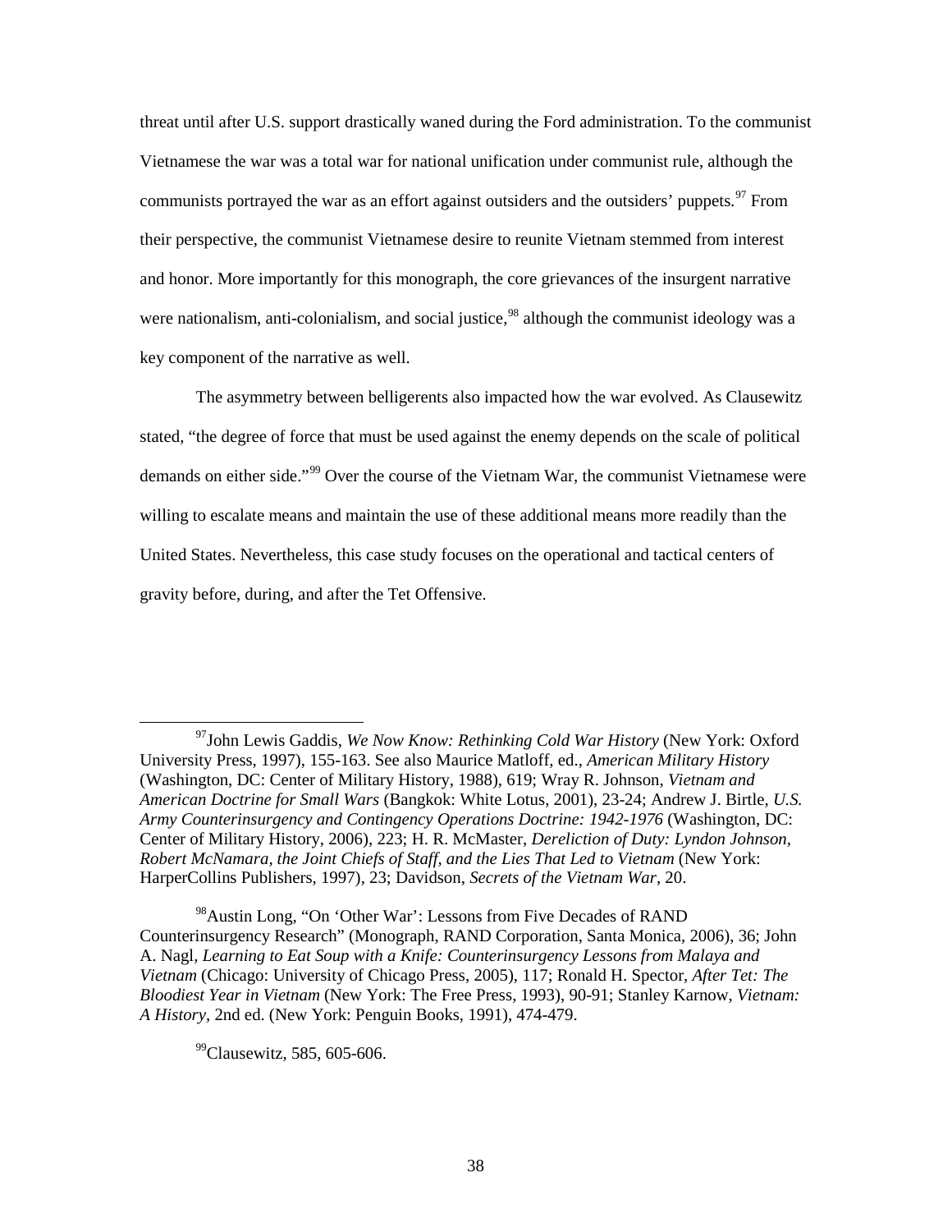threat until after U.S. support drastically waned during the Ford administration. To the communist Vietnamese the war was a total war for national unification under communist rule, although the communists portrayed the war as an effort against outsiders and the outsiders' puppets.[97] From their perspective, the communist Vietnamese desire to reunite Vietnam stemmed from interest and honor. More importantly for this monograph, the core grievances of the insurgent narrative were nationalism, anti-colonialism, and social justice,[98] although the communist ideology was a key component of the narrative as well.

The asymmetry between belligerents also impacted how the war evolved. As Clausewitz stated, "the degree of force that must be used against the enemy depends on the scale of political demands on either side."[99] Over the course of the Vietnam War, the communist Vietnamese were willing to escalate means and maintain the use of these additional means more readily than the United States. Nevertheless, this case study focuses on the operational and tactical centers of gravity before, during, and after the Tet Offensive.

---

[97] John Lewis Gaddis, *We Now Know: Rethinking Cold War History* (New York: Oxford University Press, 1997), 155-163. See also Maurice Matloff, ed., *American Military History* (Washington, DC: Center of Military History, 1988), 619; Wray R. Johnson, *Vietnam and American Doctrine for Small Wars* (Bangkok: White Lotus, 2001), 23-24; Andrew J. Birtle, *U.S. Army Counterinsurgency and Contingency Operations Doctrine: 1942-1976* (Washington, DC: Center of Military History, 2006), 223; H. R. McMaster, *Dereliction of Duty: Lyndon Johnson, Robert McNamara, the Joint Chiefs of Staff, and the Lies That Led to Vietnam* (New York: HarperCollins Publishers, 1997), 23; Davidson, *Secrets of the Vietnam War*, 20.

[98] Austin Long, "On 'Other War': Lessons from Five Decades of RAND Counterinsurgency Research" (Monograph, RAND Corporation, Santa Monica, 2006), 36; John A. Nagl, *Learning to Eat Soup with a Knife: Counterinsurgency Lessons from Malaya and Vietnam* (Chicago: University of Chicago Press, 2005), 117; Ronald H. Spector, *After Tet: The Bloodiest Year in Vietnam* (New York: The Free Press, 1993), 90-91; Stanley Karnow, *Vietnam: A History*, 2nd ed. (New York: Penguin Books, 1991), 474-479.

[99] Clausewitz, 585, 605-606.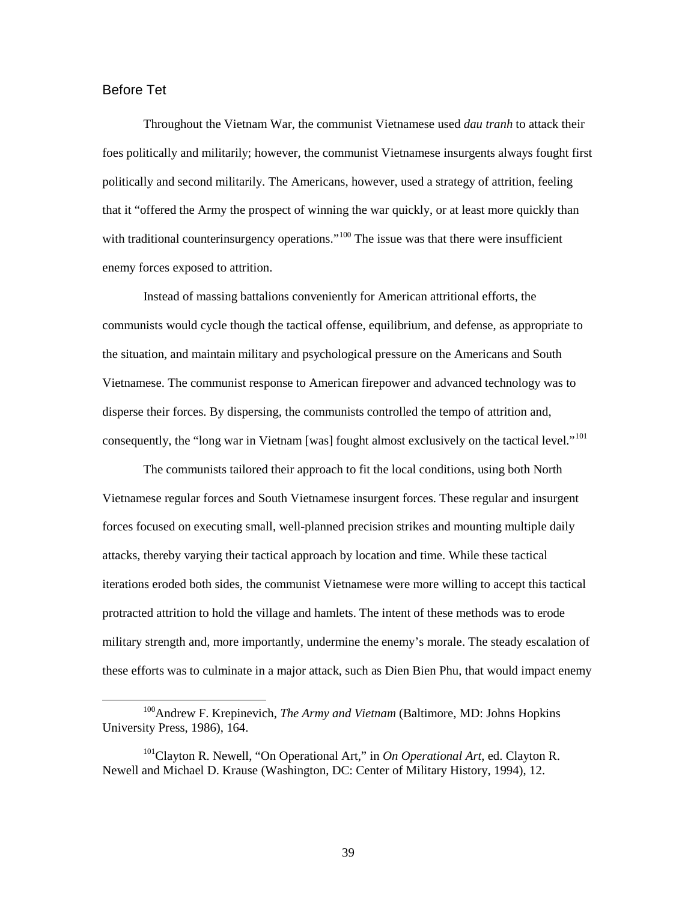## Before Tet

Throughout the Vietnam War, the communist Vietnamese used *dau tranh* to attack their foes politically and militarily; however, the communist Vietnamese insurgents always fought first politically and second militarily. The Americans, however, used a strategy of attrition, feeling that it "offered the Army the prospect of winning the war quickly, or at least more quickly than with traditional counterinsurgency operations."[100] The issue was that there were insufficient enemy forces exposed to attrition.

Instead of massing battalions conveniently for American attritional efforts, the communists would cycle though the tactical offense, equilibrium, and defense, as appropriate to the situation, and maintain military and psychological pressure on the Americans and South Vietnamese. The communist response to American firepower and advanced technology was to disperse their forces. By dispersing, the communists controlled the tempo of attrition and, consequently, the "long war in Vietnam [was] fought almost exclusively on the tactical level."[101]

The communists tailored their approach to fit the local conditions, using both North Vietnamese regular forces and South Vietnamese insurgent forces. These regular and insurgent forces focused on executing small, well-planned precision strikes and mounting multiple daily attacks, thereby varying their tactical approach by location and time. While these tactical iterations eroded both sides, the communist Vietnamese were more willing to accept this tactical protracted attrition to hold the village and hamlets. The intent of these methods was to erode military strength and, more importantly, undermine the enemy's morale. The steady escalation of these efforts was to culminate in a major attack, such as Dien Bien Phu, that would impact enemy

---

[100]Andrew F. Krepinevich, *The Army and Vietnam* (Baltimore, MD: Johns Hopkins University Press, 1986), 164.

[101]Clayton R. Newell, "On Operational Art," in *On Operational Art*, ed. Clayton R. Newell and Michael D. Krause (Washington, DC: Center of Military History, 1994), 12.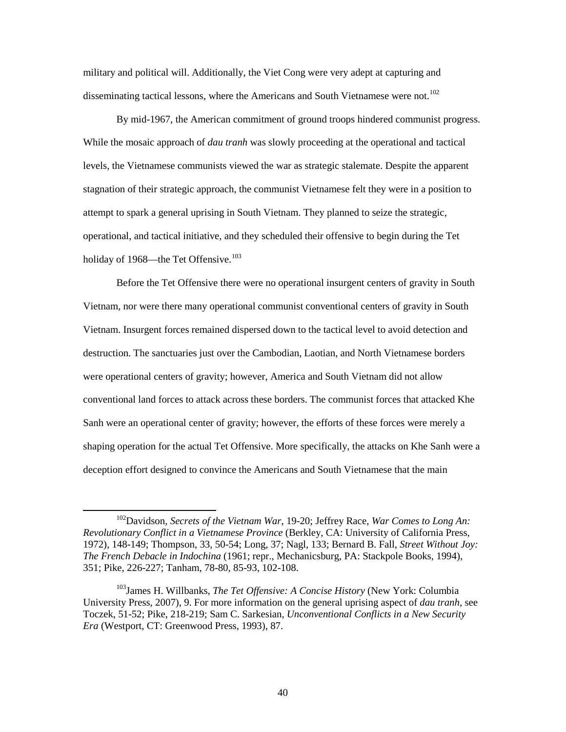military and political will. Additionally, the Viet Cong were very adept at capturing and disseminating tactical lessons, where the Americans and South Vietnamese were not.[102]

By mid-1967, the American commitment of ground troops hindered communist progress. While the mosaic approach of *dau tranh* was slowly proceeding at the operational and tactical levels, the Vietnamese communists viewed the war as strategic stalemate. Despite the apparent stagnation of their strategic approach, the communist Vietnamese felt they were in a position to attempt to spark a general uprising in South Vietnam. They planned to seize the strategic, operational, and tactical initiative, and they scheduled their offensive to begin during the Tet holiday of 1968—the Tet Offensive.[103]

Before the Tet Offensive there were no operational insurgent centers of gravity in South Vietnam, nor were there many operational communist conventional centers of gravity in South Vietnam. Insurgent forces remained dispersed down to the tactical level to avoid detection and destruction. The sanctuaries just over the Cambodian, Laotian, and North Vietnamese borders were operational centers of gravity; however, America and South Vietnam did not allow conventional land forces to attack across these borders. The communist forces that attacked Khe Sanh were an operational center of gravity; however, the efforts of these forces were merely a shaping operation for the actual Tet Offensive. More specifically, the attacks on Khe Sanh were a deception effort designed to convince the Americans and South Vietnamese that the main

---

[102] Davidson, *Secrets of the Vietnam War*, 19-20; Jeffrey Race, *War Comes to Long An: Revolutionary Conflict in a Vietnamese Province* (Berkley, CA: University of California Press, 1972), 148-149; Thompson, 33, 50-54; Long, 37; Nagl, 133; Bernard B. Fall, *Street Without Joy: The French Debacle in Indochina* (1961; repr., Mechanicsburg, PA: Stackpole Books, 1994), 351; Pike, 226-227; Tanham, 78-80, 85-93, 102-108.

[103] James H. Willbanks, *The Tet Offensive: A Concise History* (New York: Columbia University Press, 2007), 9. For more information on the general uprising aspect of *dau tranh*, see Toczek, 51-52; Pike, 218-219; Sam C. Sarkesian, *Unconventional Conflicts in a New Security Era* (Westport, CT: Greenwood Press, 1993), 87.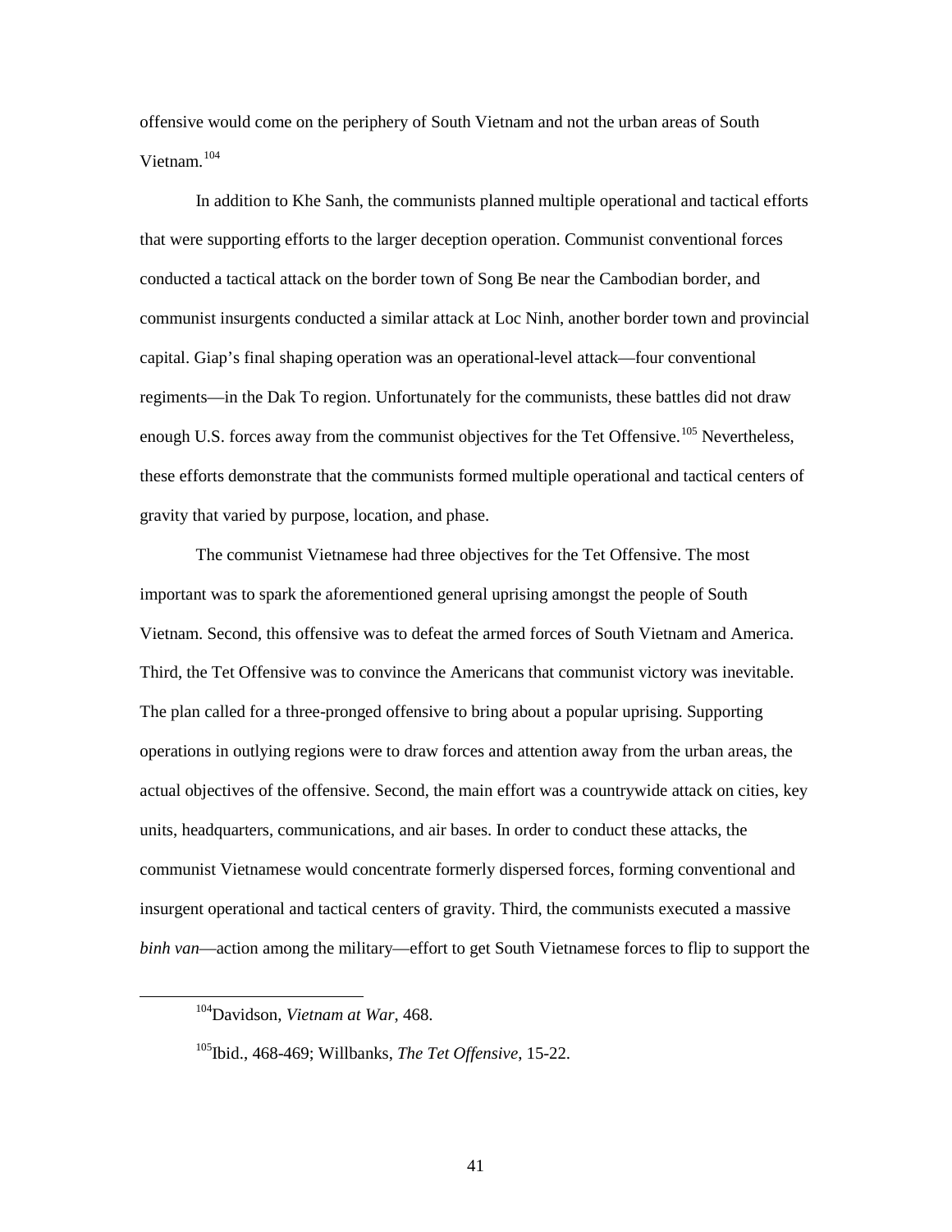offensive would come on the periphery of South Vietnam and not the urban areas of South Vietnam.[104]

In addition to Khe Sanh, the communists planned multiple operational and tactical efforts that were supporting efforts to the larger deception operation. Communist conventional forces conducted a tactical attack on the border town of Song Be near the Cambodian border, and communist insurgents conducted a similar attack at Loc Ninh, another border town and provincial capital. Giap's final shaping operation was an operational-level attack—four conventional regiments—in the Dak To region. Unfortunately for the communists, these battles did not draw enough U.S. forces away from the communist objectives for the Tet Offensive.[105] Nevertheless, these efforts demonstrate that the communists formed multiple operational and tactical centers of gravity that varied by purpose, location, and phase.

The communist Vietnamese had three objectives for the Tet Offensive. The most important was to spark the aforementioned general uprising amongst the people of South Vietnam. Second, this offensive was to defeat the armed forces of South Vietnam and America. Third, the Tet Offensive was to convince the Americans that communist victory was inevitable. The plan called for a three-pronged offensive to bring about a popular uprising. Supporting operations in outlying regions were to draw forces and attention away from the urban areas, the actual objectives of the offensive. Second, the main effort was a countrywide attack on cities, key units, headquarters, communications, and air bases. In order to conduct these attacks, the communist Vietnamese would concentrate formerly dispersed forces, forming conventional and insurgent operational and tactical centers of gravity. Third, the communists executed a massive *binh van*—action among the military—effort to get South Vietnamese forces to flip to support the

[104] Davidson, *Vietnam at War*, 468.

[105] Ibid., 468-469; Willbanks, *The Tet Offensive*, 15-22.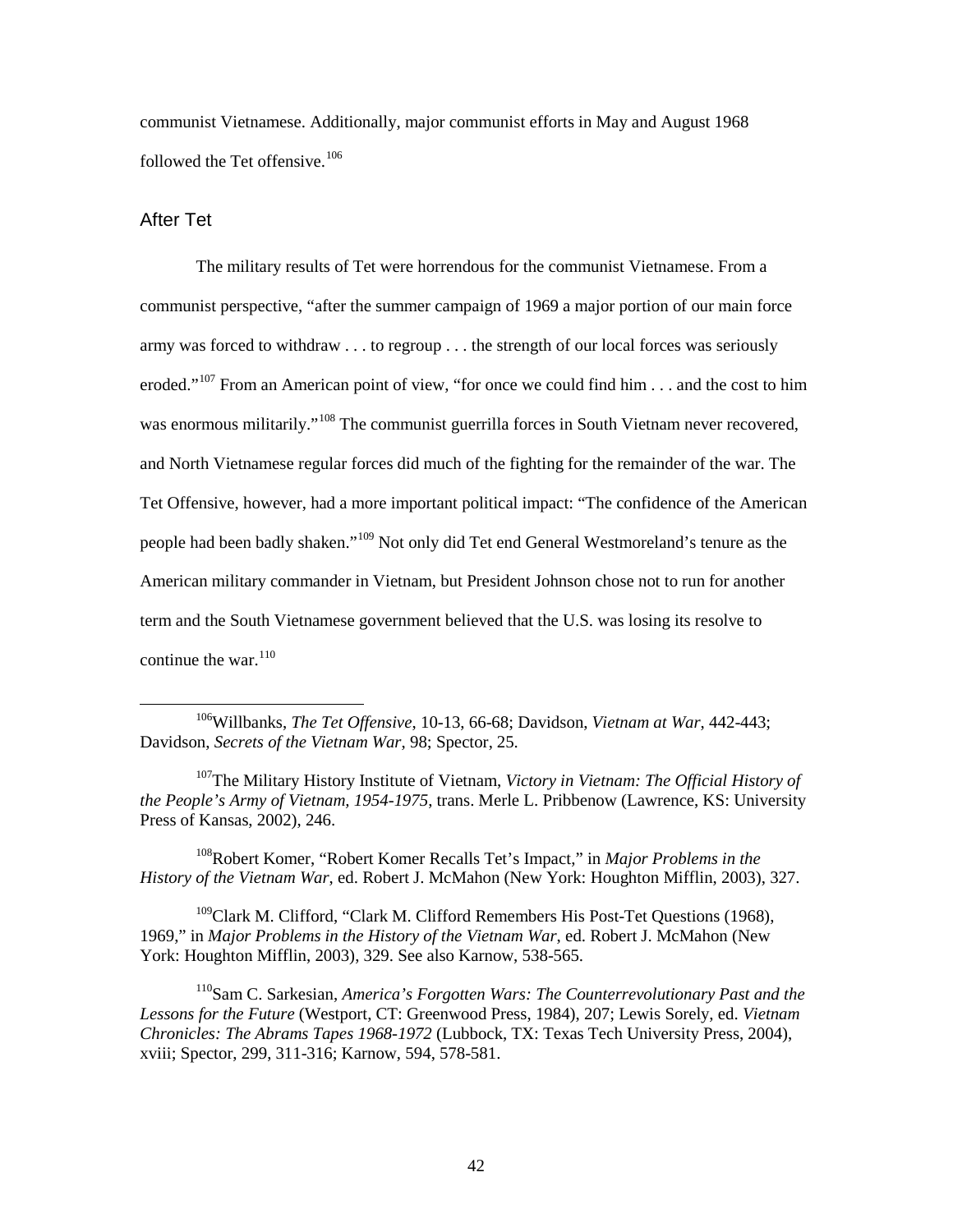communist Vietnamese. Additionally, major communist efforts in May and August 1968 followed the Tet offensive.[106]

## After Tet

The military results of Tet were horrendous for the communist Vietnamese. From a communist perspective, "after the summer campaign of 1969 a major portion of our main force army was forced to withdraw . . . to regroup . . . the strength of our local forces was seriously eroded."[107] From an American point of view, "for once we could find him . . . and the cost to him was enormous militarily."[108] The communist guerrilla forces in South Vietnam never recovered, and North Vietnamese regular forces did much of the fighting for the remainder of the war. The Tet Offensive, however, had a more important political impact: "The confidence of the American people had been badly shaken."[109] Not only did Tet end General Westmoreland's tenure as the American military commander in Vietnam, but President Johnson chose not to run for another term and the South Vietnamese government believed that the U.S. was losing its resolve to continue the war.[110]

---

[106]Willbanks, *The Tet Offensive*, 10-13, 66-68; Davidson, *Vietnam at War*, 442-443; Davidson, *Secrets of the Vietnam War*, 98; Spector, 25.

[107]The Military History Institute of Vietnam, *Victory in Vietnam: The Official History of the People's Army of Vietnam, 1954-1975*, trans. Merle L. Pribbenow (Lawrence, KS: University Press of Kansas, 2002), 246.

[108]Robert Komer, "Robert Komer Recalls Tet's Impact," in *Major Problems in the History of the Vietnam War*, ed. Robert J. McMahon (New York: Houghton Mifflin, 2003), 327.

[109]Clark M. Clifford, "Clark M. Clifford Remembers His Post-Tet Questions (1968), 1969," in *Major Problems in the History of the Vietnam War*, ed. Robert J. McMahon (New York: Houghton Mifflin, 2003), 329. See also Karnow, 538-565.

[110]Sam C. Sarkesian, *America's Forgotten Wars: The Counterrevolutionary Past and the Lessons for the Future* (Westport, CT: Greenwood Press, 1984), 207; Lewis Sorely, ed. *Vietnam Chronicles: The Abrams Tapes 1968-1972* (Lubbock, TX: Texas Tech University Press, 2004), xviii; Spector, 299, 311-316; Karnow, 594, 578-581.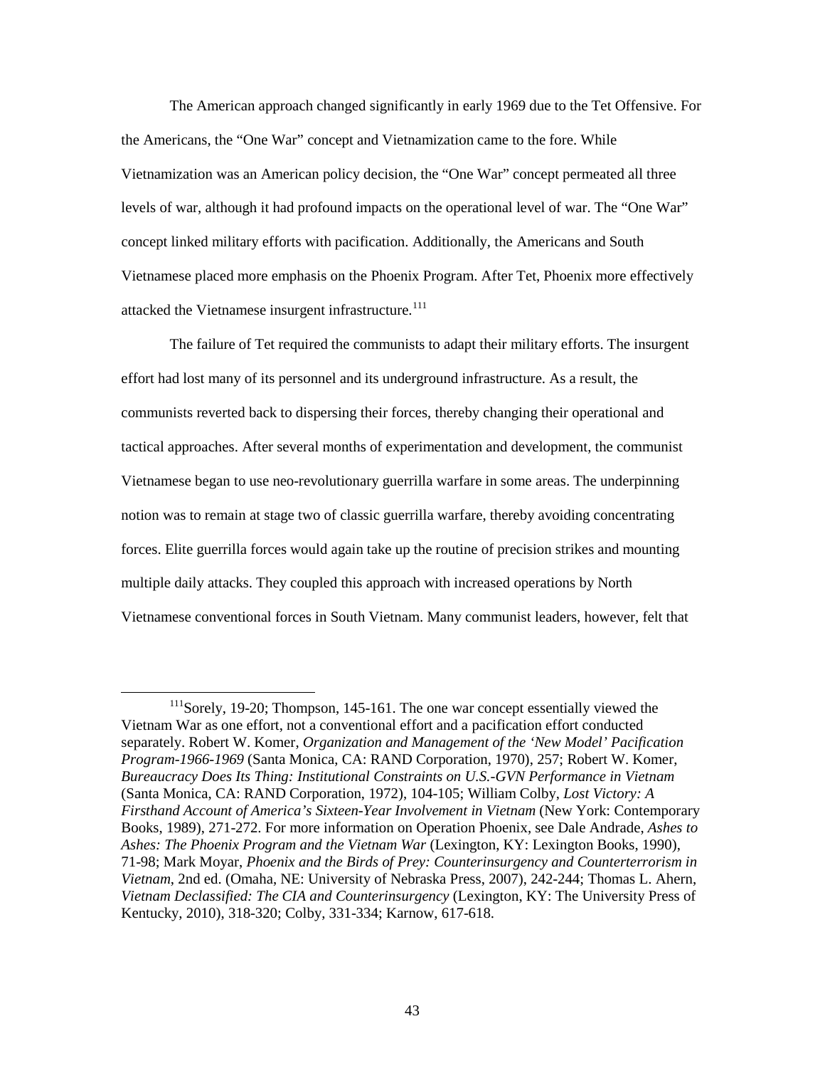The American approach changed significantly in early 1969 due to the Tet Offensive. For the Americans, the "One War" concept and Vietnamization came to the fore. While Vietnamization was an American policy decision, the "One War" concept permeated all three levels of war, although it had profound impacts on the operational level of war. The "One War" concept linked military efforts with pacification. Additionally, the Americans and South Vietnamese placed more emphasis on the Phoenix Program. After Tet, Phoenix more effectively attacked the Vietnamese insurgent infrastructure.[111]

The failure of Tet required the communists to adapt their military efforts. The insurgent effort had lost many of its personnel and its underground infrastructure. As a result, the communists reverted back to dispersing their forces, thereby changing their operational and tactical approaches. After several months of experimentation and development, the communist Vietnamese began to use neo-revolutionary guerrilla warfare in some areas. The underpinning notion was to remain at stage two of classic guerrilla warfare, thereby avoiding concentrating forces. Elite guerrilla forces would again take up the routine of precision strikes and mounting multiple daily attacks. They coupled this approach with increased operations by North Vietnamese conventional forces in South Vietnam. Many communist leaders, however, felt that

---

[111] Sorely, 19-20; Thompson, 145-161. The one war concept essentially viewed the Vietnam War as one effort, not a conventional effort and a pacification effort conducted separately. Robert W. Komer, *Organization and Management of the 'New Model' Pacification Program-1966-1969* (Santa Monica, CA: RAND Corporation, 1970), 257; Robert W. Komer, *Bureaucracy Does Its Thing: Institutional Constraints on U.S.-GVN Performance in Vietnam* (Santa Monica, CA: RAND Corporation, 1972), 104-105; William Colby, *Lost Victory: A Firsthand Account of America's Sixteen-Year Involvement in Vietnam* (New York: Contemporary Books, 1989), 271-272. For more information on Operation Phoenix, see Dale Andrade, *Ashes to Ashes: The Phoenix Program and the Vietnam War* (Lexington, KY: Lexington Books, 1990), 71-98; Mark Moyar, *Phoenix and the Birds of Prey: Counterinsurgency and Counterterrorism in Vietnam*, 2nd ed. (Omaha, NE: University of Nebraska Press, 2007), 242-244; Thomas L. Ahern, *Vietnam Declassified: The CIA and Counterinsurgency* (Lexington, KY: The University Press of Kentucky, 2010), 318-320; Colby, 331-334; Karnow, 617-618.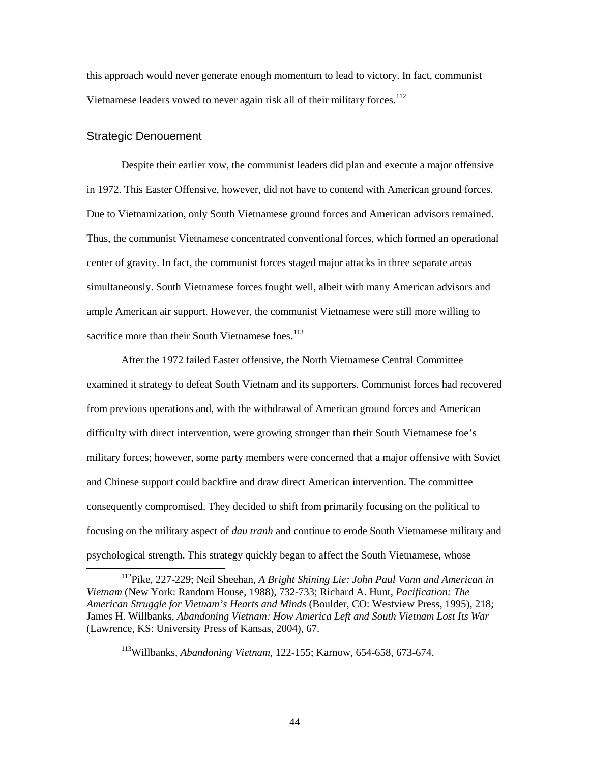this approach would never generate enough momentum to lead to victory. In fact, communist Vietnamese leaders vowed to never again risk all of their military forces.[112]

## Strategic Denouement

Despite their earlier vow, the communist leaders did plan and execute a major offensive in 1972. This Easter Offensive, however, did not have to contend with American ground forces. Due to Vietnamization, only South Vietnamese ground forces and American advisors remained. Thus, the communist Vietnamese concentrated conventional forces, which formed an operational center of gravity. In fact, the communist forces staged major attacks in three separate areas simultaneously. South Vietnamese forces fought well, albeit with many American advisors and ample American air support. However, the communist Vietnamese were still more willing to sacrifice more than their South Vietnamese foes.[113]

After the 1972 failed Easter offensive, the North Vietnamese Central Committee examined it strategy to defeat South Vietnam and its supporters. Communist forces had recovered from previous operations and, with the withdrawal of American ground forces and American difficulty with direct intervention, were growing stronger than their South Vietnamese foe's military forces; however, some party members were concerned that a major offensive with Soviet and Chinese support could backfire and draw direct American intervention. The committee consequently compromised. They decided to shift from primarily focusing on the political to focusing on the military aspect of *dau tranh* and continue to erode South Vietnamese military and psychological strength. This strategy quickly began to affect the South Vietnamese, whose

[112]Pike, 227-229; Neil Sheehan, *A Bright Shining Lie: John Paul Vann and American in Vietnam* (New York: Random House, 1988), 732-733; Richard A. Hunt, *Pacification: The American Struggle for Vietnam's Hearts and Minds* (Boulder, CO: Westview Press, 1995), 218; James H. Willbanks, *Abandoning Vietnam: How America Left and South Vietnam Lost Its War* (Lawrence, KS: University Press of Kansas, 2004), 67.

[113]Willbanks, *Abandoning Vietnam*, 122-155; Karnow, 654-658, 673-674.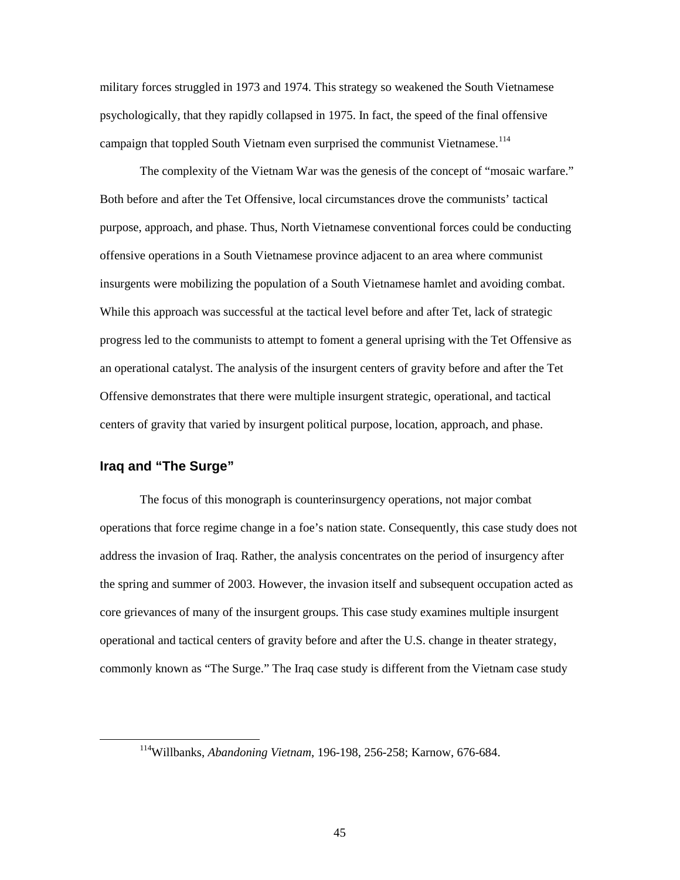military forces struggled in 1973 and 1974. This strategy so weakened the South Vietnamese psychologically, that they rapidly collapsed in 1975. In fact, the speed of the final offensive campaign that toppled South Vietnam even surprised the communist Vietnamese.[114]

The complexity of the Vietnam War was the genesis of the concept of "mosaic warfare." Both before and after the Tet Offensive, local circumstances drove the communists' tactical purpose, approach, and phase. Thus, North Vietnamese conventional forces could be conducting offensive operations in a South Vietnamese province adjacent to an area where communist insurgents were mobilizing the population of a South Vietnamese hamlet and avoiding combat. While this approach was successful at the tactical level before and after Tet, lack of strategic progress led to the communists to attempt to foment a general uprising with the Tet Offensive as an operational catalyst. The analysis of the insurgent centers of gravity before and after the Tet Offensive demonstrates that there were multiple insurgent strategic, operational, and tactical centers of gravity that varied by insurgent political purpose, location, approach, and phase.

## Iraq and "The Surge"

The focus of this monograph is counterinsurgency operations, not major combat operations that force regime change in a foe's nation state. Consequently, this case study does not address the invasion of Iraq. Rather, the analysis concentrates on the period of insurgency after the spring and summer of 2003. However, the invasion itself and subsequent occupation acted as core grievances of many of the insurgent groups. This case study examines multiple insurgent operational and tactical centers of gravity before and after the U.S. change in theater strategy, commonly known as "The Surge." The Iraq case study is different from the Vietnam case study

---

[114] Willbanks, *Abandoning Vietnam*, 196-198, 256-258; Karnow, 676-684.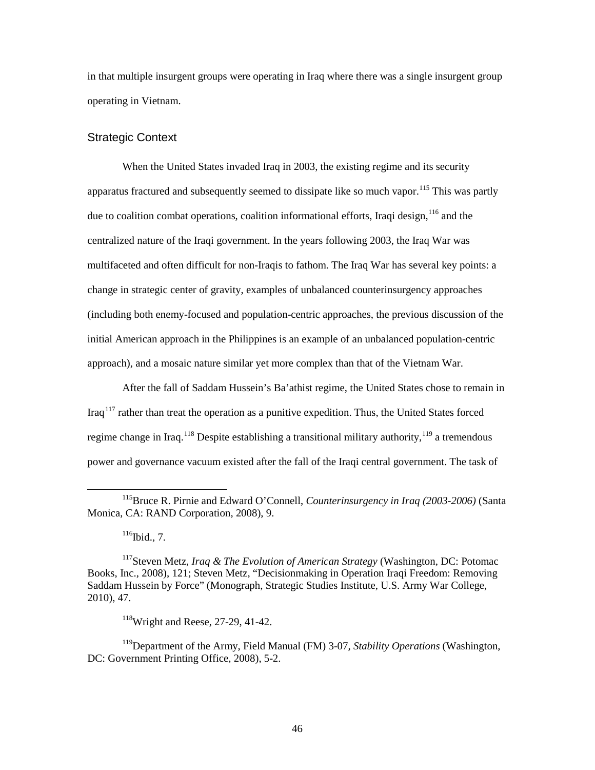in that multiple insurgent groups were operating in Iraq where there was a single insurgent group operating in Vietnam.

## Strategic Context

When the United States invaded Iraq in 2003, the existing regime and its security apparatus fractured and subsequently seemed to dissipate like so much vapor.[115] This was partly due to coalition combat operations, coalition informational efforts, Iraqi design,[116] and the centralized nature of the Iraqi government. In the years following 2003, the Iraq War was multifaceted and often difficult for non-Iraqis to fathom. The Iraq War has several key points: a change in strategic center of gravity, examples of unbalanced counterinsurgency approaches (including both enemy-focused and population-centric approaches, the previous discussion of the initial American approach in the Philippines is an example of an unbalanced population-centric approach), and a mosaic nature similar yet more complex than that of the Vietnam War.

After the fall of Saddam Hussein's Ba'athist regime, the United States chose to remain in Iraq[117] rather than treat the operation as a punitive expedition. Thus, the United States forced regime change in Iraq.[118] Despite establishing a transitional military authority,[119] a tremendous power and governance vacuum existed after the fall of the Iraqi central government. The task of

---

[115] Bruce R. Pirnie and Edward O'Connell, *Counterinsurgency in Iraq (2003-2006)* (Santa Monica, CA: RAND Corporation, 2008), 9.

[116] Ibid., 7.

[117] Steven Metz, *Iraq & The Evolution of American Strategy* (Washington, DC: Potomac Books, Inc., 2008), 121; Steven Metz, "Decisionmaking in Operation Iraqi Freedom: Removing Saddam Hussein by Force" (Monograph, Strategic Studies Institute, U.S. Army War College, 2010), 47.

[118] Wright and Reese, 27-29, 41-42.

[119] Department of the Army, Field Manual (FM) 3-07, *Stability Operations* (Washington, DC: Government Printing Office, 2008), 5-2.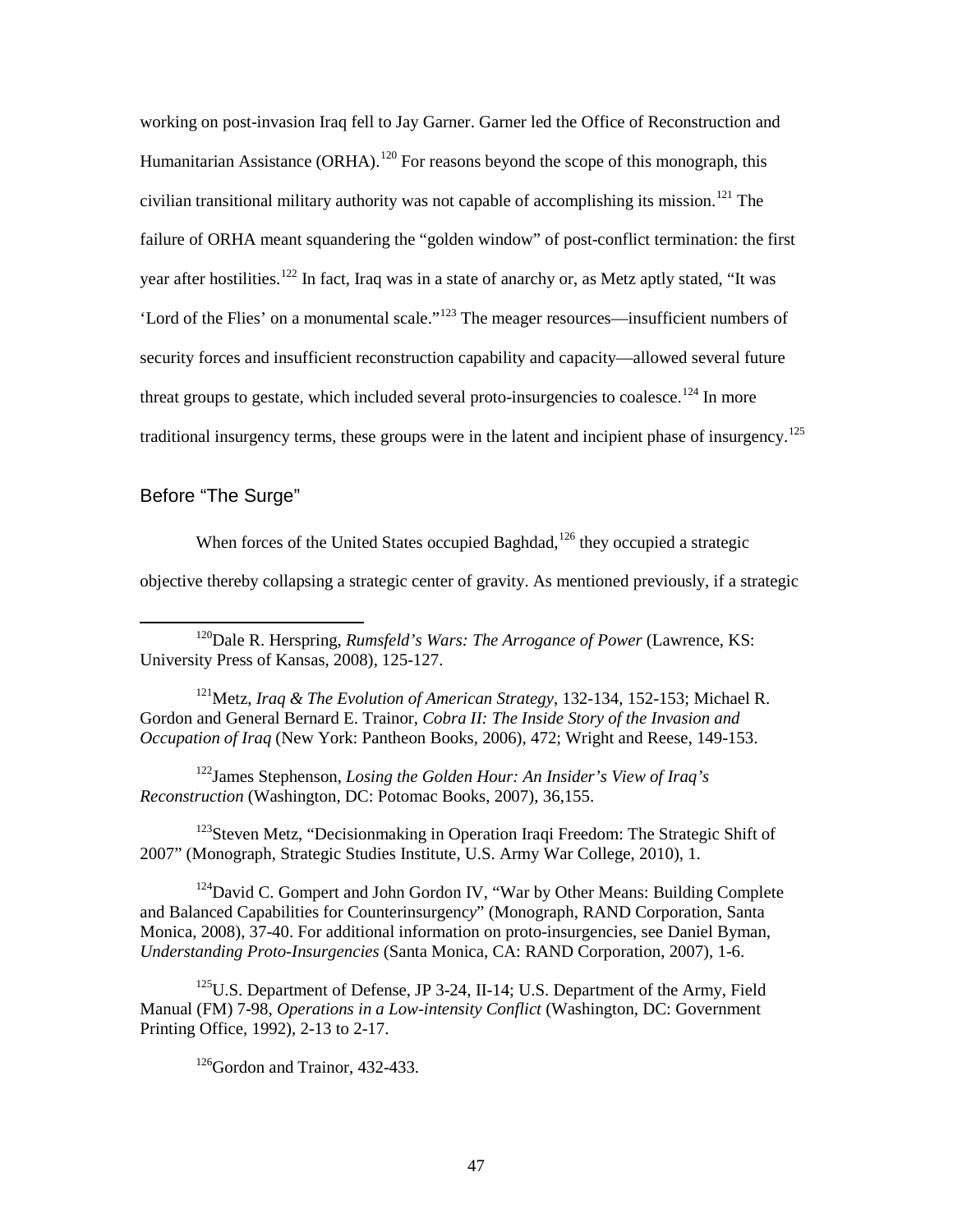working on post-invasion Iraq fell to Jay Garner. Garner led the Office of Reconstruction and Humanitarian Assistance (ORHA).[120] For reasons beyond the scope of this monograph, this civilian transitional military authority was not capable of accomplishing its mission.[121] The failure of ORHA meant squandering the "golden window" of post-conflict termination: the first year after hostilities.[122] In fact, Iraq was in a state of anarchy or, as Metz aptly stated, "It was 'Lord of the Flies' on a monumental scale."[123] The meager resources—insufficient numbers of security forces and insufficient reconstruction capability and capacity—allowed several future threat groups to gestate, which included several proto-insurgencies to coalesce.[124] In more traditional insurgency terms, these groups were in the latent and incipient phase of insurgency.[125]

## Before "The Surge"

When forces of the United States occupied Baghdad,[126] they occupied a strategic objective thereby collapsing a strategic center of gravity. As mentioned previously, if a strategic

---

[120]Dale R. Herspring, *Rumsfeld's Wars: The Arrogance of Power* (Lawrence, KS: University Press of Kansas, 2008), 125-127.

[121]Metz, *Iraq & The Evolution of American Strategy*, 132-134, 152-153; Michael R. Gordon and General Bernard E. Trainor, *Cobra II: The Inside Story of the Invasion and Occupation of Iraq* (New York: Pantheon Books, 2006), 472; Wright and Reese, 149-153.

[122]James Stephenson, *Losing the Golden Hour: An Insider's View of Iraq's Reconstruction* (Washington, DC: Potomac Books, 2007), 36,155.

[123]Steven Metz, "Decisionmaking in Operation Iraqi Freedom: The Strategic Shift of 2007" (Monograph, Strategic Studies Institute, U.S. Army War College, 2010), 1.

[124]David C. Gompert and John Gordon IV, "War by Other Means: Building Complete and Balanced Capabilities for Counterinsurgency" (Monograph, RAND Corporation, Santa Monica, 2008), 37-40. For additional information on proto-insurgencies, see Daniel Byman, *Understanding Proto-Insurgencies* (Santa Monica, CA: RAND Corporation, 2007), 1-6.

[125]U.S. Department of Defense, JP 3-24, II-14; U.S. Department of the Army, Field Manual (FM) 7-98, *Operations in a Low-intensity Conflict* (Washington, DC: Government Printing Office, 1992), 2-13 to 2-17.

[126]Gordon and Trainor, 432-433.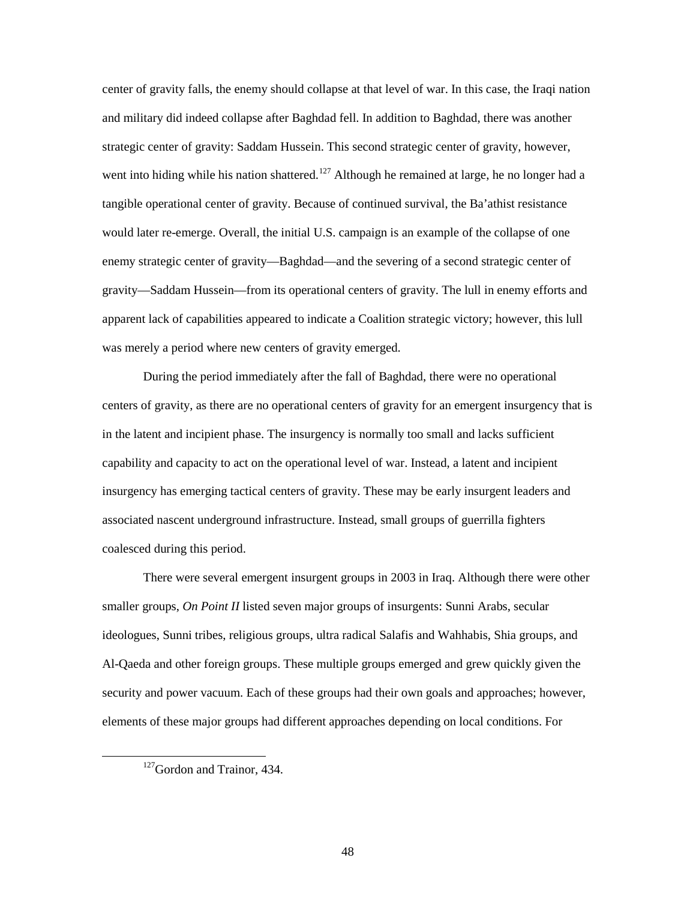center of gravity falls, the enemy should collapse at that level of war. In this case, the Iraqi nation and military did indeed collapse after Baghdad fell. In addition to Baghdad, there was another strategic center of gravity: Saddam Hussein. This second strategic center of gravity, however, went into hiding while his nation shattered.[127] Although he remained at large, he no longer had a tangible operational center of gravity. Because of continued survival, the Ba'athist resistance would later re-emerge. Overall, the initial U.S. campaign is an example of the collapse of one enemy strategic center of gravity—Baghdad—and the severing of a second strategic center of gravity—Saddam Hussein—from its operational centers of gravity. The lull in enemy efforts and apparent lack of capabilities appeared to indicate a Coalition strategic victory; however, this lull was merely a period where new centers of gravity emerged.

During the period immediately after the fall of Baghdad, there were no operational centers of gravity, as there are no operational centers of gravity for an emergent insurgency that is in the latent and incipient phase. The insurgency is normally too small and lacks sufficient capability and capacity to act on the operational level of war. Instead, a latent and incipient insurgency has emerging tactical centers of gravity. These may be early insurgent leaders and associated nascent underground infrastructure. Instead, small groups of guerrilla fighters coalesced during this period.

There were several emergent insurgent groups in 2003 in Iraq. Although there were other smaller groups, *On Point II* listed seven major groups of insurgents: Sunni Arabs, secular ideologues, Sunni tribes, religious groups, ultra radical Salafis and Wahhabis, Shia groups, and Al-Qaeda and other foreign groups. These multiple groups emerged and grew quickly given the security and power vacuum. Each of these groups had their own goals and approaches; however, elements of these major groups had different approaches depending on local conditions. For

[127] Gordon and Trainor, 434.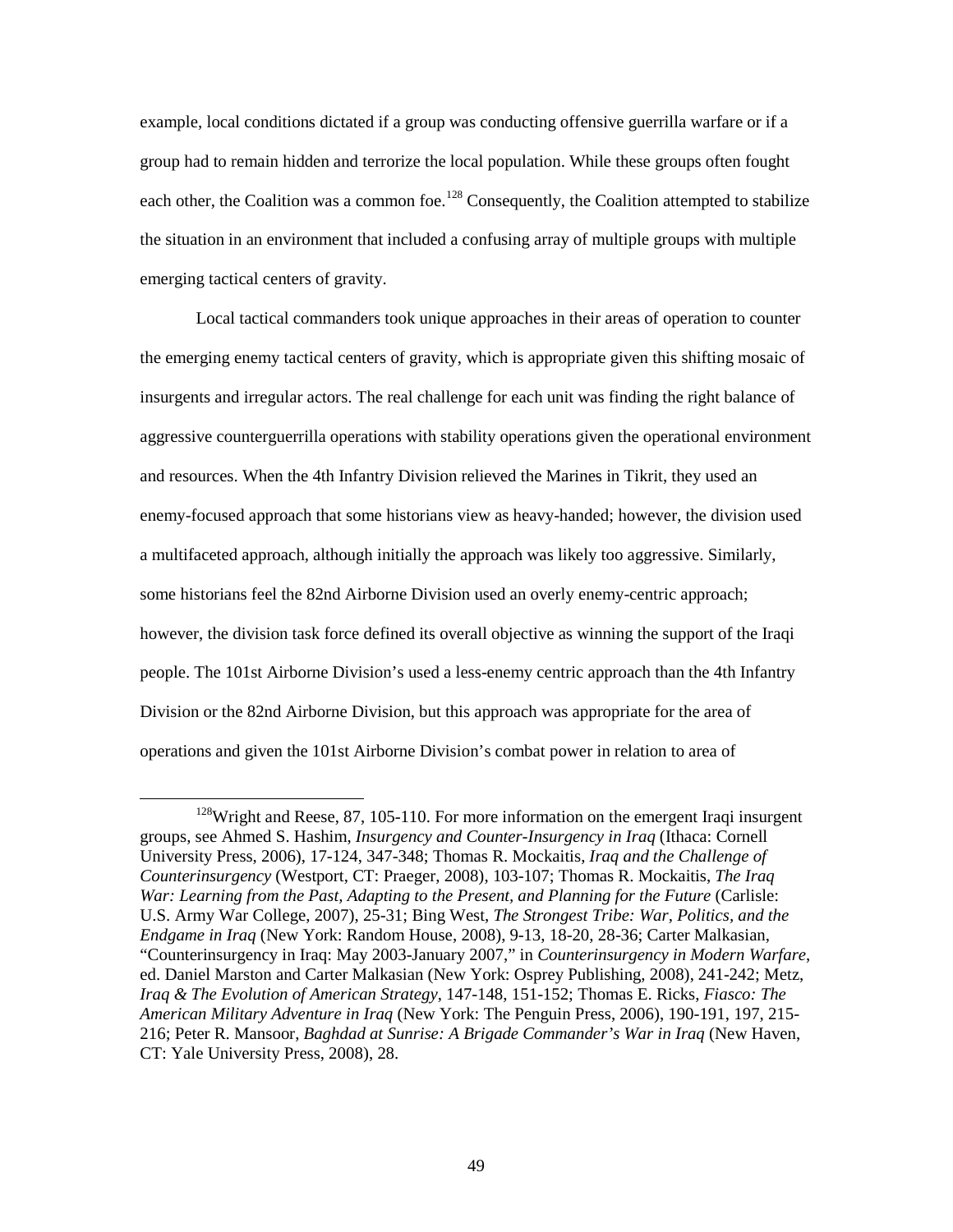example, local conditions dictated if a group was conducting offensive guerrilla warfare or if a group had to remain hidden and terrorize the local population. While these groups often fought each other, the Coalition was a common foe.[128] Consequently, the Coalition attempted to stabilize the situation in an environment that included a confusing array of multiple groups with multiple emerging tactical centers of gravity.

Local tactical commanders took unique approaches in their areas of operation to counter the emerging enemy tactical centers of gravity, which is appropriate given this shifting mosaic of insurgents and irregular actors. The real challenge for each unit was finding the right balance of aggressive counterguerrilla operations with stability operations given the operational environment and resources. When the 4th Infantry Division relieved the Marines in Tikrit, they used an enemy-focused approach that some historians view as heavy-handed; however, the division used a multifaceted approach, although initially the approach was likely too aggressive. Similarly, some historians feel the 82nd Airborne Division used an overly enemy-centric approach; however, the division task force defined its overall objective as winning the support of the Iraqi people. The 101st Airborne Division's used a less-enemy centric approach than the 4th Infantry Division or the 82nd Airborne Division, but this approach was appropriate for the area of operations and given the 101st Airborne Division's combat power in relation to area of

---

[128]Wright and Reese, 87, 105-110. For more information on the emergent Iraqi insurgent groups, see Ahmed S. Hashim, *Insurgency and Counter-Insurgency in Iraq* (Ithaca: Cornell University Press, 2006), 17-124, 347-348; Thomas R. Mockaitis, *Iraq and the Challenge of Counterinsurgency* (Westport, CT: Praeger, 2008), 103-107; Thomas R. Mockaitis, *The Iraq War: Learning from the Past, Adapting to the Present, and Planning for the Future* (Carlisle: U.S. Army War College, 2007), 25-31; Bing West, *The Strongest Tribe: War, Politics, and the Endgame in Iraq* (New York: Random House, 2008), 9-13, 18-20, 28-36; Carter Malkasian, "Counterinsurgency in Iraq: May 2003-January 2007," in *Counterinsurgency in Modern Warfare*, ed. Daniel Marston and Carter Malkasian (New York: Osprey Publishing, 2008), 241-242; Metz, *Iraq & The Evolution of American Strategy*, 147-148, 151-152; Thomas E. Ricks, *Fiasco: The American Military Adventure in Iraq* (New York: The Penguin Press, 2006), 190-191, 197, 215-216; Peter R. Mansoor, *Baghdad at Sunrise: A Brigade Commander's War in Iraq* (New Haven, CT: Yale University Press, 2008), 28.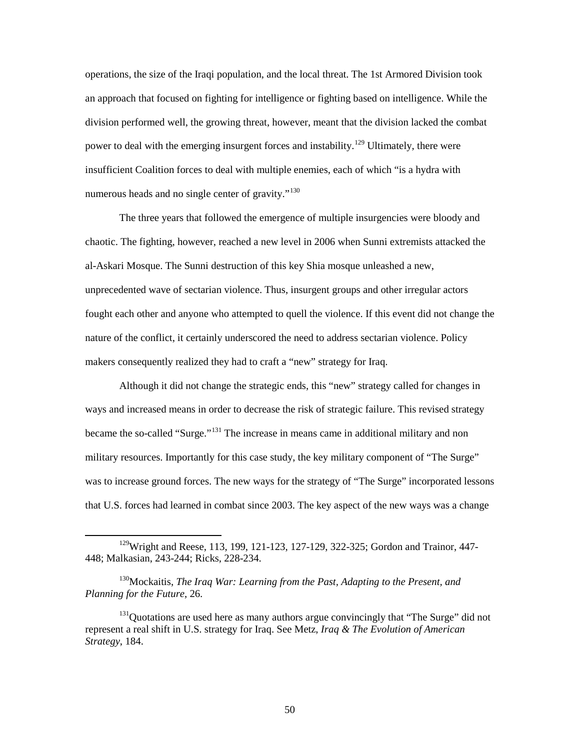operations, the size of the Iraqi population, and the local threat. The 1st Armored Division took an approach that focused on fighting for intelligence or fighting based on intelligence. While the division performed well, the growing threat, however, meant that the division lacked the combat power to deal with the emerging insurgent forces and instability.[129] Ultimately, there were insufficient Coalition forces to deal with multiple enemies, each of which "is a hydra with numerous heads and no single center of gravity."[130]

The three years that followed the emergence of multiple insurgencies were bloody and chaotic. The fighting, however, reached a new level in 2006 when Sunni extremists attacked the al-Askari Mosque. The Sunni destruction of this key Shia mosque unleashed a new, unprecedented wave of sectarian violence. Thus, insurgent groups and other irregular actors fought each other and anyone who attempted to quell the violence. If this event did not change the nature of the conflict, it certainly underscored the need to address sectarian violence. Policy makers consequently realized they had to craft a "new" strategy for Iraq.

Although it did not change the strategic ends, this "new" strategy called for changes in ways and increased means in order to decrease the risk of strategic failure. This revised strategy became the so-called "Surge."[131] The increase in means came in additional military and non military resources. Importantly for this case study, the key military component of "The Surge" was to increase ground forces. The new ways for the strategy of "The Surge" incorporated lessons that U.S. forces had learned in combat since 2003. The key aspect of the new ways was a change

---

[129] Wright and Reese, 113, 199, 121-123, 127-129, 322-325; Gordon and Trainor, 447-448; Malkasian, 243-244; Ricks, 228-234.

[130] Mockaitis, *The Iraq War: Learning from the Past, Adapting to the Present, and Planning for the Future*, 26.

[131] Quotations are used here as many authors argue convincingly that "The Surge" did not represent a real shift in U.S. strategy for Iraq. See Metz, *Iraq & The Evolution of American Strategy*, 184.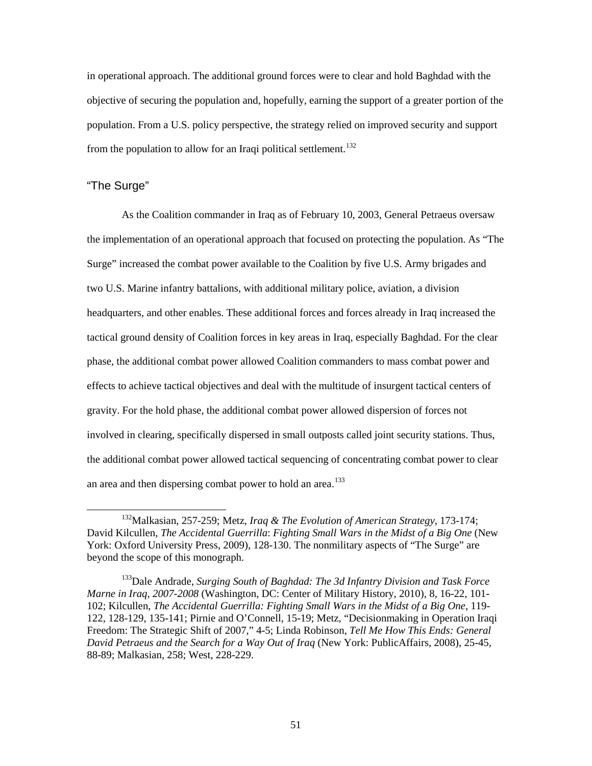in operational approach. The additional ground forces were to clear and hold Baghdad with the objective of securing the population and, hopefully, earning the support of a greater portion of the population. From a U.S. policy perspective, the strategy relied on improved security and support from the population to allow for an Iraqi political settlement.[132]

### "The Surge"

As the Coalition commander in Iraq as of February 10, 2003, General Petraeus oversaw the implementation of an operational approach that focused on protecting the population. As "The Surge" increased the combat power available to the Coalition by five U.S. Army brigades and two U.S. Marine infantry battalions, with additional military police, aviation, a division headquarters, and other enables. These additional forces and forces already in Iraq increased the tactical ground density of Coalition forces in key areas in Iraq, especially Baghdad. For the clear phase, the additional combat power allowed Coalition commanders to mass combat power and effects to achieve tactical objectives and deal with the multitude of insurgent tactical centers of gravity. For the hold phase, the additional combat power allowed dispersion of forces not involved in clearing, specifically dispersed in small outposts called joint security stations. Thus, the additional combat power allowed tactical sequencing of concentrating combat power to clear an area and then dispersing combat power to hold an area.[133]

---

[132]Malkasian, 257-259; Metz, *Iraq & The Evolution of American Strategy*, 173-174; David Kilcullen, *The Accidental Guerrilla*: *Fighting Small Wars in the Midst of a Big One* (New York: Oxford University Press, 2009), 128-130. The nonmilitary aspects of "The Surge" are beyond the scope of this monograph.

[133]Dale Andrade, *Surging South of Baghdad: The 3d Infantry Division and Task Force Marne in Iraq, 2007-2008* (Washington, DC: Center of Military History, 2010), 8, 16-22, 101-102; Kilcullen, *The Accidental Guerrilla: Fighting Small Wars in the Midst of a Big One*, 119-122, 128-129, 135-141; Pirnie and O'Connell, 15-19; Metz, "Decisionmaking in Operation Iraqi Freedom: The Strategic Shift of 2007," 4-5; Linda Robinson, *Tell Me How This Ends: General David Petraeus and the Search for a Way Out of Iraq* (New York: PublicAffairs, 2008), 25-45, 88-89; Malkasian, 258; West, 228-229.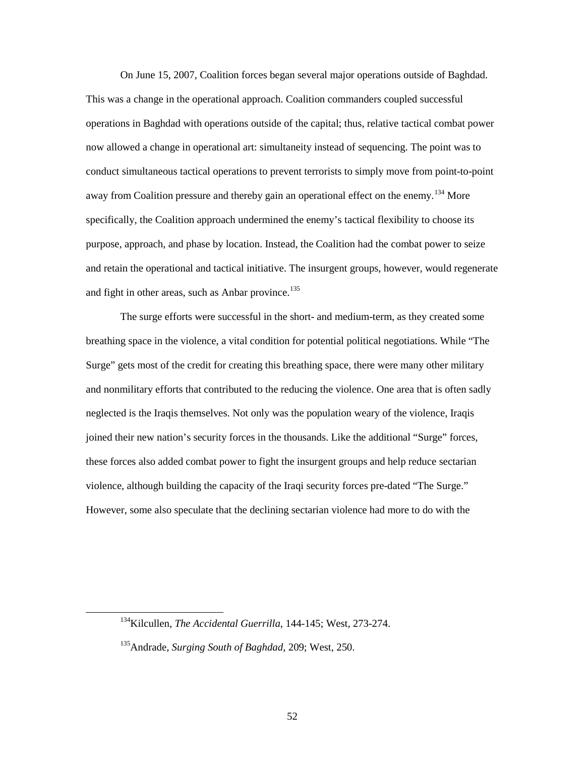On June 15, 2007, Coalition forces began several major operations outside of Baghdad. This was a change in the operational approach. Coalition commanders coupled successful operations in Baghdad with operations outside of the capital; thus, relative tactical combat power now allowed a change in operational art: simultaneity instead of sequencing. The point was to conduct simultaneous tactical operations to prevent terrorists to simply move from point-to-point away from Coalition pressure and thereby gain an operational effect on the enemy.[134] More specifically, the Coalition approach undermined the enemy's tactical flexibility to choose its purpose, approach, and phase by location. Instead, the Coalition had the combat power to seize and retain the operational and tactical initiative. The insurgent groups, however, would regenerate and fight in other areas, such as Anbar province.[135]

The surge efforts were successful in the short- and medium-term, as they created some breathing space in the violence, a vital condition for potential political negotiations. While "The Surge" gets most of the credit for creating this breathing space, there were many other military and nonmilitary efforts that contributed to the reducing the violence. One area that is often sadly neglected is the Iraqis themselves. Not only was the population weary of the violence, Iraqis joined their new nation's security forces in the thousands. Like the additional "Surge" forces, these forces also added combat power to fight the insurgent groups and help reduce sectarian violence, although building the capacity of the Iraqi security forces pre-dated "The Surge." However, some also speculate that the declining sectarian violence had more to do with the

---

[134] Kilcullen, *The Accidental Guerrilla*, 144-145; West, 273-274.

[135] Andrade, *Surging South of Baghdad*, 209; West, 250.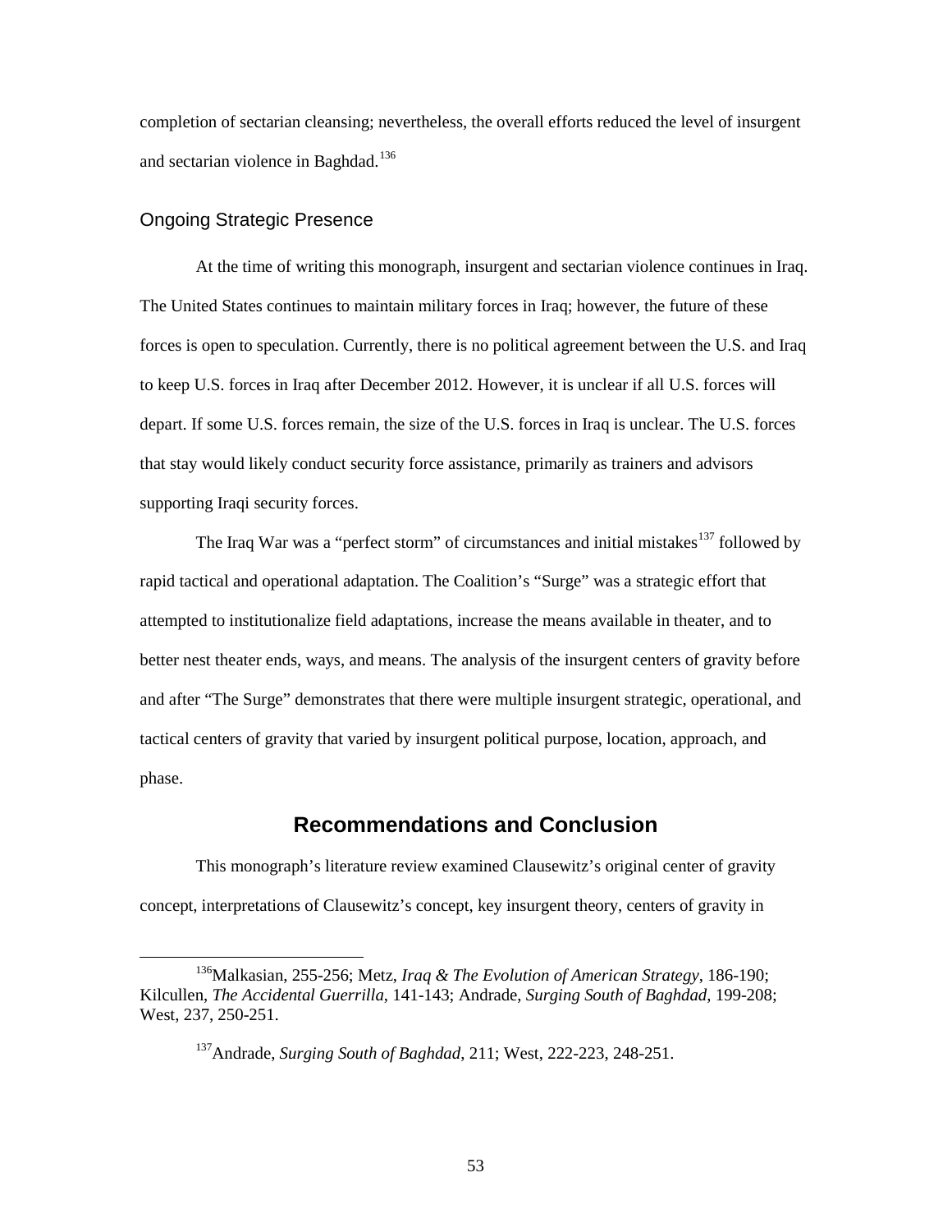completion of sectarian cleansing; nevertheless, the overall efforts reduced the level of insurgent and sectarian violence in Baghdad.[136]

### Ongoing Strategic Presence

At the time of writing this monograph, insurgent and sectarian violence continues in Iraq. The United States continues to maintain military forces in Iraq; however, the future of these forces is open to speculation. Currently, there is no political agreement between the U.S. and Iraq to keep U.S. forces in Iraq after December 2012. However, it is unclear if all U.S. forces will depart. If some U.S. forces remain, the size of the U.S. forces in Iraq is unclear. The U.S. forces that stay would likely conduct security force assistance, primarily as trainers and advisors supporting Iraqi security forces.

The Iraq War was a "perfect storm" of circumstances and initial mistakes[137] followed by rapid tactical and operational adaptation. The Coalition's "Surge" was a strategic effort that attempted to institutionalize field adaptations, increase the means available in theater, and to better nest theater ends, ways, and means. The analysis of the insurgent centers of gravity before and after "The Surge" demonstrates that there were multiple insurgent strategic, operational, and tactical centers of gravity that varied by insurgent political purpose, location, approach, and phase.

## Recommendations and Conclusion

This monograph's literature review examined Clausewitz's original center of gravity concept, interpretations of Clausewitz's concept, key insurgent theory, centers of gravity in

---

[136] Malkasian, 255-256; Metz, *Iraq & The Evolution of American Strategy*, 186-190; Kilcullen, *The Accidental Guerrilla*, 141-143; Andrade, *Surging South of Baghdad*, 199-208; West, 237, 250-251.

[137] Andrade, *Surging South of Baghdad*, 211; West, 222-223, 248-251.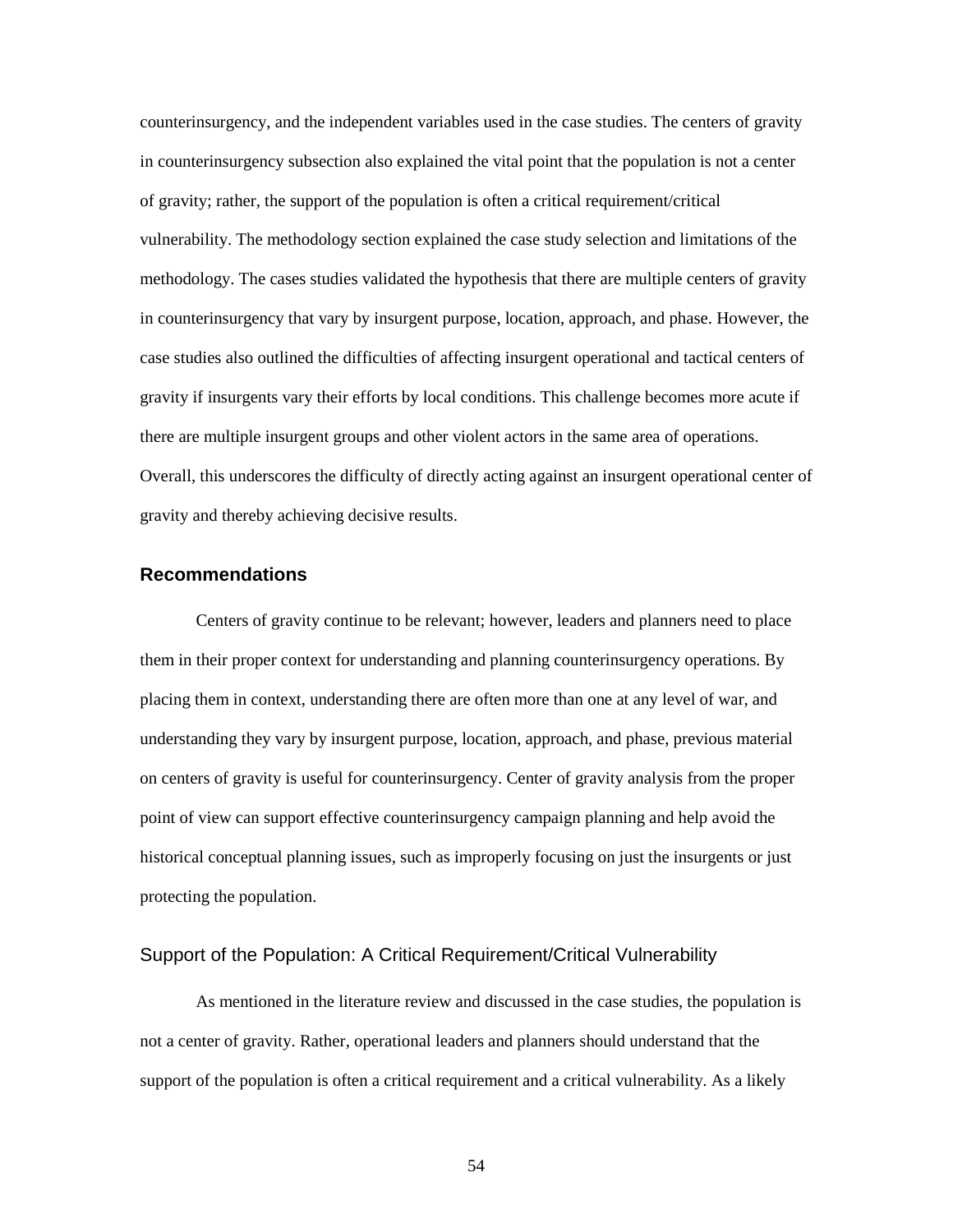counterinsurgency, and the independent variables used in the case studies. The centers of gravity in counterinsurgency subsection also explained the vital point that the population is not a center of gravity; rather, the support of the population is often a critical requirement/critical vulnerability. The methodology section explained the case study selection and limitations of the methodology. The cases studies validated the hypothesis that there are multiple centers of gravity in counterinsurgency that vary by insurgent purpose, location, approach, and phase. However, the case studies also outlined the difficulties of affecting insurgent operational and tactical centers of gravity if insurgents vary their efforts by local conditions. This challenge becomes more acute if there are multiple insurgent groups and other violent actors in the same area of operations. Overall, this underscores the difficulty of directly acting against an insurgent operational center of gravity and thereby achieving decisive results.

## Recommendations

Centers of gravity continue to be relevant; however, leaders and planners need to place them in their proper context for understanding and planning counterinsurgency operations. By placing them in context, understanding there are often more than one at any level of war, and understanding they vary by insurgent purpose, location, approach, and phase, previous material on centers of gravity is useful for counterinsurgency. Center of gravity analysis from the proper point of view can support effective counterinsurgency campaign planning and help avoid the historical conceptual planning issues, such as improperly focusing on just the insurgents or just protecting the population.

### Support of the Population: A Critical Requirement/Critical Vulnerability

As mentioned in the literature review and discussed in the case studies, the population is not a center of gravity. Rather, operational leaders and planners should understand that the support of the population is often a critical requirement and a critical vulnerability. As a likely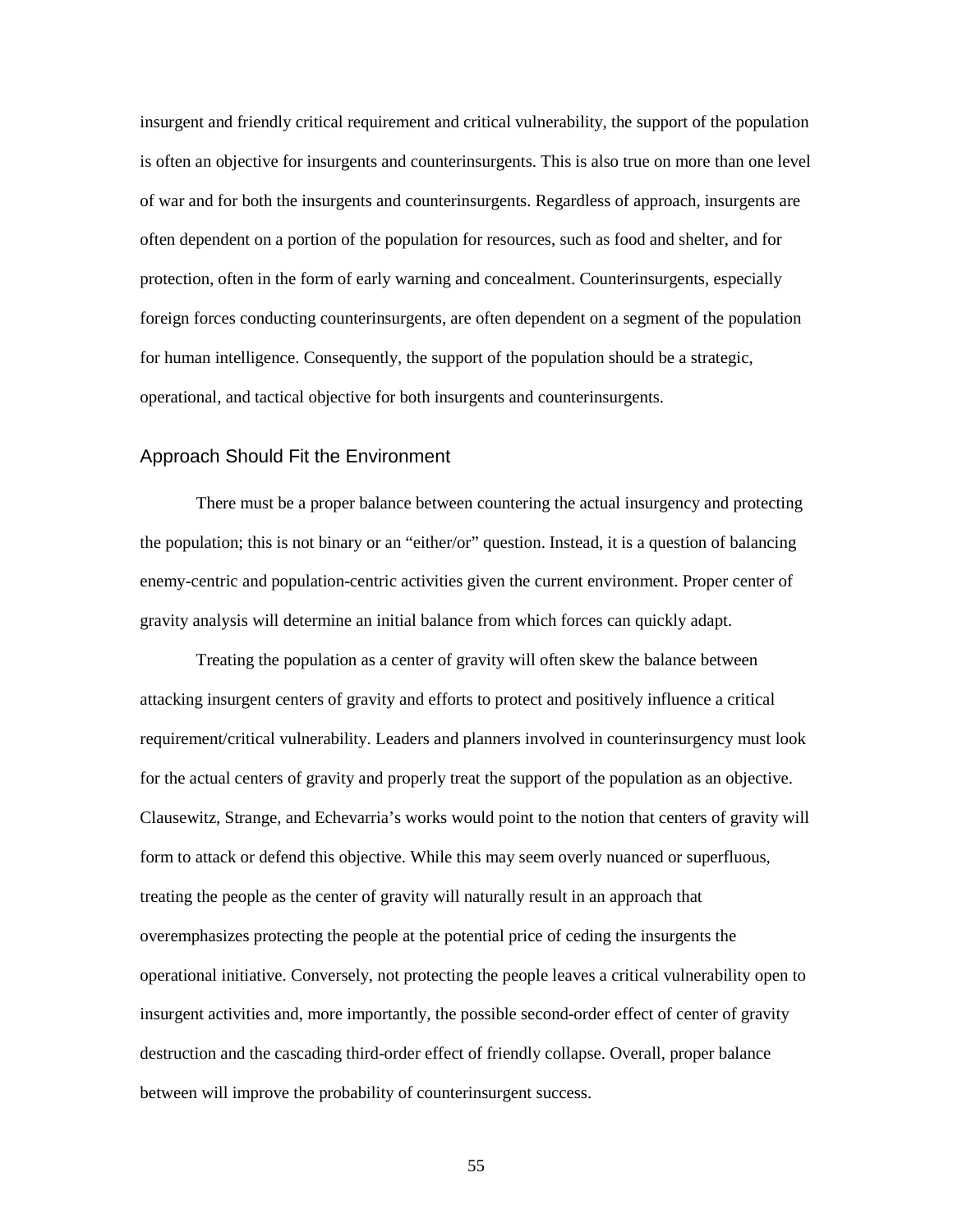insurgent and friendly critical requirement and critical vulnerability, the support of the population is often an objective for insurgents and counterinsurgents. This is also true on more than one level of war and for both the insurgents and counterinsurgents. Regardless of approach, insurgents are often dependent on a portion of the population for resources, such as food and shelter, and for protection, often in the form of early warning and concealment. Counterinsurgents, especially foreign forces conducting counterinsurgents, are often dependent on a segment of the population for human intelligence. Consequently, the support of the population should be a strategic, operational, and tactical objective for both insurgents and counterinsurgents.

## Approach Should Fit the Environment

There must be a proper balance between countering the actual insurgency and protecting the population; this is not binary or an "either/or" question. Instead, it is a question of balancing enemy-centric and population-centric activities given the current environment. Proper center of gravity analysis will determine an initial balance from which forces can quickly adapt.

Treating the population as a center of gravity will often skew the balance between attacking insurgent centers of gravity and efforts to protect and positively influence a critical requirement/critical vulnerability. Leaders and planners involved in counterinsurgency must look for the actual centers of gravity and properly treat the support of the population as an objective. Clausewitz, Strange, and Echevarria's works would point to the notion that centers of gravity will form to attack or defend this objective. While this may seem overly nuanced or superfluous, treating the people as the center of gravity will naturally result in an approach that overemphasizes protecting the people at the potential price of ceding the insurgents the operational initiative. Conversely, not protecting the people leaves a critical vulnerability open to insurgent activities and, more importantly, the possible second-order effect of center of gravity destruction and the cascading third-order effect of friendly collapse. Overall, proper balance between will improve the probability of counterinsurgent success.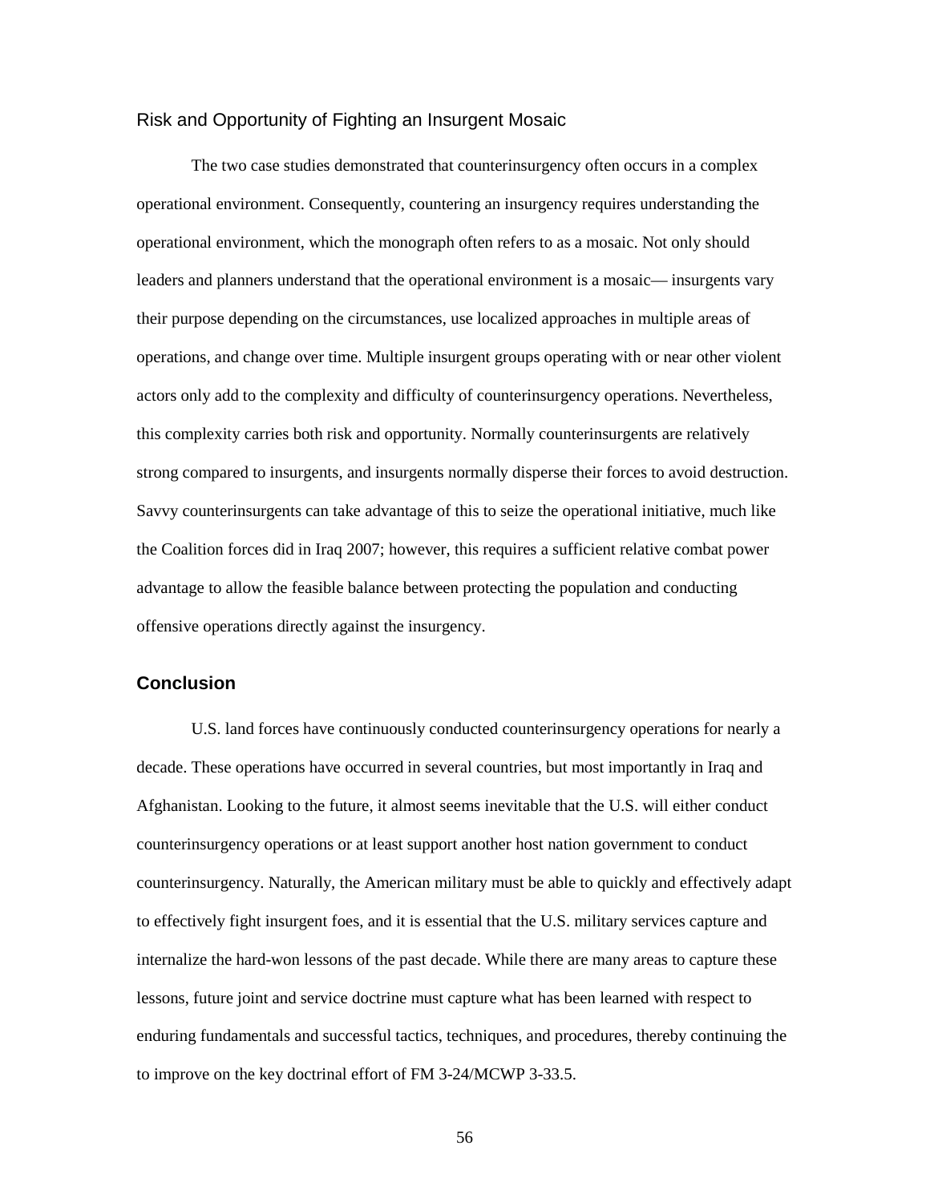### Risk and Opportunity of Fighting an Insurgent Mosaic

The two case studies demonstrated that counterinsurgency often occurs in a complex operational environment. Consequently, countering an insurgency requires understanding the operational environment, which the monograph often refers to as a mosaic. Not only should leaders and planners understand that the operational environment is a mosaic— insurgents vary their purpose depending on the circumstances, use localized approaches in multiple areas of operations, and change over time. Multiple insurgent groups operating with or near other violent actors only add to the complexity and difficulty of counterinsurgency operations. Nevertheless, this complexity carries both risk and opportunity. Normally counterinsurgents are relatively strong compared to insurgents, and insurgents normally disperse their forces to avoid destruction. Savvy counterinsurgents can take advantage of this to seize the operational initiative, much like the Coalition forces did in Iraq 2007; however, this requires a sufficient relative combat power advantage to allow the feasible balance between protecting the population and conducting offensive operations directly against the insurgency.

## Conclusion

U.S. land forces have continuously conducted counterinsurgency operations for nearly a decade. These operations have occurred in several countries, but most importantly in Iraq and Afghanistan. Looking to the future, it almost seems inevitable that the U.S. will either conduct counterinsurgency operations or at least support another host nation government to conduct counterinsurgency. Naturally, the American military must be able to quickly and effectively adapt to effectively fight insurgent foes, and it is essential that the U.S. military services capture and internalize the hard-won lessons of the past decade. While there are many areas to capture these lessons, future joint and service doctrine must capture what has been learned with respect to enduring fundamentals and successful tactics, techniques, and procedures, thereby continuing the to improve on the key doctrinal effort of FM 3-24/MCWP 3-33.5.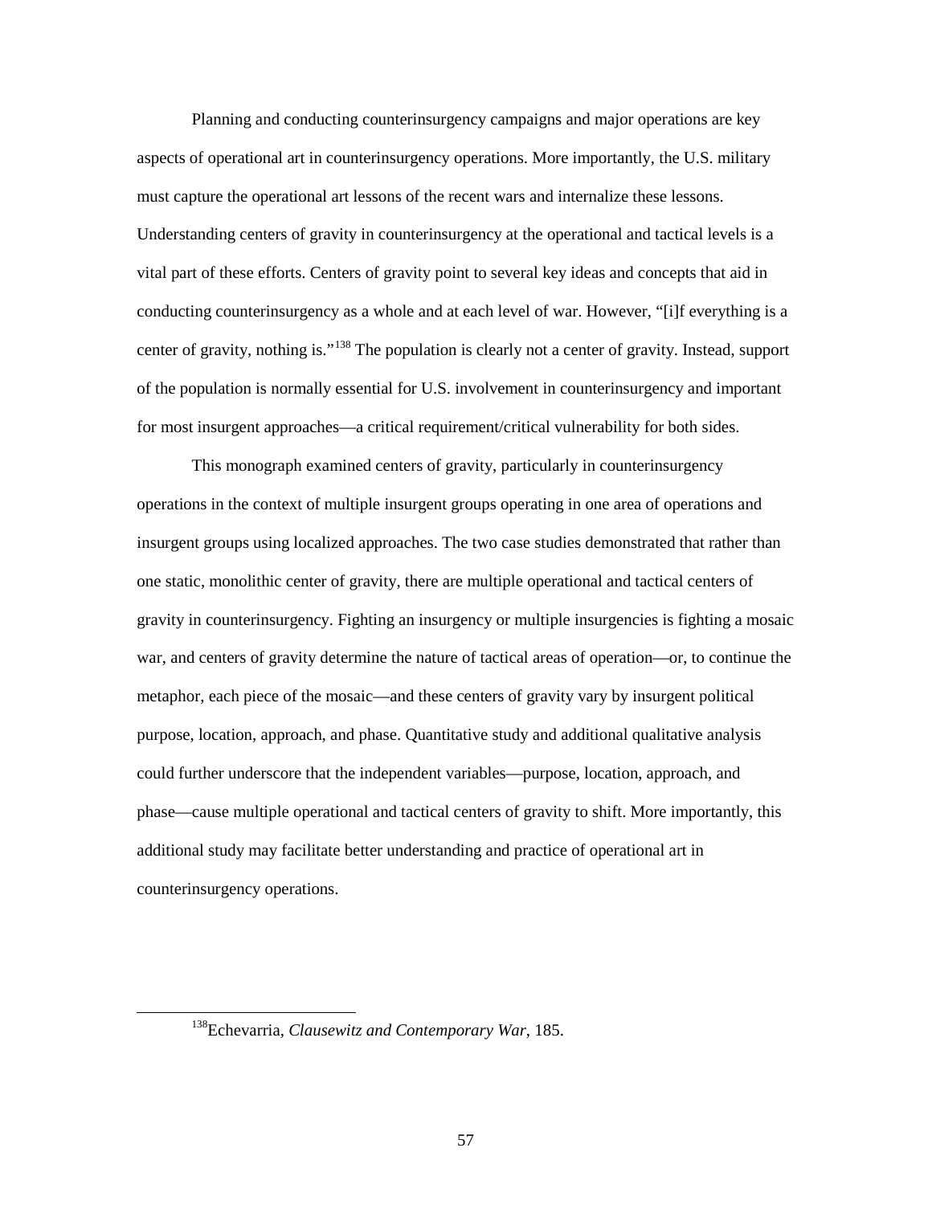Planning and conducting counterinsurgency campaigns and major operations are key aspects of operational art in counterinsurgency operations. More importantly, the U.S. military must capture the operational art lessons of the recent wars and internalize these lessons. Understanding centers of gravity in counterinsurgency at the operational and tactical levels is a vital part of these efforts. Centers of gravity point to several key ideas and concepts that aid in conducting counterinsurgency as a whole and at each level of war. However, "[i]f everything is a center of gravity, nothing is."[138] The population is clearly not a center of gravity. Instead, support of the population is normally essential for U.S. involvement in counterinsurgency and important for most insurgent approaches—a critical requirement/critical vulnerability for both sides.

This monograph examined centers of gravity, particularly in counterinsurgency operations in the context of multiple insurgent groups operating in one area of operations and insurgent groups using localized approaches. The two case studies demonstrated that rather than one static, monolithic center of gravity, there are multiple operational and tactical centers of gravity in counterinsurgency. Fighting an insurgency or multiple insurgencies is fighting a mosaic war, and centers of gravity determine the nature of tactical areas of operation—or, to continue the metaphor, each piece of the mosaic—and these centers of gravity vary by insurgent political purpose, location, approach, and phase. Quantitative study and additional qualitative analysis could further underscore that the independent variables—purpose, location, approach, and phase—cause multiple operational and tactical centers of gravity to shift. More importantly, this additional study may facilitate better understanding and practice of operational art in counterinsurgency operations.

---

[138]Echevarria, *Clausewitz and Contemporary War*, 185.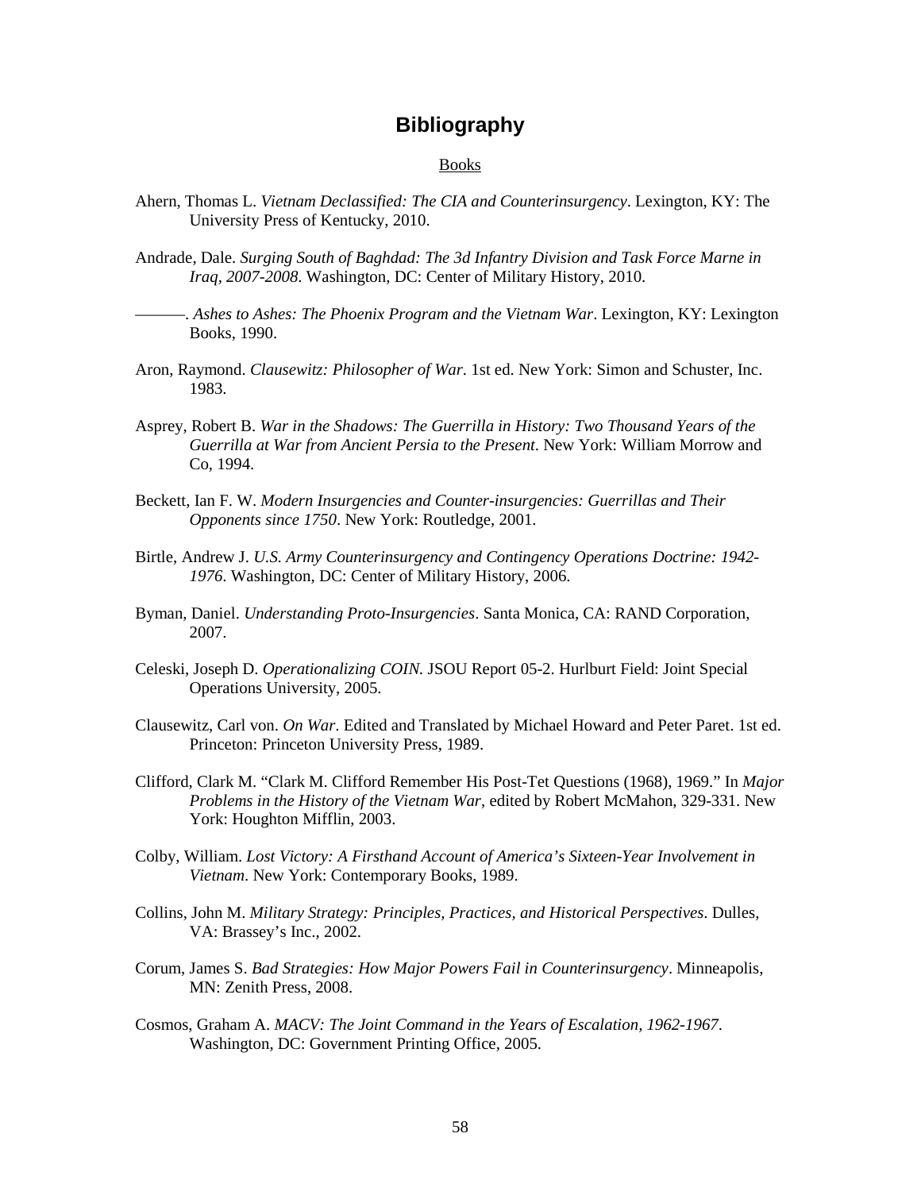# Bibliography

Books

Ahern, Thomas L. *Vietnam Declassified: The CIA and Counterinsurgency*. Lexington, KY: The University Press of Kentucky, 2010.

Andrade, Dale. *Surging South of Baghdad: The 3d Infantry Division and Task Force Marne in Iraq, 2007-2008*. Washington, DC: Center of Military History, 2010.

———. *Ashes to Ashes: The Phoenix Program and the Vietnam War*. Lexington, KY: Lexington Books, 1990.

Aron, Raymond. *Clausewitz: Philosopher of War*. 1st ed. New York: Simon and Schuster, Inc. 1983.

Asprey, Robert B. *War in the Shadows: The Guerrilla in History: Two Thousand Years of the Guerrilla at War from Ancient Persia to the Present*. New York: William Morrow and Co, 1994.

Beckett, Ian F. W. *Modern Insurgencies and Counter-insurgencies: Guerrillas and Their Opponents since 1750*. New York: Routledge, 2001.

Birtle, Andrew J. *U.S. Army Counterinsurgency and Contingency Operations Doctrine: 1942-1976*. Washington, DC: Center of Military History, 2006.

Byman, Daniel. *Understanding Proto-Insurgencies*. Santa Monica, CA: RAND Corporation, 2007.

Celeski, Joseph D. *Operationalizing COIN.* JSOU Report 05-2. Hurlburt Field: Joint Special Operations University, 2005.

Clausewitz, Carl von. *On War*. Edited and Translated by Michael Howard and Peter Paret. 1st ed. Princeton: Princeton University Press, 1989.

Clifford, Clark M. "Clark M. Clifford Remember His Post-Tet Questions (1968), 1969." In *Major Problems in the History of the Vietnam War*, edited by Robert McMahon, 329-331. New York: Houghton Mifflin, 2003.

Colby, William. *Lost Victory: A Firsthand Account of America's Sixteen-Year Involvement in Vietnam*. New York: Contemporary Books, 1989.

Collins, John M. *Military Strategy: Principles, Practices, and Historical Perspectives*. Dulles, VA: Brassey's Inc., 2002.

Corum, James S. *Bad Strategies: How Major Powers Fail in Counterinsurgency*. Minneapolis, MN: Zenith Press, 2008.

Cosmos, Graham A. *MACV: The Joint Command in the Years of Escalation, 1962-1967*. Washington, DC: Government Printing Office, 2005.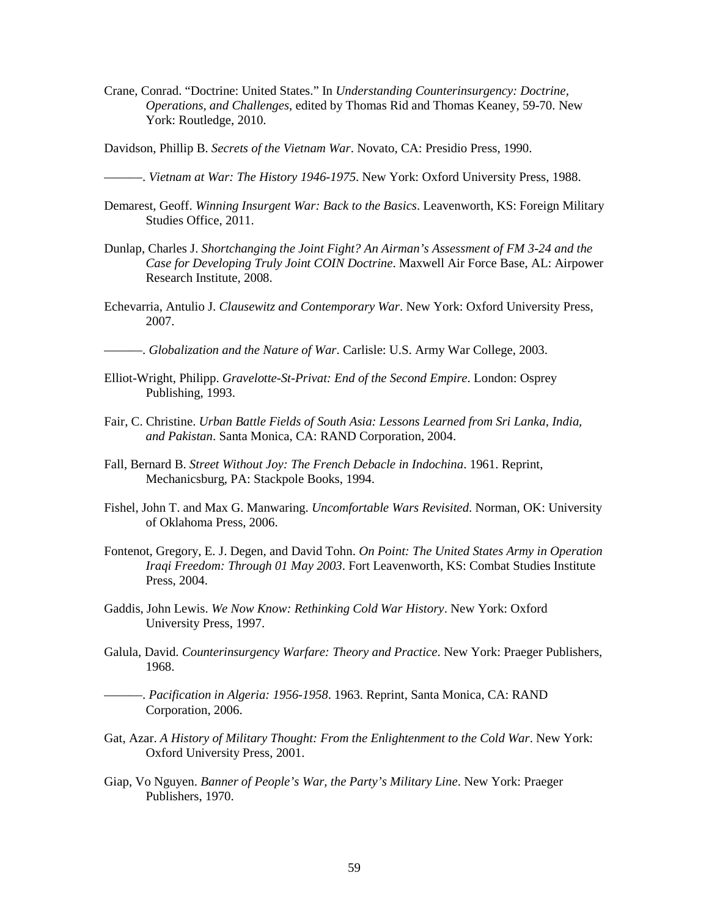Crane, Conrad. "Doctrine: United States." In *Understanding Counterinsurgency: Doctrine, Operations, and Challenges*, edited by Thomas Rid and Thomas Keaney, 59-70. New York: Routledge, 2010.

Davidson, Phillip B. *Secrets of the Vietnam War*. Novato, CA: Presidio Press, 1990.

———. *Vietnam at War: The History 1946-1975*. New York: Oxford University Press, 1988.

Demarest, Geoff. *Winning Insurgent War: Back to the Basics*. Leavenworth, KS: Foreign Military Studies Office, 2011.

Dunlap, Charles J. *Shortchanging the Joint Fight? An Airman's Assessment of FM 3-24 and the Case for Developing Truly Joint COIN Doctrine*. Maxwell Air Force Base, AL: Airpower Research Institute, 2008.

Echevarria, Antulio J. *Clausewitz and Contemporary War*. New York: Oxford University Press, 2007.

———. *Globalization and the Nature of War*. Carlisle: U.S. Army War College, 2003.

Elliot-Wright, Philipp. *Gravelotte-St-Privat: End of the Second Empire*. London: Osprey Publishing, 1993.

Fair, C. Christine. *Urban Battle Fields of South Asia: Lessons Learned from Sri Lanka, India, and Pakistan*. Santa Monica, CA: RAND Corporation, 2004.

Fall, Bernard B. *Street Without Joy: The French Debacle in Indochina*. 1961. Reprint, Mechanicsburg, PA: Stackpole Books, 1994.

Fishel, John T. and Max G. Manwaring. *Uncomfortable Wars Revisited*. Norman, OK: University of Oklahoma Press, 2006.

Fontenot, Gregory, E. J. Degen, and David Tohn. *On Point: The United States Army in Operation Iraqi Freedom: Through 01 May 2003*. Fort Leavenworth, KS: Combat Studies Institute Press, 2004.

Gaddis, John Lewis. *We Now Know: Rethinking Cold War History*. New York: Oxford University Press, 1997.

Galula, David. *Counterinsurgency Warfare: Theory and Practice*. New York: Praeger Publishers, 1968.

———. *Pacification in Algeria: 1956-1958*. 1963. Reprint, Santa Monica, CA: RAND Corporation, 2006.

Gat, Azar. *A History of Military Thought: From the Enlightenment to the Cold War*. New York: Oxford University Press, 2001.

Giap, Vo Nguyen. *Banner of People's War, the Party's Military Line*. New York: Praeger Publishers, 1970.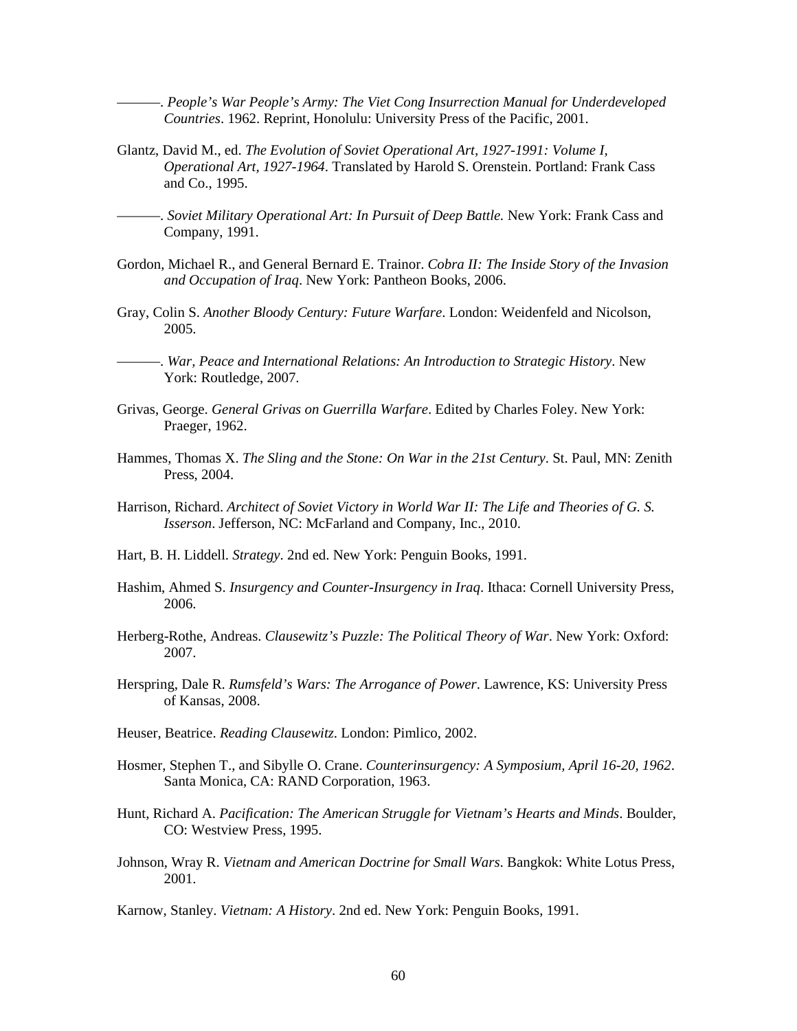———. *People's War People's Army: The Viet Cong Insurrection Manual for Underdeveloped Countries*. 1962. Reprint, Honolulu: University Press of the Pacific, 2001.

Glantz, David M., ed. *The Evolution of Soviet Operational Art, 1927-1991: Volume I, Operational Art, 1927-1964*. Translated by Harold S. Orenstein. Portland: Frank Cass and Co., 1995.

———. *Soviet Military Operational Art: In Pursuit of Deep Battle.* New York: Frank Cass and Company, 1991.

Gordon, Michael R., and General Bernard E. Trainor. *Cobra II: The Inside Story of the Invasion and Occupation of Iraq*. New York: Pantheon Books, 2006.

Gray, Colin S. *Another Bloody Century: Future Warfare*. London: Weidenfeld and Nicolson, 2005.

———. *War, Peace and International Relations: An Introduction to Strategic History*. New York: Routledge, 2007.

Grivas, George. *General Grivas on Guerrilla Warfare*. Edited by Charles Foley. New York: Praeger, 1962.

Hammes, Thomas X. *The Sling and the Stone: On War in the 21st Century*. St. Paul, MN: Zenith Press, 2004.

Harrison, Richard. *Architect of Soviet Victory in World War II: The Life and Theories of G. S. Isserson*. Jefferson, NC: McFarland and Company, Inc., 2010.

Hart, B. H. Liddell. *Strategy*. 2nd ed. New York: Penguin Books, 1991.

Hashim, Ahmed S. *Insurgency and Counter-Insurgency in Iraq*. Ithaca: Cornell University Press, 2006.

Herberg-Rothe, Andreas. *Clausewitz's Puzzle: The Political Theory of War*. New York: Oxford: 2007.

Herspring, Dale R. *Rumsfeld's Wars: The Arrogance of Power*. Lawrence, KS: University Press of Kansas, 2008.

Heuser, Beatrice. *Reading Clausewitz*. London: Pimlico, 2002.

Hosmer, Stephen T., and Sibylle O. Crane. *Counterinsurgency: A Symposium, April 16-20, 1962*. Santa Monica, CA: RAND Corporation, 1963.

Hunt, Richard A. *Pacification: The American Struggle for Vietnam's Hearts and Minds*. Boulder, CO: Westview Press, 1995.

Johnson, Wray R. *Vietnam and American Doctrine for Small Wars*. Bangkok: White Lotus Press, 2001.

Karnow, Stanley. *Vietnam: A History*. 2nd ed. New York: Penguin Books, 1991.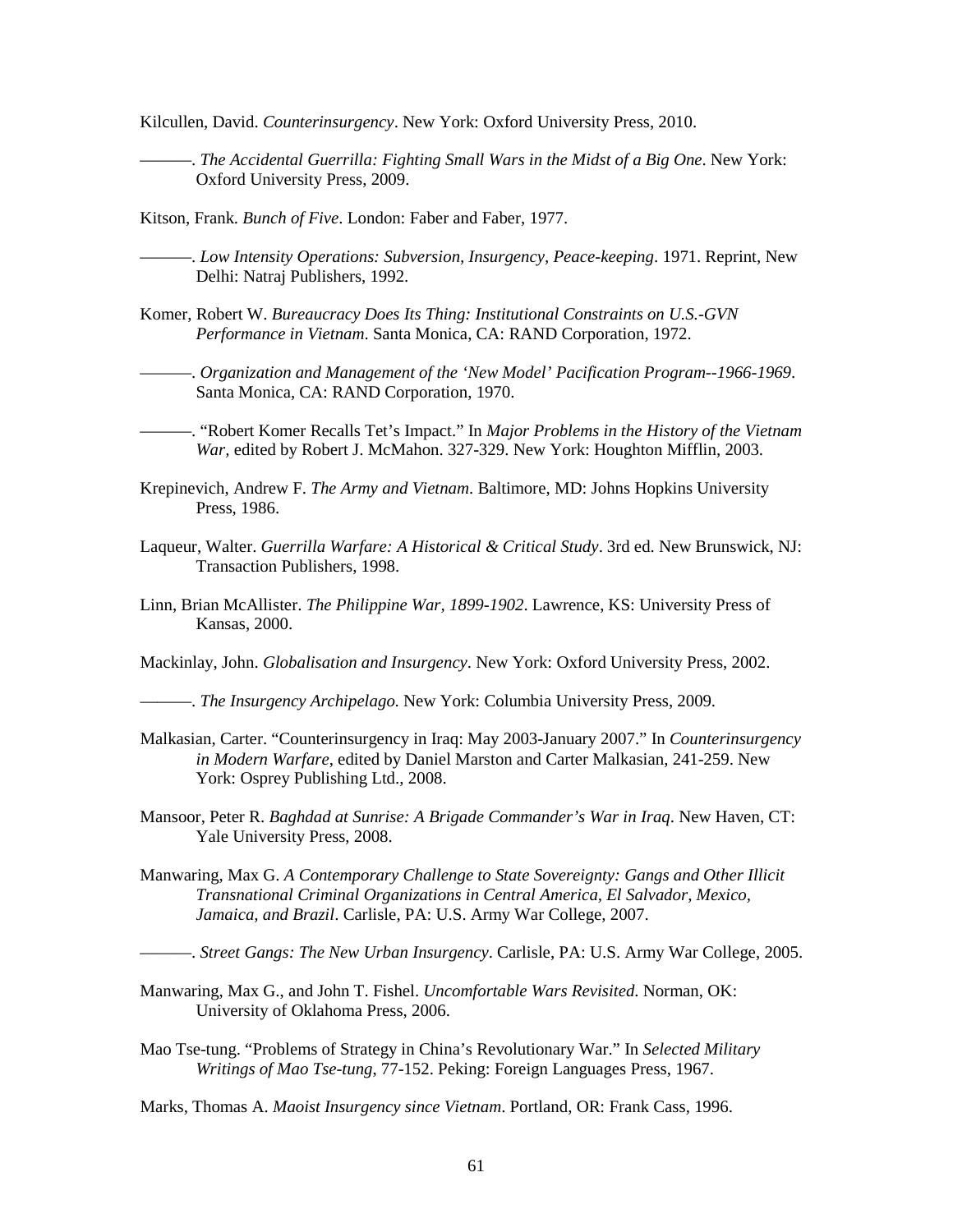Kilcullen, David. *Counterinsurgency*. New York: Oxford University Press, 2010.

———. *The Accidental Guerrilla: Fighting Small Wars in the Midst of a Big One*. New York: Oxford University Press, 2009.

Kitson, Frank. *Bunch of Five*. London: Faber and Faber, 1977.

———. *Low Intensity Operations: Subversion, Insurgency, Peace-keeping*. 1971. Reprint, New Delhi: Natraj Publishers, 1992.

Komer, Robert W. *Bureaucracy Does Its Thing: Institutional Constraints on U.S.-GVN Performance in Vietnam*. Santa Monica, CA: RAND Corporation, 1972.

———. *Organization and Management of the 'New Model' Pacification Program--1966-1969*. Santa Monica, CA: RAND Corporation, 1970.

———. "Robert Komer Recalls Tet's Impact." In *Major Problems in the History of the Vietnam War*, edited by Robert J. McMahon. 327-329. New York: Houghton Mifflin, 2003.

Krepinevich, Andrew F. *The Army and Vietnam*. Baltimore, MD: Johns Hopkins University Press, 1986.

Laqueur, Walter. *Guerrilla Warfare: A Historical & Critical Study*. 3rd ed. New Brunswick, NJ: Transaction Publishers, 1998.

Linn, Brian McAllister. *The Philippine War, 1899-1902*. Lawrence, KS: University Press of Kansas, 2000.

Mackinlay, John. *Globalisation and Insurgency*. New York: Oxford University Press, 2002.

———. *The Insurgency Archipelago*. New York: Columbia University Press, 2009.

Malkasian, Carter. "Counterinsurgency in Iraq: May 2003-January 2007." In *Counterinsurgency in Modern Warfare*, edited by Daniel Marston and Carter Malkasian, 241-259. New York: Osprey Publishing Ltd., 2008.

Mansoor, Peter R. *Baghdad at Sunrise: A Brigade Commander's War in Iraq*. New Haven, CT: Yale University Press, 2008.

Manwaring, Max G. *A Contemporary Challenge to State Sovereignty: Gangs and Other Illicit Transnational Criminal Organizations in Central America, El Salvador, Mexico, Jamaica, and Brazil*. Carlisle, PA: U.S. Army War College, 2007.

———. *Street Gangs: The New Urban Insurgency*. Carlisle, PA: U.S. Army War College, 2005.

Manwaring, Max G., and John T. Fishel. *Uncomfortable Wars Revisited*. Norman, OK: University of Oklahoma Press, 2006.

Mao Tse-tung. "Problems of Strategy in China's Revolutionary War." In *Selected Military Writings of Mao Tse-tung*, 77-152. Peking: Foreign Languages Press, 1967.

Marks, Thomas A. *Maoist Insurgency since Vietnam*. Portland, OR: Frank Cass, 1996.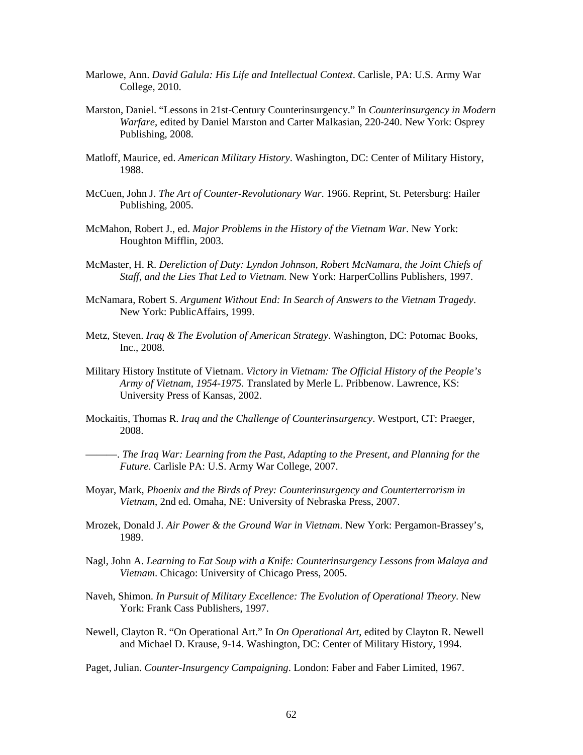Marlowe, Ann. *David Galula: His Life and Intellectual Context*. Carlisle, PA: U.S. Army War College, 2010.

Marston, Daniel. "Lessons in 21st-Century Counterinsurgency." In *Counterinsurgency in Modern Warfare*, edited by Daniel Marston and Carter Malkasian, 220-240. New York: Osprey Publishing, 2008.

Matloff, Maurice, ed. *American Military History*. Washington, DC: Center of Military History, 1988.

McCuen, John J. *The Art of Counter-Revolutionary War*. 1966. Reprint, St. Petersburg: Hailer Publishing, 2005.

McMahon, Robert J., ed. *Major Problems in the History of the Vietnam War*. New York: Houghton Mifflin, 2003.

McMaster, H. R. *Dereliction of Duty: Lyndon Johnson, Robert McNamara, the Joint Chiefs of Staff, and the Lies That Led to Vietnam*. New York: HarperCollins Publishers, 1997.

McNamara, Robert S. *Argument Without End: In Search of Answers to the Vietnam Tragedy*. New York: PublicAffairs, 1999.

Metz, Steven. *Iraq & The Evolution of American Strategy*. Washington, DC: Potomac Books, Inc., 2008.

Military History Institute of Vietnam. *Victory in Vietnam: The Official History of the People's Army of Vietnam, 1954-1975*. Translated by Merle L. Pribbenow. Lawrence, KS: University Press of Kansas, 2002.

Mockaitis, Thomas R. *Iraq and the Challenge of Counterinsurgency*. Westport, CT: Praeger, 2008.

———. *The Iraq War: Learning from the Past, Adapting to the Present, and Planning for the Future*. Carlisle PA: U.S. Army War College, 2007.

Moyar, Mark, *Phoenix and the Birds of Prey: Counterinsurgency and Counterterrorism in Vietnam*, 2nd ed. Omaha, NE: University of Nebraska Press, 2007.

Mrozek, Donald J. *Air Power & the Ground War in Vietnam*. New York: Pergamon-Brassey's, 1989.

Nagl, John A. *Learning to Eat Soup with a Knife: Counterinsurgency Lessons from Malaya and Vietnam*. Chicago: University of Chicago Press, 2005.

Naveh, Shimon. *In Pursuit of Military Excellence: The Evolution of Operational Theory*. New York: Frank Cass Publishers, 1997.

Newell, Clayton R. "On Operational Art." In *On Operational Art*, edited by Clayton R. Newell and Michael D. Krause, 9-14. Washington, DC: Center of Military History, 1994.

Paget, Julian. *Counter-Insurgency Campaigning*. London: Faber and Faber Limited, 1967.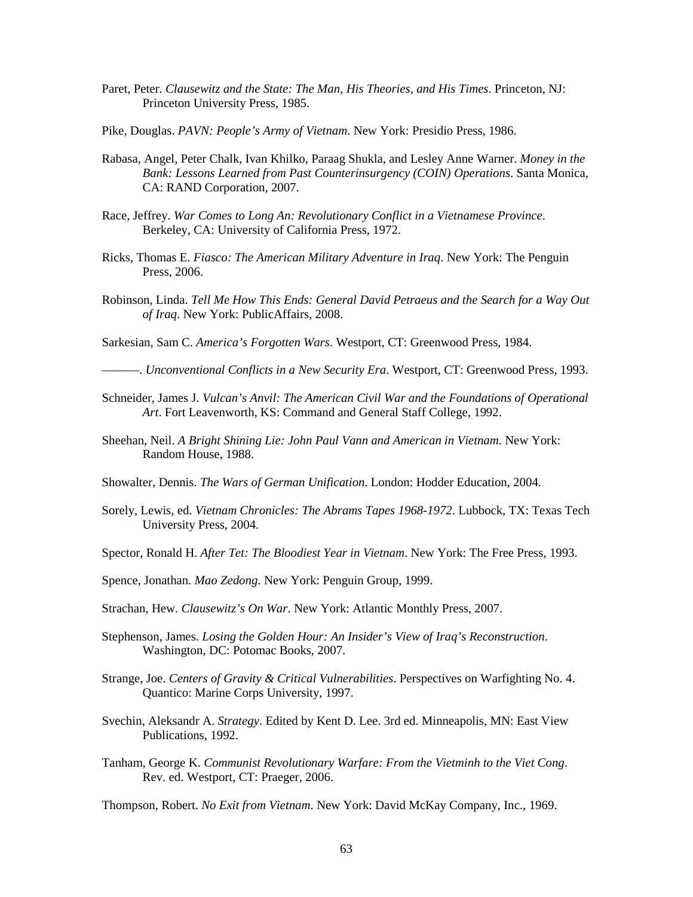Paret, Peter. *Clausewitz and the State: The Man, His Theories, and His Times*. Princeton, NJ: Princeton University Press, 1985.

Pike, Douglas. *PAVN: People's Army of Vietnam*. New York: Presidio Press, 1986.

Rabasa, Angel, Peter Chalk, Ivan Khilko, Paraag Shukla, and Lesley Anne Warner. *Money in the Bank: Lessons Learned from Past Counterinsurgency (COIN) Operations*. Santa Monica, CA: RAND Corporation, 2007.

Race, Jeffrey. *War Comes to Long An: Revolutionary Conflict in a Vietnamese Province*. Berkeley, CA: University of California Press, 1972.

Ricks, Thomas E. *Fiasco: The American Military Adventure in Iraq*. New York: The Penguin Press, 2006.

Robinson, Linda. *Tell Me How This Ends: General David Petraeus and the Search for a Way Out of Iraq*. New York: PublicAffairs, 2008.

Sarkesian, Sam C. *America's Forgotten Wars*. Westport, CT: Greenwood Press, 1984.

———. *Unconventional Conflicts in a New Security Era*. Westport, CT: Greenwood Press, 1993.

Schneider, James J. *Vulcan's Anvil: The American Civil War and the Foundations of Operational Art*. Fort Leavenworth, KS: Command and General Staff College, 1992.

Sheehan, Neil. *A Bright Shining Lie: John Paul Vann and American in Vietnam*. New York: Random House, 1988.

Showalter, Dennis. *The Wars of German Unification*. London: Hodder Education, 2004.

Sorely, Lewis, ed. *Vietnam Chronicles: The Abrams Tapes 1968-1972*. Lubbock, TX: Texas Tech University Press, 2004.

Spector, Ronald H. *After Tet: The Bloodiest Year in Vietnam*. New York: The Free Press, 1993.

Spence, Jonathan. *Mao Zedong*. New York: Penguin Group, 1999.

Strachan, Hew. *Clausewitz's On War*. New York: Atlantic Monthly Press, 2007.

Stephenson, James. *Losing the Golden Hour: An Insider's View of Iraq's Reconstruction*. Washington, DC: Potomac Books, 2007.

Strange, Joe. *Centers of Gravity & Critical Vulnerabilities*. Perspectives on Warfighting No. 4. Quantico: Marine Corps University, 1997.

Svechin, Aleksandr A. *Strategy*. Edited by Kent D. Lee. 3rd ed. Minneapolis, MN: East View Publications, 1992.

Tanham, George K. *Communist Revolutionary Warfare: From the Vietminh to the Viet Cong*. Rev. ed. Westport, CT: Praeger, 2006.

Thompson, Robert. *No Exit from Vietnam*. New York: David McKay Company, Inc., 1969.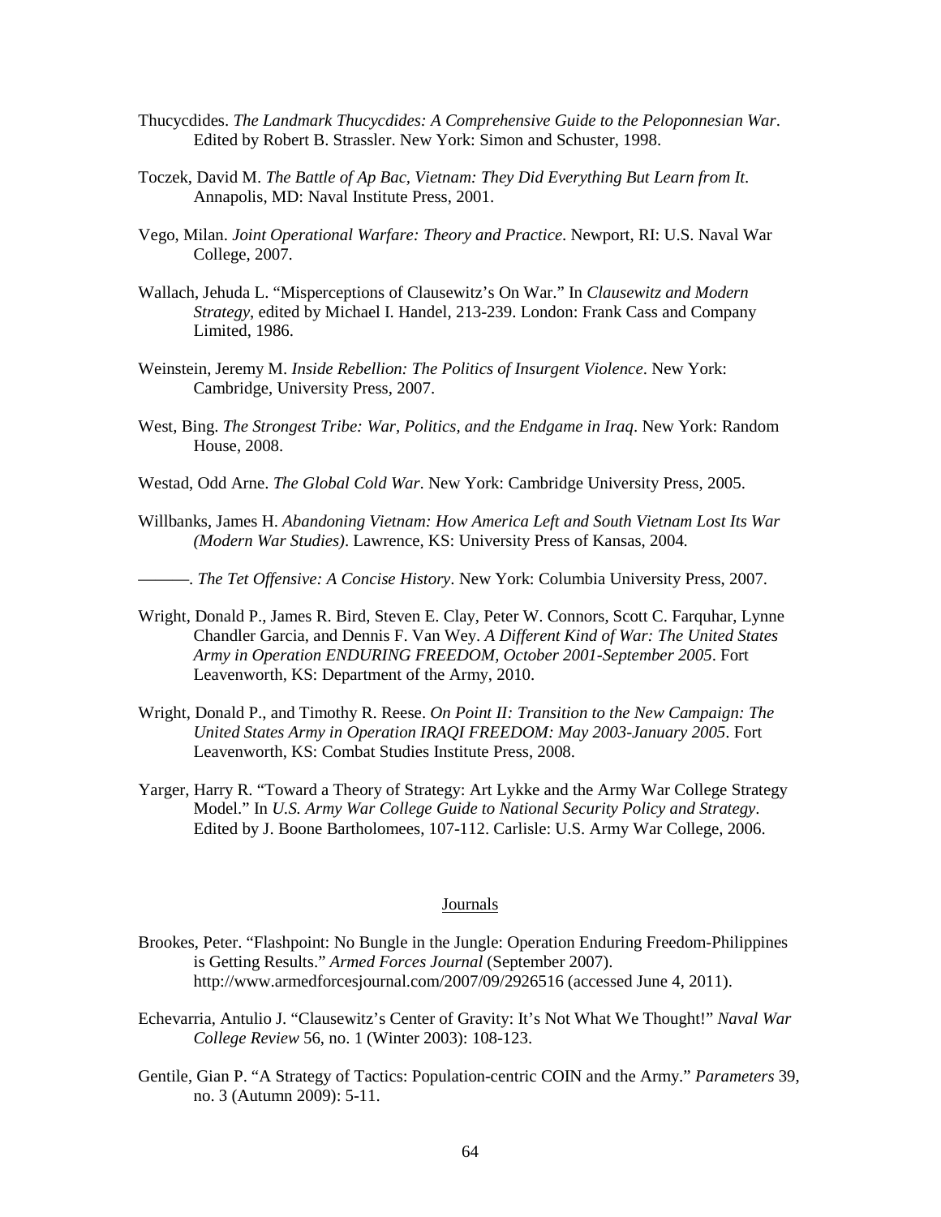Thucycdides. *The Landmark Thucycdides: A Comprehensive Guide to the Peloponnesian War*. Edited by Robert B. Strassler. New York: Simon and Schuster, 1998.

Toczek, David M. *The Battle of Ap Bac, Vietnam: They Did Everything But Learn from It*. Annapolis, MD: Naval Institute Press, 2001.

Vego, Milan. *Joint Operational Warfare: Theory and Practice*. Newport, RI: U.S. Naval War College, 2007.

Wallach, Jehuda L. "Misperceptions of Clausewitz's On War." In *Clausewitz and Modern Strategy*, edited by Michael I. Handel, 213-239. London: Frank Cass and Company Limited, 1986.

Weinstein, Jeremy M. *Inside Rebellion: The Politics of Insurgent Violence*. New York: Cambridge, University Press, 2007.

West, Bing. *The Strongest Tribe: War, Politics, and the Endgame in Iraq*. New York: Random House, 2008.

Westad, Odd Arne. *The Global Cold War*. New York: Cambridge University Press, 2005.

Willbanks, James H. *Abandoning Vietnam: How America Left and South Vietnam Lost Its War (Modern War Studies)*. Lawrence, KS: University Press of Kansas, 2004.

———. *The Tet Offensive: A Concise History*. New York: Columbia University Press, 2007.

Wright, Donald P., James R. Bird, Steven E. Clay, Peter W. Connors, Scott C. Farquhar, Lynne Chandler Garcia, and Dennis F. Van Wey. *A Different Kind of War: The United States Army in Operation ENDURING FREEDOM, October 2001-September 2005*. Fort Leavenworth, KS: Department of the Army, 2010.

Wright, Donald P., and Timothy R. Reese. *On Point II: Transition to the New Campaign: The United States Army in Operation IRAQI FREEDOM: May 2003-January 2005*. Fort Leavenworth, KS: Combat Studies Institute Press, 2008.

Yarger, Harry R. "Toward a Theory of Strategy: Art Lykke and the Army War College Strategy Model." In *U.S. Army War College Guide to National Security Policy and Strategy*. Edited by J. Boone Bartholomees, 107-112. Carlisle: U.S. Army War College, 2006.

## Journals

Brookes, Peter. "Flashpoint: No Bungle in the Jungle: Operation Enduring Freedom-Philippines is Getting Results." *Armed Forces Journal* (September 2007). http://www.armedforcesjournal.com/2007/09/2926516 (accessed June 4, 2011).

Echevarria, Antulio J. "Clausewitz's Center of Gravity: It's Not What We Thought!" *Naval War College Review* 56, no. 1 (Winter 2003): 108-123.

Gentile, Gian P. "A Strategy of Tactics: Population-centric COIN and the Army." *Parameters* 39, no. 3 (Autumn 2009): 5-11.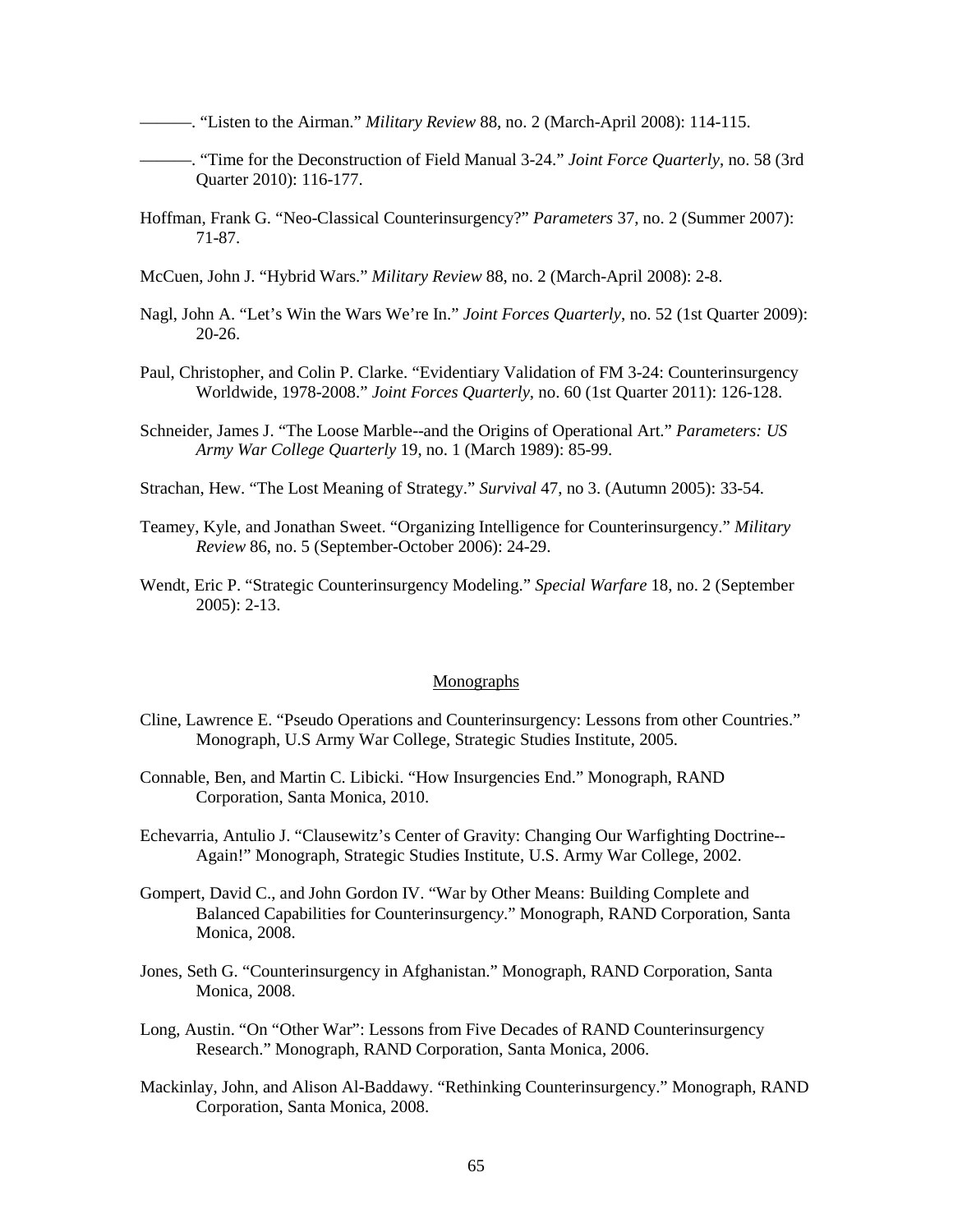———. "Listen to the Airman." *Military Review* 88, no. 2 (March-April 2008): 114-115.

———. "Time for the Deconstruction of Field Manual 3-24." *Joint Force Quarterly*, no. 58 (3rd Quarter 2010): 116-177.

Hoffman, Frank G. "Neo-Classical Counterinsurgency?" *Parameters* 37, no. 2 (Summer 2007): 71-87.

McCuen, John J. "Hybrid Wars." *Military Review* 88, no. 2 (March-April 2008): 2-8.

Nagl, John A. "Let's Win the Wars We're In." *Joint Forces Quarterly*, no. 52 (1st Quarter 2009): 20-26.

Paul, Christopher, and Colin P. Clarke. "Evidentiary Validation of FM 3-24: Counterinsurgency Worldwide, 1978-2008." *Joint Forces Quarterly*, no. 60 (1st Quarter 2011): 126-128.

Schneider, James J. "The Loose Marble--and the Origins of Operational Art." *Parameters: US Army War College Quarterly* 19, no. 1 (March 1989): 85-99.

Strachan, Hew. "The Lost Meaning of Strategy." *Survival* 47, no 3. (Autumn 2005): 33-54.

Teamey, Kyle, and Jonathan Sweet. "Organizing Intelligence for Counterinsurgency." *Military Review* 86, no. 5 (September-October 2006): 24-29.

Wendt, Eric P. "Strategic Counterinsurgency Modeling." *Special Warfare* 18, no. 2 (September 2005): 2-13.

## Monographs

Cline, Lawrence E. "Pseudo Operations and Counterinsurgency: Lessons from other Countries." Monograph, U.S Army War College, Strategic Studies Institute, 2005.

Connable, Ben, and Martin C. Libicki. "How Insurgencies End." Monograph, RAND Corporation, Santa Monica, 2010.

Echevarria, Antulio J. "Clausewitz's Center of Gravity: Changing Our Warfighting Doctrine--Again!" Monograph, Strategic Studies Institute, U.S. Army War College, 2002.

Gompert, David C., and John Gordon IV. "War by Other Means: Building Complete and Balanced Capabilities for Counterinsurgency." Monograph, RAND Corporation, Santa Monica, 2008.

Jones, Seth G. "Counterinsurgency in Afghanistan." Monograph, RAND Corporation, Santa Monica, 2008.

Long, Austin. "On "Other War": Lessons from Five Decades of RAND Counterinsurgency Research." Monograph, RAND Corporation, Santa Monica, 2006.

Mackinlay, John, and Alison Al-Baddawy. "Rethinking Counterinsurgency." Monograph, RAND Corporation, Santa Monica, 2008.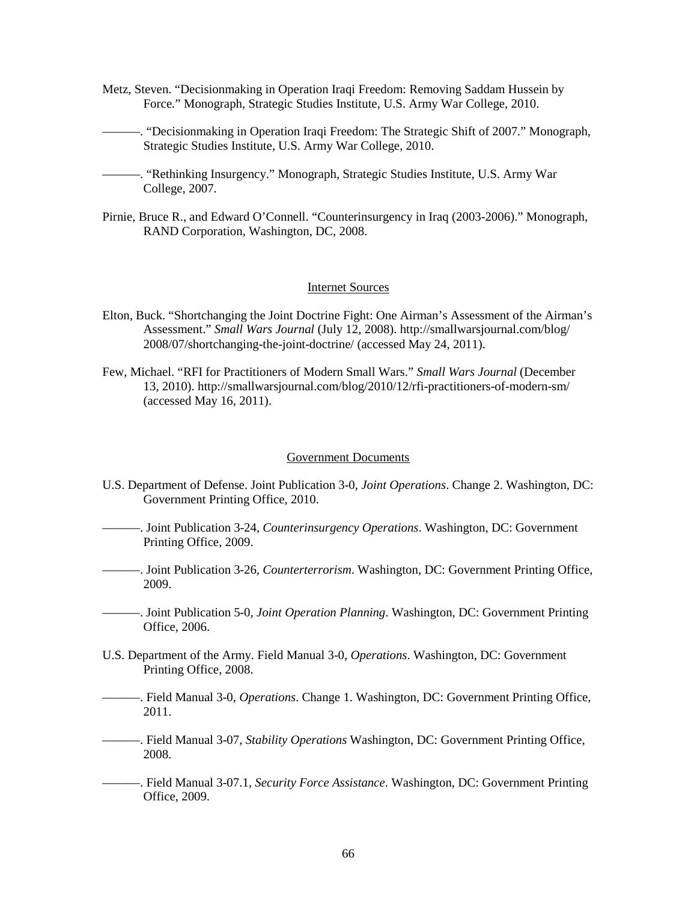Metz, Steven. "Decisionmaking in Operation Iraqi Freedom: Removing Saddam Hussein by Force." Monograph, Strategic Studies Institute, U.S. Army War College, 2010.

———. "Decisionmaking in Operation Iraqi Freedom: The Strategic Shift of 2007." Monograph, Strategic Studies Institute, U.S. Army War College, 2010.

———. "Rethinking Insurgency." Monograph, Strategic Studies Institute, U.S. Army War College, 2007.

Pirnie, Bruce R., and Edward O'Connell. "Counterinsurgency in Iraq (2003-2006)." Monograph, RAND Corporation, Washington, DC, 2008.

## Internet Sources

Elton, Buck. "Shortchanging the Joint Doctrine Fight: One Airman's Assessment of the Airman's Assessment." *Small Wars Journal* (July 12, 2008). http://smallwarsjournal.com/blog/2008/07/shortchanging-the-joint-doctrine/ (accessed May 24, 2011).

Few, Michael. "RFI for Practitioners of Modern Small Wars." *Small Wars Journal* (December 13, 2010). http://smallwarsjournal.com/blog/2010/12/rfi-practitioners-of-modern-sm/ (accessed May 16, 2011).

## Government Documents

U.S. Department of Defense. Joint Publication 3-0, *Joint Operations*. Change 2. Washington, DC: Government Printing Office, 2010.

———. Joint Publication 3-24, *Counterinsurgency Operations*. Washington, DC: Government Printing Office, 2009.

———. Joint Publication 3-26, *Counterterrorism*. Washington, DC: Government Printing Office, 2009.

———. Joint Publication 5-0, *Joint Operation Planning*. Washington, DC: Government Printing Office, 2006.

U.S. Department of the Army. Field Manual 3-0, *Operations*. Washington, DC: Government Printing Office, 2008.

———. Field Manual 3-0, *Operations*. Change 1. Washington, DC: Government Printing Office, 2011.

———. Field Manual 3-07, *Stability Operations* Washington, DC: Government Printing Office, 2008.

———. Field Manual 3-07.1, *Security Force Assistance*. Washington, DC: Government Printing Office, 2009.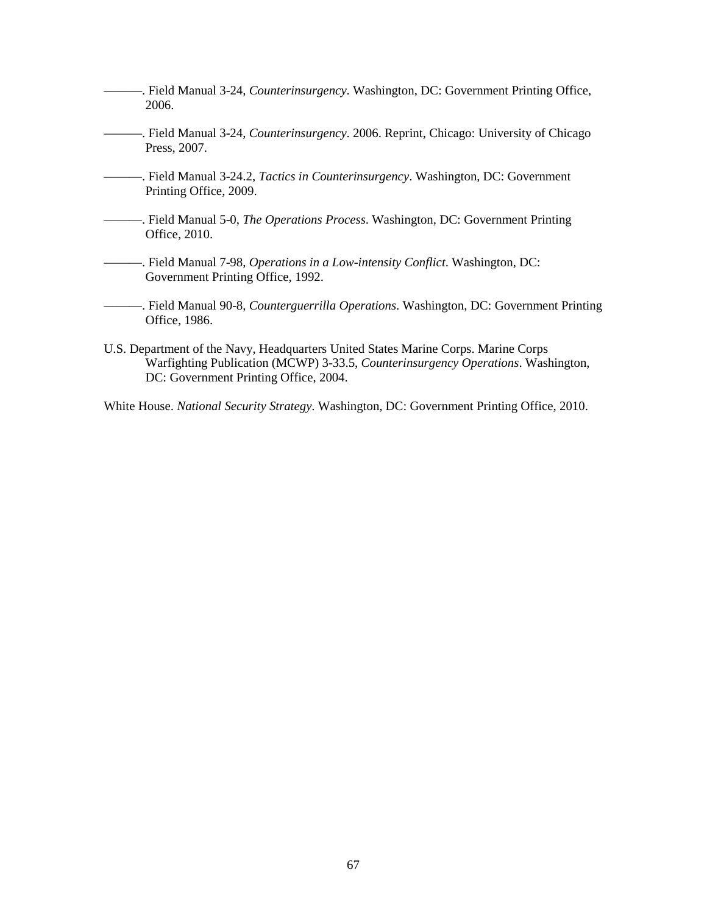———. Field Manual 3-24, *Counterinsurgency*. Washington, DC: Government Printing Office, 2006.

———. Field Manual 3-24, *Counterinsurgency*. 2006. Reprint, Chicago: University of Chicago Press, 2007.

———. Field Manual 3-24.2, *Tactics in Counterinsurgency*. Washington, DC: Government Printing Office, 2009.

———. Field Manual 5-0, *The Operations Process*. Washington, DC: Government Printing Office, 2010.

———. Field Manual 7-98, *Operations in a Low-intensity Conflict*. Washington, DC: Government Printing Office, 1992.

———. Field Manual 90-8, *Counterguerrilla Operations*. Washington, DC: Government Printing Office, 1986.

U.S. Department of the Navy, Headquarters United States Marine Corps. Marine Corps Warfighting Publication (MCWP) 3-33.5, *Counterinsurgency Operations*. Washington, DC: Government Printing Office, 2004.

White House. *National Security Strategy*. Washington, DC: Government Printing Office, 2010.